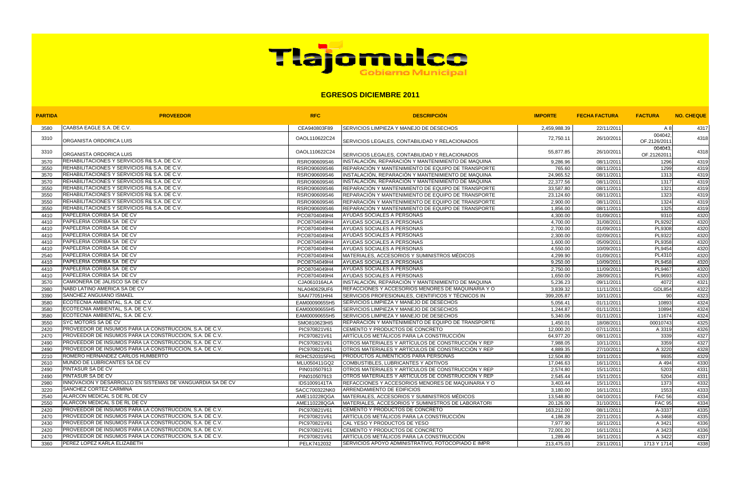# Tlajomulco

Gobierno Municipal

## EGRESOS DICIEMBRE 2011

| PARTIDA | PROVEEDOR | RFC | DESCRIPCIÓN | IMPORTE | FECHA FACTURA | FACTURA | NO. CHEQUE |
|---|---|---|---|---|---|---|---|
| 3580 | CAABSA EAGLE S.A. DE C.V. | CEA940803F89 | SERVICIOS LIMPIEZA Y MANEJO DE DESECHOS | 2,459,988.39 | 22/11/2011 | A 8 | 4317 |
| 3310 | ORGANISTA ORDORICA LUIS | OAOL110622C24 | SERVICIOS LEGALES, CONTABILIDAD Y RELACIONADOS | 72,750.11 | 26/10/2011 | 004042, OF.2126/2011 | 4318 |
| 3310 | ORGANISTA ORDORICA LUIS | OAOL110622C24 | SERVICIOS LEGALES, CONTABILIDAD Y RELACIONADOS | 55,877.85 | 26/10/2011 | 004043, OF.21262011 | 4318 |
| 3570 | REHABILITACIONES Y SERVICIOS R& S.A. DE C.V. | RSRO90609S46 | INSTALACIÓN, REPARACIÓN Y MANTENIMIENTO DE MAQUINA | 9,286.96 | 08/11/2011 | 1296 | 4319 |
| 3550 | REHABILITACIONES Y SERVICIOS R& S.A. DE C.V. | RSRO90609S46 | REPARACIÓN Y MANTENIMIENTO DE EQUIPO DE TRANSPORTE | 765.60 | 08/11/2011 | 1299 | 4319 |
| 3570 | REHABILITACIONES Y SERVICIOS R& S.A. DE C.V. | RSRO90609S46 | INSTALACIÓN, REPARACIÓN Y MANTENIMIENTO DE MAQUINA | 24,965.52 | 08/11/2011 | 1313 | 4319 |
| 3570 | REHABILITACIONES Y SERVICIOS R& S.A. DE C.V. | RSRO90609S46 | INSTALACIÓN, REPARACIÓN Y MANTENIMIENTO DE MAQUINA | 22,377.56 | 08/11/2011 | 1317 | 4319 |
| 3550 | REHABILITACIONES Y SERVICIOS R& S.A. DE C.V. | RSRO90609S46 | REPARACIÓN Y MANTENIMIENTO DE EQUIPO DE TRANSPORTE | 33,587.80 | 08/11/2011 | 1321 | 4319 |
| 3550 | REHABILITACIONES Y SERVICIOS R& S.A. DE C.V. | RSRO90609S46 | REPARACIÓN Y MANTENIMIENTO DE EQUIPO DE TRANSPORTE | 23,124.60 | 08/11/2011 | 1323 | 4319 |
| 3550 | REHABILITACIONES Y SERVICIOS R& S.A. DE C.V. | RSRO90609S46 | REPARACIÓN Y MANTENIMIENTO DE EQUIPO DE TRANSPORTE | 2,900.00 | 08/11/2011 | 1324 | 4319 |
| 3550 | REHABILITACIONES Y SERVICIOS R& S.A. DE C.V. | RSRO90609S46 | REPARACIÓN Y MANTENIMIENTO DE EQUIPO DE TRANSPORTE | 1,856.00 | 08/11/2011 | 1325 | 4319 |
| 4410 | PAPELERIA CORIBA SA DE CV | PCO8704049H4 | AYUDAS SOCIALES A PERSONAS | 4,300.00 | 01/09/2011 | 9310 | 4320 |
| 4410 | PAPELERIA CORIBA SA DE CV | PCO8704049H4 | AYUDAS SOCIALES A PERSONAS | 4,700.00 | 31/08/2011 | PL9292 | 4320 |
| 4410 | PAPELERIA CORIBA SA DE CV | PCO8704049H4 | AYUDAS SOCIALES A PERSONAS | 2,700.00 | 01/09/2011 | PL9308 | 4320 |
| 4410 | PAPELERIA CORIBA SA DE CV | PCO8704049H4 | AYUDAS SOCIALES A PERSONAS | 2,300.00 | 02/09/2011 | PL9322 | 4320 |
| 4410 | PAPELERIA CORIBA SA DE CV | PCO8704049H4 | AYUDAS SOCIALES A PERSONAS | 1,600.00 | 05/09/2011 | PL9358 | 4320 |
| 4410 | PAPELERIA CORIBA SA DE CV | PCO8704049H4 | AYUDAS SOCIALES A PERSONAS | 4,550.00 | 10/09/2011 | PL9454 | 4320 |
| 2540 | PAPELERIA CORIBA SA DE CV | PCO8704049H4 | MATERIALES, ACCESORIOS Y SUMINISTROS MÉDICOS | 4,299.90 | 01/09/2011 | PL4310 | 4320 |
| 4410 | PAPELERIA CORIBA SA DE CV | PCO8704049H4 | AYUDAS SOCIALES A PERSONAS | 9,250.00 | 10/09/2011 | PL9458 | 4320 |
| 4410 | PAPELERIA CORIBA SA DE CV | PCO8704049H4 | AYUDAS SOCIALES A PERSONAS | 2,750.00 | 11/09/2011 | PL9467 | 4320 |
| 4410 | PAPELERIA CORIBA SA DE CV | PCO8704049H4 | AYUDAS SOCIALES A PERSONAS | 1,650.00 | 28/09/2011 | PL9693 | 4320 |
| 3570 | CAMIONERA DE JALISCO SA DE CV | CJA061016ALA | INSTALACIÓN, REPARACIÓN Y MANTENIMIENTO DE MAQUINA | 5,236.23 | 09/11/2011 | 4072 | 4321 |
| 2980 | NABD LATINO AMERICA SA DE CV | NLA040629UF6 | REFACCIONES Y ACCESORIOS MENORES DE MAQUINARIA Y O | 3,839.32 | 11/11/2011 | GDL854 | 4322 |
| 3390 | SANCHEZ ANGUIANO ISMAEL | SAAI77051HH4 | SERVICIOS PROFESIONALES, CIENTIFICOS Y TÉCNICOS IN | 399,205.87 | 10/11/2011 | 90 | 4323 |
| 3580 | ECOTECNIA AMBIENTAL, S.A. DE C.V. | EAM00090655H5 | SERVICIOS LIMPIEZA Y MANEJO DE DESECHOS | 5,056.41 | 01/11/2011 | 10893 | 4324 |
| 3580 | ECOTECNIA AMBIENTAL, S.A. DE C.V. | EAM00090655H5 | SERVICIOS LIMPIEZA Y MANEJO DE DESECHOS | 1,244.87 | 01/11/2011 | 10894 | 4324 |
| 3580 | ECOTECNIA AMBIENTAL, S.A. DE C.V. | EAM00090655H5 | SERVICIOS LIMPIEZA Y MANEJO DE DESECHOS | 5,340.06 | 01/11/2011 | 11674 | 4324 |
| 3550 | SYC MOTORS SA DE CV | SMO810623HI5 | REPARACIÓN Y MANTENIMIENTO DE EQUIPO DE TRANSPORTE | 1,450.01 | 18/08/2011 | 00010743 | 4325 |
| 2420 | PROVEEDOR DE INSUMOS PARA LA CONSTRUCCION, S.A. DE C.V. | PIC970821V61 | CEMENTO Y PRODUCTOS DE CONCRETO | 12,000.20 | 07/11/2011 | A 3319 | 4326 |
| 2470 | PROVEEDOR DE INSUMOS PARA LA CONSTRUCCION, S.A. DE C.V. | PIC970821V61 | ARTÍCULOS METÁLICOS PARA LA CONSTRUCCIÓN | 64,977.20 | 08/11/2011 | 3339 | 4327 |
| 2490 | PROVEEDOR DE INSUMOS PARA LA CONSTRUCCION, S.A. DE C.V. | PIC970821V61 | OTROS MATERIALES Y ARTÍCULOS DE CONSTRUCCIÓN Y REP | 7,988.05 | 10/11/2011 | 3359 | 4327 |
| 2490 | PROVEEDOR DE INSUMOS PARA LA CONSTRUCCION, S.A. DE C.V. | PIC970821V61 | OTROS MATERIALES Y ARTÍCULOS DE CONSTRUCCIÓN Y REP | 4,889.35 | 27/10/2011 | A 3220 | 4328 |
| 2210 | ROMERO HERNANDEZ CARLOS HUMBERTO | ROHC520315FH1 | PRODUCTOS ALIMENTICIOS PARA PERSONAS | 12,504.80 | 10/11/2011 | 9935 | 4329 |
| 2610 | MUNDO DE LUBRICANTES SA DE CV | MLU050411GQ2 | COMBUSTIBLES, LUBRICANTES Y ADITIVOS | 17,046.63 | 16/11/2011 | A 494 | 4330 |
| 2490 | PINTASUR SA DE CV | PIN010507913 | OTROS MATERIALES Y ARTÍCULOS DE CONSTRUCCIÓN Y REP | 2,574.80 | 15/11/2011 | 5203 | 4331 |
| 2490 | PINTASUR SA DE CV | PIN010507913 | OTROS MATERIALES Y ARTÍCULOS DE CONSTRUCCIÓN Y REP | 2,545.44 | 15/11/2011 | 5204 | 4331 |
| 2980 | INNOVACION Y DESARROLLO EN SISTEMAS DE VANGUARDIA SA DE CV | IDS1009141TA | REFACCIONES Y ACCESORIOS MENORES DE MAQUINARIA Y O | 3,403.44 | 15/11/2011 | 1373 | 4332 |
| 3220 | SANCHEZ CORTEZ CARMINA | SACC700322NK0 | ARRENDAMIENTO DE EDIFICIOS | 3,180.00 | 16/11/2011 | 1553 | 4333 |
| 2540 | ALARCON MEDICAL S DE RL DE CV | AME110228QGA | MATERIALES, ACCESORIOS Y SUMINISTROS MÉDICOS | 13,548.80 | 04/10/2011 | FAC 56 | 4334 |
| 2550 | ALARCON MEDICAL S DE RL DE CV | AME110228QGA | MATERIALES, ACCESORIOS Y SUMINISTROS DE LABORATORI | 20,126.00 | 31/10/2011 | FAC 95 | 4334 |
| 2420 | PROVEEDOR DE INSUMOS PARA LA CONSTRUCCION, S.A. DE C.V. | PIC970821V61 | CEMENTO Y PRODUCTOS DE CONCRETO | 163,212.00 | 08/11/2011 | A-3337 | 4335 |
| 2470 | PROVEEDOR DE INSUMOS PARA LA CONSTRUCCION, S.A. DE C.V. | PIC970821V61 | ARTÍCULOS METÁLICOS PARA LA CONSTRUCCIÓN | 4,186.28 | 22/11/2011 | A-3468 | 4335 |
| 2430 | PROVEEDOR DE INSUMOS PARA LA CONSTRUCCION, S.A. DE C.V. | PIC970821V61 | CAL YESO Y PRODUCTOS DE YESO | 7,977.90 | 16/11/2011 | A 3421 | 4336 |
| 2420 | PROVEEDOR DE INSUMOS PARA LA CONSTRUCCION, S.A. DE C.V. | PIC970821V61 | CEMENTO Y PRODUCTOS DE CONCRETO | 72,001.20 | 16/11/2011 | A 3423 | 4336 |
| 2470 | PROVEEDOR DE INSUMOS PARA LA CONSTRUCCION, S.A. DE C.V. | PIC970821V61 | ARTÍCULOS METÁLICOS PARA LA CONSTRUCCIÓN | 1,289.46 | 16/11/2011 | A 3422 | 4337 |
| 3360 | PEREZ LOPEZ KARLA ELIZABETH | PELK7412032 | SERVICIOS APOYO ADMINISTRATIVO, FOTOCOPIADO E IMPR | 213,475.03 | 23/11/2011 | 1713 Y 1714 | 4338 |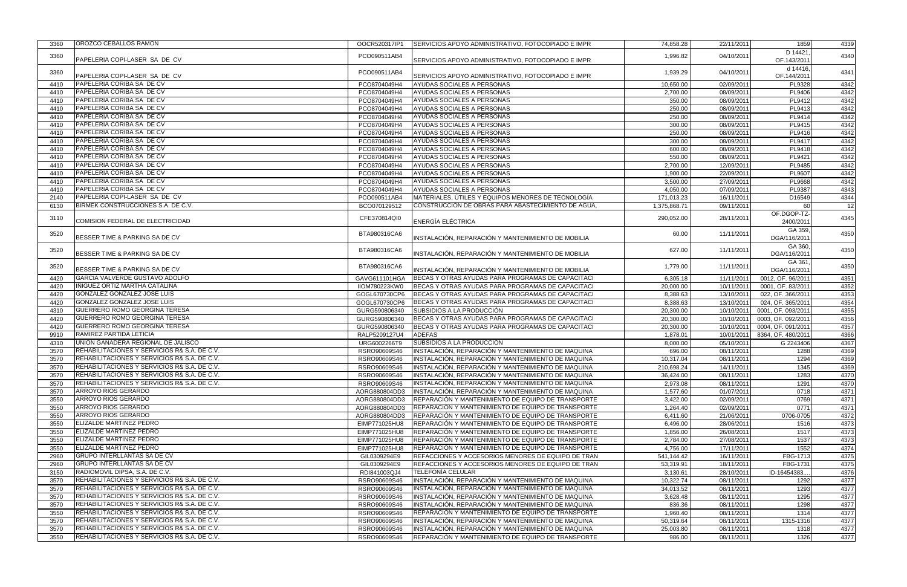| | | | | | | | |
|---|---|---|---|---|---|---|---|
| 3360 | OROZCO CEBALLOS RAMON | OOCR520317IP1 | SERVICIOS APOYO ADMINISTRATIVO, FOTOCOPIADO E IMPR | 74,858.28 | 22/11/2011 | 1859 | 4339 |
| 3360 | PAPELERIA COPI-LASER SA DE CV | PCO090511AB4 | SERVICIOS APOYO ADMINISTRATIVO, FOTOCOPIADO E IMPR | 1,996.82 | 04/10/2011 | D 14421, OF.143/2011 | 4340 |
| 3360 | PAPELERIA COPI-LASER SA DE CV | PCO090511AB4 | SERVICIOS APOYO ADMINISTRATIVO, FOTOCOPIADO E IMPR | 1,939.29 | 04/10/2011 | d 14416, OF.144/2011 | 4341 |
| 4410 | PAPELERIA CORIBA SA DE CV | PCO8704049H4 | AYUDAS SOCIALES A PERSONAS | 10,650.00 | 02/09/2011 | PL9328 | 4342 |
| 4410 | PAPELERIA CORIBA SA DE CV | PCO8704049H4 | AYUDAS SOCIALES A PERSONAS | 2,700.00 | 08/09/2011 | PL9406 | 4342 |
| 4410 | PAPELERIA CORIBA SA DE CV | PCO8704049H4 | AYUDAS SOCIALES A PERSONAS | 350.00 | 08/09/2011 | PL9412 | 4342 |
| 4410 | PAPELERIA CORIBA SA DE CV | PCO8704049H4 | AYUDAS SOCIALES A PERSONAS | 250.00 | 08/09/2011 | PL9413 | 4342 |
| 4410 | PAPELERIA CORIBA SA DE CV | PCO8704049H4 | AYUDAS SOCIALES A PERSONAS | 250.00 | 08/09/2011 | PL9414 | 4342 |
| 4410 | PAPELERIA CORIBA SA DE CV | PCO8704049H4 | AYUDAS SOCIALES A PERSONAS | 300.00 | 08/09/2011 | PL9415 | 4342 |
| 4410 | PAPELERIA CORIBA SA DE CV | PCO8704049H4 | AYUDAS SOCIALES A PERSONAS | 250.00 | 08/09/2011 | PL9416 | 4342 |
| 4410 | PAPELERIA CORIBA SA DE CV | PCO8704049H4 | AYUDAS SOCIALES A PERSONAS | 300.00 | 08/09/2011 | PL9417 | 4342 |
| 4410 | PAPELERIA CORIBA SA DE CV | PCO8704049H4 | AYUDAS SOCIALES A PERSONAS | 600.00 | 08/09/2011 | PL9418 | 4342 |
| 4410 | PAPELERIA CORIBA SA DE CV | PCO8704049H4 | AYUDAS SOCIALES A PERSONAS | 550.00 | 08/09/2011 | PL9421 | 4342 |
| 4410 | PAPELERIA CORIBA SA DE CV | PCO8704049H4 | AYUDAS SOCIALES A PERSONAS | 2,700.00 | 12/09/2011 | PL9485 | 4342 |
| 4410 | PAPELERIA CORIBA SA DE CV | PCO8704049H4 | AYUDAS SOCIALES A PERSONAS | 1,900.00 | 22/09/2011 | PL9607 | 4342 |
| 4410 | PAPELERIA CORIBA SA DE CV | PCO8704049H4 | AYUDAS SOCIALES A PERSONAS | 3,500.00 | 27/09/2011 | PL9668 | 4342 |
| 4410 | PAPELERIA CORIBA SA DE CV | PCO8704049H4 | AYUDAS SOCIALES A PERSONAS | 4,050.00 | 07/09/2011 | PL9387 | 4343 |
| 2140 | PAPELERIA COPI-LASER SA DE CV | PCO090511AB4 | MATERIALES, UTILES Y EQUIPOS MENORES DE TECNOLOGÍA | 171,013.23 | 16/11/2011 | D16549 | 4344 |
| 6130 | BIRMEK CONSTRUCCIONES S.A. DE C.V. | BCO070129512 | CONSTRUCCIÓN DE OBRAS PARA ABASTECIMIENTO DE AGUA, | 1,375,868.71 | 09/11/2011 | 60 | 12 |
| 3110 | COMISION FEDERAL DE ELECTRICIDAD | CFE370814QI0 | ENERGÍA ELÉCTRICA | 290,052.00 | 28/11/2011 | OF.DGOP-TZ-2400/2011 | 4345 |
| 3520 | BESSER TIME & PARKING SA DE CV | BTA980316CA6 | INSTALACIÓN, REPARACIÓN Y MANTENIMIENTO DE MOBILIA | 60.00 | 11/11/2011 | GA 359, DGA/116/2011 | 4350 |
| 3520 | BESSER TIME & PARKING SA DE CV | BTA980316CA6 | INSTALACIÓN, REPARACIÓN Y MANTENIMIENTO DE MOBILIA | 627.00 | 11/11/2011 | GA 360, DGA/116/2011 | 4350 |
| 3520 | BESSER TIME & PARKING SA DE CV | BTA980316CA6 | INSTALACIÓN, REPARACIÓN Y MANTENIMIENTO DE MOBILIA | 1,779.00 | 11/11/2011 | GA 361, DGA/116/2011 | 4350 |
| 4420 | GARCIA VALVERDE GUSTAVO ADOLFO | GAVG611101HGA | BECAS Y OTRAS AYUDAS PARA PROGRAMAS DE CAPACITACI | 6,305.18 | 11/11/2011 | 0012, OF. 96/2011 | 4351 |
| 4420 | IÑIGUEZ ORTIZ MARTHA CATALINA | IIOM780223KW0 | BECAS Y OTRAS AYUDAS PARA PROGRAMAS DE CAPACITACI | 20,000.00 | 10/11/2011 | 0001, OF. 83/2011 | 4352 |
| 4420 | GONZALEZ GONZALEZ JOSE LUIS | GOGL670730CP6 | BECAS Y OTRAS AYUDAS PARA PROGRAMAS DE CAPACITACI | 8,388.63 | 13/10/2011 | 022, OF. 366/2011 | 4353 |
| 4420 | GONZALEZ GONZALEZ JOSE LUIS | GOGL670730CP6 | BECAS Y OTRAS AYUDAS PARA PROGRAMAS DE CAPACITACI | 8,388.63 | 13/10/2011 | 024, OF. 365/2011 | 4354 |
| 4310 | GUERRERO ROMO GEORGINA TERESA | GURG590806340 | SUBSIDIOS A LA PRODUCCIÓN | 20,300.00 | 10/10/2011 | 0001, OF. 093/2011 | 4355 |
| 4420 | GUERRERO ROMO GEORGINA TERESA | GURG590806340 | BECAS Y OTRAS AYUDAS PARA PROGRAMAS DE CAPACITACI | 20,300.00 | 10/10/2011 | 0003, OF. 092/2011 | 4356 |
| 4420 | GUERRERO ROMO GEORGINA TERESA | GURG590806340 | BECAS Y OTRAS AYUDAS PARA PROGRAMAS DE CAPACITACI | 20,300.00 | 10/10/2011 | 0004, OF. 091/2011 | 4357 |
| 9910 | RAMIREZ PARTIDA LETICIA | RALP5209127U4 | ADEFAS | 1,878.01 | 10/01/2011 | 8364, OF. 480/2011 | 4366 |
| 4310 | UNION GANADERA REGIONAL DE JALISCO | URG6002266T9 | SUBSIDIOS A LA PRODUCCIÓN | 8,000.00 | 05/10/2011 | G 2243406 | 4367 |
| 3570 | REHABILITACIONES Y SERVICIOS R& S.A. DE C.V. | RSRO90609S46 | INSTALACIÓN, REPARACIÓN Y MANTENIMIENTO DE MAQUINA | 696.00 | 08/11/2011 | 1288 | 4369 |
| 3570 | REHABILITACIONES Y SERVICIOS R& S.A. DE C.V. | RSRO90609S46 | INSTALACIÓN, REPARACIÓN Y MANTENIMIENTO DE MAQUINA | 10,317.04 | 08/11/2011 | 1294 | 4369 |
| 3570 | REHABILITACIONES Y SERVICIOS R& S.A. DE C.V. | RSRO90609S46 | INSTALACIÓN, REPARACIÓN Y MANTENIMIENTO DE MAQUINA | 210,698.24 | 14/11/2011 | 1345 | 4369 |
| 3570 | REHABILITACIONES Y SERVICIOS R& S.A. DE C.V. | RSRO90609S46 | INSTALACIÓN, REPARACIÓN Y MANTENIMIENTO DE MAQUINA | 36,424.00 | 08/11/2011 | .1283 | 4370 |
| 3570 | REHABILITACIONES Y SERVICIOS R& S.A. DE C.V. | RSRO90609S46 | INSTALACIÓN, REPARACIÓN Y MANTENIMIENTO DE MAQUINA | 2,973.08 | 08/11/2011 | 1291 | 4370 |
| 3570 | ARROYO RIOS GERARDO | AORG880804DD3 | INSTALACIÓN, REPARACIÓN Y MANTENIMIENTO DE MAQUINA | 1,577.60 | 01/07/2011 | 0718 | 4371 |
| 3550 | ARROYO RIOS GERARDO | AORG880804DD3 | REPARACIÓN Y MANTENIMIENTO DE EQUIPO DE TRANSPORTE | 3,422.00 | 02/09/2011 | 0769 | 4371 |
| 3550 | ARROYO RIOS GERARDO | AORG880804DD3 | REPARACIÓN Y MANTENIMIENTO DE EQUIPO DE TRANSPORTE | 1,264.40 | 02/09/2011 | 0771 | 4371 |
| 3550 | ARROYO RIOS GERARDO | AORG880804DD3 | REPARACIÓN Y MANTENIMIENTO DE EQUIPO DE TRANSPORTE | 6,411.60 | 21/06/2011 | 0706-0705 | 4372 |
| 3550 | ELIZALDE MARTINEZ PEDRO | EIMP771025HU8 | REPARACIÓN Y MANTENIMIENTO DE EQUIPO DE TRANSPORTE | 6,496.00 | 28/06/2011 | 1516 | 4373 |
| 3550 | ELIZALDE MARTINEZ PEDRO | EIMP771025HU8 | REPARACIÓN Y MANTENIMIENTO DE EQUIPO DE TRANSPORTE | 1,856.00 | 26/08/2011 | 1517 | 4373 |
| 3550 | ELIZALDE MARTINEZ PEDRO | EIMP771025HU8 | REPARACIÓN Y MANTENIMIENTO DE EQUIPO DE TRANSPORTE | 2,784.00 | 27/08/2011 | 1537 | 4373 |
| 3550 | ELIZALDE MARTINEZ PEDRO | EIMP771025HU8 | REPARACIÓN Y MANTENIMIENTO DE EQUIPO DE TRANSPORTE | 4,756.00 | 17/11/2011 | 1552 | 4374 |
| 2960 | GRUPO INTERLLANTAS SA DE CV | GIL0309294E9 | REFACCIONES Y ACCESORIOS MENORES DE EQUIPO DE TRAN | 541,144.42 | 16/11/2011 | FBG-1713 | 4375 |
| 2960 | GRUPO INTERLLANTAS SA DE CV | GIL0309294E9 | REFACCIONES Y ACCESORIOS MENORES DE EQUIPO DE TRAN | 53,319.91 | 18/11/2011 | FBG-1731 | 4375 |
| 3150 | RADIOMOVIL DIPSA, S.A. DE C.V. | RDI841003QJ4 | TELEFONÍA CELULAR | 3,130.61 | 28/10/2011 | ID-16454383.... | 4376 |
| 3570 | REHABILITACIONES Y SERVICIOS R& S.A. DE C.V. | RSRO90609S46 | INSTALACIÓN, REPARACIÓN Y MANTENIMIENTO DE MAQUINA | 10,322.74 | 08/11/2011 | 1292 | 4377 |
| 3570 | REHABILITACIONES Y SERVICIOS R& S.A. DE C.V. | RSRO90609S46 | INSTALACIÓN, REPARACIÓN Y MANTENIMIENTO DE MAQUINA | 34,013.52 | 08/11/2011 | 1293 | 4377 |
| 3570 | REHABILITACIONES Y SERVICIOS R& S.A. DE C.V. | RSRO90609S46 | INSTALACIÓN, REPARACIÓN Y MANTENIMIENTO DE MAQUINA | 3,628.48 | 08/11/2011 | 1295 | 4377 |
| 3570 | REHABILITACIONES Y SERVICIOS R& S.A. DE C.V. | RSRO90609S46 | INSTALACIÓN, REPARACIÓN Y MANTENIMIENTO DE MAQUINA | 836.36 | 08/11/2011 | 1298 | 4377 |
| 3550 | REHABILITACIONES Y SERVICIOS R& S.A. DE C.V. | RSRO90609S46 | REPARACIÓN Y MANTENIMIENTO DE EQUIPO DE TRANSPORTE | 1,960.40 | 08/11/2011 | 1314 | 4377 |
| 3570 | REHABILITACIONES Y SERVICIOS R& S.A. DE C.V. | RSRO90609S46 | INSTALACIÓN, REPARACIÓN Y MANTENIMIENTO DE MAQUINA | 50,319.64 | 08/11/2011 | 1315-1316 | 4377 |
| 3570 | REHABILITACIONES Y SERVICIOS R& S.A. DE C.V. | RSRO90609S46 | INSTALACIÓN, REPARACIÓN Y MANTENIMIENTO DE MAQUINA | 25,003.80 | 08/11/2011 | 1318 | 4377 |
| 3550 | REHABILITACIONES Y SERVICIOS R& S.A. DE C.V. | RSRO90609S46 | REPARACIÓN Y MANTENIMIENTO DE EQUIPO DE TRANSPORTE | 986.00 | 08/11/2011 | 1326 | 4377 |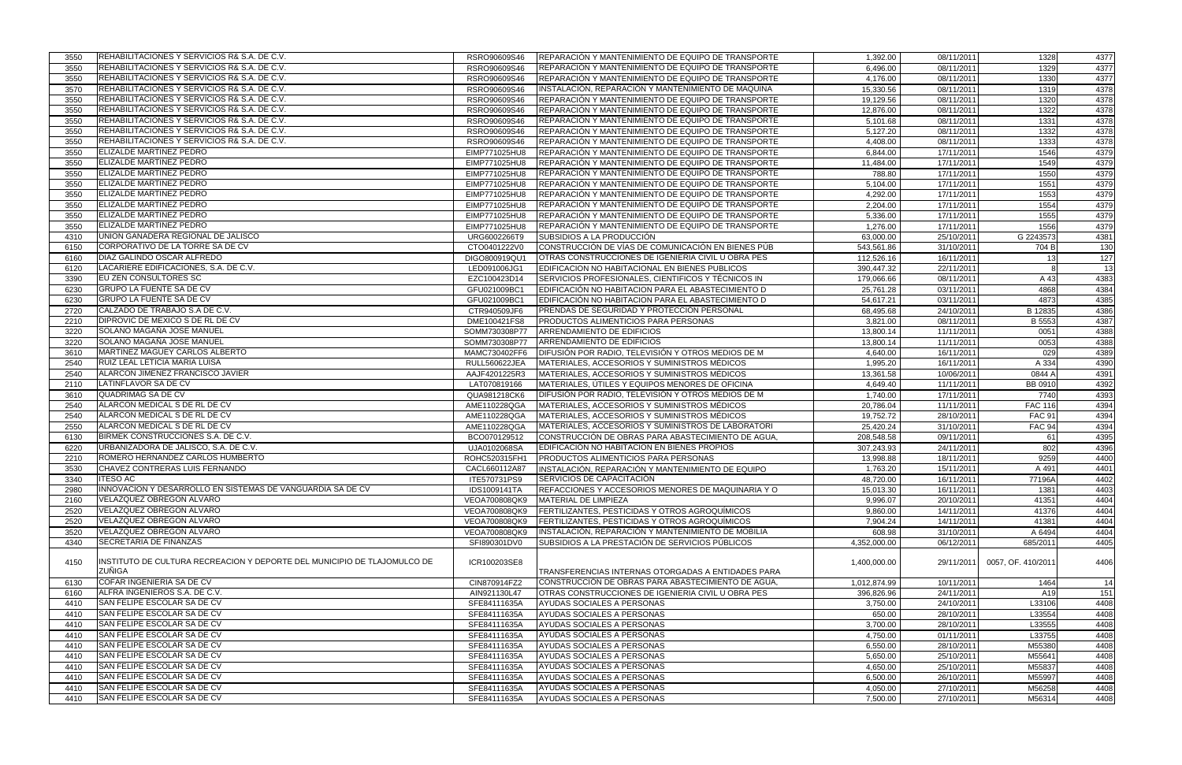| | | | | | | | |
|---|---|---|---|---|---|---|---|
| 3550 | REHABILITACIONES Y SERVICIOS R& S.A. DE C.V. | RSRO90609S46 | REPARACIÓN Y MANTENIMIENTO DE EQUIPO DE TRANSPORTE | 1,392.00 | 08/11/2011 | 1328 | 4377 |
| 3550 | REHABILITACIONES Y SERVICIOS R& S.A. DE C.V. | RSRO90609S46 | REPARACIÓN Y MANTENIMIENTO DE EQUIPO DE TRANSPORTE | 6,496.00 | 08/11/2011 | 1329 | 4377 |
| 3550 | REHABILITACIONES Y SERVICIOS R& S.A. DE C.V. | RSRO90609S46 | REPARACIÓN Y MANTENIMIENTO DE EQUIPO DE TRANSPORTE | 4,176.00 | 08/11/2011 | 1330 | 4377 |
| 3570 | REHABILITACIONES Y SERVICIOS R& S.A. DE C.V. | RSRO90609S46 | INSTALACIÓN, REPARACIÓN Y MANTENIMIENTO DE MAQUINA | 15,330.56 | 08/11/2011 | 1319 | 4378 |
| 3550 | REHABILITACIONES Y SERVICIOS R& S.A. DE C.V. | RSRO90609S46 | REPARACIÓN Y MANTENIMIENTO DE EQUIPO DE TRANSPORTE | 19,129.56 | 08/11/2011 | 1320 | 4378 |
| 3550 | REHABILITACIONES Y SERVICIOS R& S.A. DE C.V. | RSRO90609S46 | REPARACIÓN Y MANTENIMIENTO DE EQUIPO DE TRANSPORTE | 12,876.00 | 08/11/2011 | 1322 | 4378 |
| 3550 | REHABILITACIONES Y SERVICIOS R& S.A. DE C.V. | RSRO90609S46 | REPARACIÓN Y MANTENIMIENTO DE EQUIPO DE TRANSPORTE | 5,101.68 | 08/11/2011 | 1331 | 4378 |
| 3550 | REHABILITACIONES Y SERVICIOS R& S.A. DE C.V. | RSRO90609S46 | REPARACIÓN Y MANTENIMIENTO DE EQUIPO DE TRANSPORTE | 5,127.20 | 08/11/2011 | 1332 | 4378 |
| 3550 | REHABILITACIONES Y SERVICIOS R& S.A. DE C.V. | RSRO90609S46 | REPARACIÓN Y MANTENIMIENTO DE EQUIPO DE TRANSPORTE | 4,408.00 | 08/11/2011 | 1333 | 4378 |
| 3550 | ELIZALDE MARTINEZ PEDRO | EIMP771025HU8 | REPARACIÓN Y MANTENIMIENTO DE EQUIPO DE TRANSPORTE | 6,844.00 | 17/11/2011 | 1546 | 4379 |
| 3550 | ELIZALDE MARTINEZ PEDRO | EIMP771025HU8 | REPARACIÓN Y MANTENIMIENTO DE EQUIPO DE TRANSPORTE | 11,484.00 | 17/11/2011 | 1549 | 4379 |
| 3550 | ELIZALDE MARTINEZ PEDRO | EIMP771025HU8 | REPARACIÓN Y MANTENIMIENTO DE EQUIPO DE TRANSPORTE | 788.80 | 17/11/2011 | 1550 | 4379 |
| 3550 | ELIZALDE MARTINEZ PEDRO | EIMP771025HU8 | REPARACIÓN Y MANTENIMIENTO DE EQUIPO DE TRANSPORTE | 5,104.00 | 17/11/2011 | 1551 | 4379 |
| 3550 | ELIZALDE MARTINEZ PEDRO | EIMP771025HU8 | REPARACIÓN Y MANTENIMIENTO DE EQUIPO DE TRANSPORTE | 4,292.00 | 17/11/2011 | 1553 | 4379 |
| 3550 | ELIZALDE MARTINEZ PEDRO | EIMP771025HU8 | REPARACIÓN Y MANTENIMIENTO DE EQUIPO DE TRANSPORTE | 2,204.00 | 17/11/2011 | 1554 | 4379 |
| 3550 | ELIZALDE MARTINEZ PEDRO | EIMP771025HU8 | REPARACIÓN Y MANTENIMIENTO DE EQUIPO DE TRANSPORTE | 5,336.00 | 17/11/2011 | 1555 | 4379 |
| 3550 | ELIZALDE MARTINEZ PEDRO | EIMP771025HU8 | REPARACIÓN Y MANTENIMIENTO DE EQUIPO DE TRANSPORTE | 1,276.00 | 17/11/2011 | 1556 | 4379 |
| 4310 | UNION GANADERA REGIONAL DE JALISCO | URG6002266T9 | SUBSIDIOS A LA PRODUCCIÓN | 63,000.00 | 25/10/2011 | G 2243573 | 4381 |
| 6150 | CORPORATIVO DE LA TORRE SA DE CV | CTO0401222V0 | CONSTRUCCIÓN DE VÍAS DE COMUNICACIÓN EN BIENES PÚB | 543,561.86 | 31/10/2011 | 704 B | 130 |
| 6160 | DIAZ GALINDO OSCAR ALFREDO | DIGO800919QU1 | OTRAS CONSTRUCCIONES DE IGENIERIA CIVIL U OBRA PES | 112,526.16 | 16/11/2011 | 13 | 127 |
| 6120 | LACARIERE EDIFICACIONES, S.A. DE C.V. | LED091006JG1 | EDIFICACION NO HABITACIONAL EN BIENES PUBLICOS | 390,447.32 | 22/11/2011 | 8 | 13 |
| 3390 | EU ZEN CONSULTORES SC | EZC100423D14 | SERVICIOS PROFESIONALES, CIENTÍFICOS Y TÉCNICOS IN | 179,066.66 | 08/11/2011 | A 43 | 4383 |
| 6230 | GRUPO LA FUENTE SA DE CV | GFU021009BC1 | EDIFICACIÓN NO HABITACION PARA EL ABASTECIMIENTO D | 25,761.28 | 03/11/2011 | 4868 | 4384 |
| 6230 | GRUPO LA FUENTE SA DE CV | GFU021009BC1 | EDIFICACIÓN NO HABITACION PARA EL ABASTECIMIENTO D | 54,617.21 | 03/11/2011 | 4873 | 4385 |
| 2720 | CALZADO DE TRABAJO S.A DE C.V. | CTR940509JF6 | PRENDAS DE SEGURIDAD Y PROTECCIÓN PERSONAL | 68,495.68 | 24/10/2011 | B 12835 | 4386 |
| 2210 | DIPROVIC DE MEXICO S DE RL DE CV | DME100421FS8 | PRODUCTOS ALIMENTICIOS PARA PERSONAS | 3,821.00 | 08/11/2011 | B 5553 | 4387 |
| 3220 | SOLANO MAGAÑA JOSE MANUEL | SOMM730308P77 | ARRENDAMIENTO DE EDIFICIOS | 13,800.14 | 11/11/2011 | 0051 | 4388 |
| 3220 | SOLANO MAGAÑA JOSE MANUEL | SOMM730308P77 | ARRENDAMIENTO DE EDIFICIOS | 13,800.14 | 11/11/2011 | 0053 | 4388 |
| 3610 | MARTINEZ MAGUEY CARLOS ALBERTO | MAMC730402FF6 | DIFUSIÓN POR RADIO, TELEVISIÓN Y OTROS MEDIOS DE M | 4,640.00 | 16/11/2011 | 029 | 4389 |
| 2540 | RUIZ LEAL LETICIA MARIA LUISA | RULL560622JEA | MATERIALES, ACCESORIOS Y SUMINISTROS MÉDICOS | 1,995.20 | 16/11/2011 | A 334 | 4390 |
| 2540 | ALARCON JIMENEZ FRANCISCO JAVIER | AAJF4201225R3 | MATERIALES, ACCESORIOS Y SUMINISTROS MÉDICOS | 13,361.58 | 10/06/2011 | 0844 A | 4391 |
| 2110 | LATINFLAVOR SA DE CV | LAT070819166 | MATERIALES, ÚTILES Y EQUIPOS MENORES DE OFICINA | 4,649.40 | 11/11/2011 | BB 0910 | 4392 |
| 3610 | QUADRIMAG SA DE CV | QUA981218CK6 | DIFUSIÓN POR RADIO, TELEVISIÓN Y OTROS MEDIOS DE M | 1,740.00 | 17/11/2011 | 7740 | 4393 |
| 2540 | ALARCON MEDICAL S DE RL DE CV | AME110228QGA | MATERIALES, ACCESORIOS Y SUMINISTROS MÉDICOS | 20,786.04 | 11/11/2011 | FAC 116 | 4394 |
| 2540 | ALARCON MEDICAL S DE RL DE CV | AME110228QGA | MATERIALES, ACCESORIOS Y SUMINISTROS MÉDICOS | 19,752.72 | 28/10/2011 | FAC 91 | 4394 |
| 2550 | ALARCON MEDICAL S DE RL DE CV | AME110228QGA | MATERIALES, ACCESORIOS Y SUMINISTROS DE LABORATORI | 25,420.24 | 31/10/2011 | FAC 94 | 4394 |
| 6130 | BIRMEK CONSTRUCCIONES S.A. DE C.V. | BCO070129512 | CONSTRUCCIÓN DE OBRAS PARA ABASTECIMIENTO DE AGUA, | 208,548.58 | 09/11/2011 | 61 | 4395 |
| 6220 | URBANIZADORA DE JALISCO, S.A. DE C.V. | UJA0102068SA | EDIFICACIÓN NO HABITACIÓN EN BIENES PROPIOS | 307,243.93 | 24/11/2011 | 802 | 4396 |
| 2210 | ROMERO HERNANDEZ CARLOS HUMBERTO | ROHC520315FH1 | PRODUCTOS ALIMENTICIOS PARA PERSONAS | 13,998.88 | 18/11/2011 | 9259 | 4400 |
| 3530 | CHAVEZ CONTRERAS LUIS FERNANDO | CACL660112A87 | INSTALACIÓN, REPARACIÓN Y MANTENIMIENTO DE EQUIPO | 1,763.20 | 15/11/2011 | A 491 | 4401 |
| 3340 | ITESO AC | ITE570731PS9 | SERVICIOS DE CAPACITACIÓN | 48,720.00 | 16/11/2011 | 77196A | 4402 |
| 2980 | INNOVACION Y DESARROLLO EN SISTEMAS DE VANGUARDIA SA DE CV | IDS1009141TA | REFACCIONES Y ACCESORIOS MENORES DE MAQUINARIA Y O | 15,013.30 | 16/11/2011 | 1381 | 4403 |
| 2160 | VELAZQUEZ OBREGON ALVARO | VEOA700808QK9 | MATERIAL DE LIMPIEZA | 9,996.07 | 20/10/2011 | 41351 | 4404 |
| 2520 | VELAZQUEZ OBREGON ALVARO | VEOA700808QK9 | FERTILIZANTES, PESTICIDAS Y OTROS AGROQUÍMICOS | 9,860.00 | 14/11/2011 | 41376 | 4404 |
| 2520 | VELAZQUEZ OBREGON ALVARO | VEOA700808QK9 | FERTILIZANTES, PESTICIDAS Y OTROS AGROQUÍMICOS | 7,904.24 | 14/11/2011 | 41381 | 4404 |
| 3520 | VELAZQUEZ OBREGON ALVARO | VEOA700808QK9 | INSTALACIÓN, REPARACIÓN Y MANTENIMIENTO DE MOBILIA | 608.98 | 31/10/2011 | A 6494 | 4404 |
| 4340 | SECRETARIA DE FINANZAS | SFI890301DV0 | SUBSIDIOS A LA PRESTACIÓN DE SERVICIOS PÚBLICOS | 4,352,000.00 | 06/12/2011 | 685/2011 | 4405 |
| 4150 | INSTITUTO DE CULTURA RECREACION Y DEPORTE DEL MUNICIPIO DE TLAJOMULCO DE ZUÑIGA | ICR100203SE8 | TRANSFERENCIAS INTERNAS OTORGADAS A ENTIDADES PARA | 1,400,000.00 | 29/11/2011 | 0057, OF. 410/2011 | 4406 |
| 6130 | COFAR INGENIERIA SA DE CV | CIN870914FZ2 | CONSTRUCCIÓN DE OBRAS PARA ABASTECIMIENTO DE AGUA, | 1,012,874.99 | 10/11/2011 | 1464 | 14 |
| 6160 | ALFRA INGENIEROS S.A. DE C.V. | AIN921130L47 | OTRAS CONSTRUCCIONES DE IGENIERIA CIVIL U OBRA PES | 396,826.96 | 24/11/2011 | A19 | 151 |
| 4410 | SAN FELIPE ESCOLAR SA DE CV | SFE84111635A | AYUDAS SOCIALES A PERSONAS | 3,750.00 | 24/10/2011 | L33106 | 4408 |
| 4410 | SAN FELIPE ESCOLAR SA DE CV | SFE84111635A | AYUDAS SOCIALES A PERSONAS | 650.00 | 28/10/2011 | L33554 | 4408 |
| 4410 | SAN FELIPE ESCOLAR SA DE CV | SFE84111635A | AYUDAS SOCIALES A PERSONAS | 3,700.00 | 28/10/2011 | L33555 | 4408 |
| 4410 | SAN FELIPE ESCOLAR SA DE CV | SFE84111635A | AYUDAS SOCIALES A PERSONAS | 4,750.00 | 01/11/2011 | L33755 | 4408 |
| 4410 | SAN FELIPE ESCOLAR SA DE CV | SFE84111635A | AYUDAS SOCIALES A PERSONAS | 6,550.00 | 28/10/2011 | M55380 | 4408 |
| 4410 | SAN FELIPE ESCOLAR SA DE CV | SFE84111635A | AYUDAS SOCIALES A PERSONAS | 5,650.00 | 25/10/2011 | M55641 | 4408 |
| 4410 | SAN FELIPE ESCOLAR SA DE CV | SFE84111635A | AYUDAS SOCIALES A PERSONAS | 4,650.00 | 25/10/2011 | M55837 | 4408 |
| 4410 | SAN FELIPE ESCOLAR SA DE CV | SFE84111635A | AYUDAS SOCIALES A PERSONAS | 6,500.00 | 26/10/2011 | M55997 | 4408 |
| 4410 | SAN FELIPE ESCOLAR SA DE CV | SFE84111635A | AYUDAS SOCIALES A PERSONAS | 4,050.00 | 27/10/2011 | M56258 | 4408 |
| 4410 | SAN FELIPE ESCOLAR SA DE CV | SFE84111635A | AYUDAS SOCIALES A PERSONAS | 7,500.00 | 27/10/2011 | M56314 | 4408 |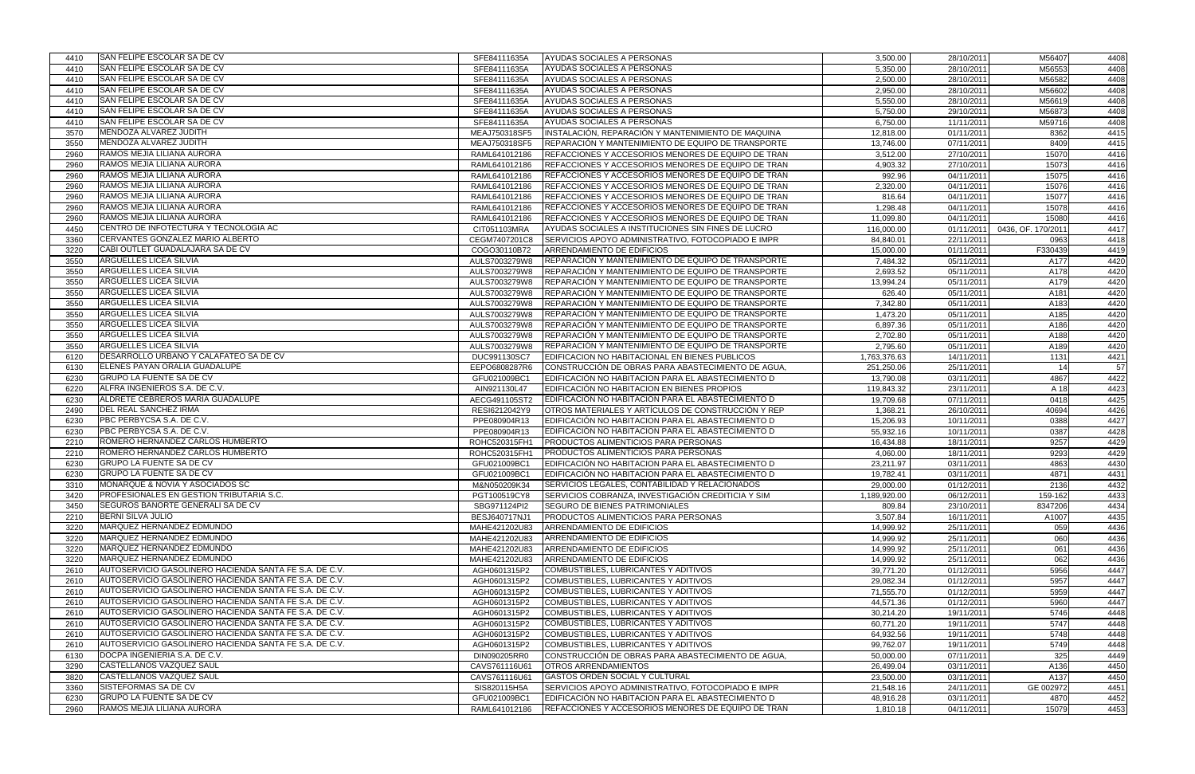| | | | | | | | |
|---|---|---|---|---|---|---|---|
| 4410 | SAN FELIPE ESCOLAR SA DE CV | SFE84111635A | AYUDAS SOCIALES A PERSONAS | 3,500.00 | 28/10/2011 | M56407 | 4408 |
| 4410 | SAN FELIPE ESCOLAR SA DE CV | SFE84111635A | AYUDAS SOCIALES A PERSONAS | 5,350.00 | 28/10/2011 | M56553 | 4408 |
| 4410 | SAN FELIPE ESCOLAR SA DE CV | SFE84111635A | AYUDAS SOCIALES A PERSONAS | 2,500.00 | 28/10/2011 | M56582 | 4408 |
| 4410 | SAN FELIPE ESCOLAR SA DE CV | SFE84111635A | AYUDAS SOCIALES A PERSONAS | 2,950.00 | 28/10/2011 | M56602 | 4408 |
| 4410 | SAN FELIPE ESCOLAR SA DE CV | SFE84111635A | AYUDAS SOCIALES A PERSONAS | 5,550.00 | 28/10/2011 | M56619 | 4408 |
| 4410 | SAN FELIPE ESCOLAR SA DE CV | SFE84111635A | AYUDAS SOCIALES A PERSONAS | 5,750.00 | 29/10/2011 | M56873 | 4408 |
| 4410 | SAN FELIPE ESCOLAR SA DE CV | SFE84111635A | AYUDAS SOCIALES A PERSONAS | 6,750.00 | 11/11/2011 | M59716 | 4408 |
| 3570 | MENDOZA ALVAREZ JUDITH | MEAJ750318SF5 | INSTALACIÓN, REPARACIÓN Y MANTENIMIENTO DE MAQUINA | 12,818.00 | 01/11/2011 | 8362 | 4415 |
| 3550 | MENDOZA ALVAREZ JUDITH | MEAJ750318SF5 | REPARACIÓN Y MANTENIMIENTO DE EQUIPO DE TRANSPORTE | 13,746.00 | 07/11/2011 | 8409 | 4415 |
| 2960 | RAMOS MEJIA LILIANA AURORA | RAML641012186 | REFACCIONES Y ACCESORIOS MENORES DE EQUIPO DE TRAN | 3,512.00 | 27/10/2011 | 15070 | 4416 |
| 2960 | RAMOS MEJIA LILIANA AURORA | RAML641012186 | REFACCIONES Y ACCESORIOS MENORES DE EQUIPO DE TRAN | 4,903.32 | 27/10/2011 | 15073 | 4416 |
| 2960 | RAMOS MEJIA LILIANA AURORA | RAML641012186 | REFACCIONES Y ACCESORIOS MENORES DE EQUIPO DE TRAN | 992.96 | 04/11/2011 | 15075 | 4416 |
| 2960 | RAMOS MEJIA LILIANA AURORA | RAML641012186 | REFACCIONES Y ACCESORIOS MENORES DE EQUIPO DE TRAN | 2,320.00 | 04/11/2011 | 15076 | 4416 |
| 2960 | RAMOS MEJIA LILIANA AURORA | RAML641012186 | REFACCIONES Y ACCESORIOS MENORES DE EQUIPO DE TRAN | 816.64 | 04/11/2011 | 15077 | 4416 |
| 2960 | RAMOS MEJIA LILIANA AURORA | RAML641012186 | REFACCIONES Y ACCESORIOS MENORES DE EQUIPO DE TRAN | 1,298.48 | 04/11/2011 | 15078 | 4416 |
| 2960 | RAMOS MEJIA LILIANA AURORA | RAML641012186 | REFACCIONES Y ACCESORIOS MENORES DE EQUIPO DE TRAN | 11,099.80 | 04/11/2011 | 15080 | 4416 |
| 4450 | CENTRO DE INFOTECTURA Y TECNOLOGIA AC | CIT051103MRA | AYUDAS SOCIALES A INSTITUCIONES SIN FINES DE LUCRO | 116,000.00 | 01/11/2011 | 0436, OF. 170/2011 | 4417 |
| 3360 | CERVANTES GONZALEZ MARIO ALBERTO | CEGM7407201C8 | SERVICIOS APOYO ADMINISTRATIVO, FOTOCOPIADO E IMPR | 84,840.01 | 22/11/2011 | 0963 | 4418 |
| 3220 | CABI OUTLET GUADALAJARA SA DE CV | COGO30110B72 | ARRENDAMIENTO DE EDIFICIOS | 15,000.00 | 01/11/2011 | F330439 | 4419 |
| 3550 | ARGUELLES LICEA SILVIA | AULS7003279W8 | REPARACIÓN Y MANTENIMIENTO DE EQUIPO DE TRANSPORTE | 7,484.32 | 05/11/2011 | A177 | 4420 |
| 3550 | ARGUELLES LICEA SILVIA | AULS7003279W8 | REPARACIÓN Y MANTENIMIENTO DE EQUIPO DE TRANSPORTE | 2,693.52 | 05/11/2011 | A178 | 4420 |
| 3550 | ARGUELLES LICEA SILVIA | AULS7003279W8 | REPARACIÓN Y MANTENIMIENTO DE EQUIPO DE TRANSPORTE | 13,994.24 | 05/11/2011 | A179 | 4420 |
| 3550 | ARGUELLES LICEA SILVIA | AULS7003279W8 | REPARACIÓN Y MANTENIMIENTO DE EQUIPO DE TRANSPORTE | 626.40 | 05/11/2011 | A181 | 4420 |
| 3550 | ARGUELLES LICEA SILVIA | AULS7003279W8 | REPARACIÓN Y MANTENIMIENTO DE EQUIPO DE TRANSPORTE | 7,342.80 | 05/11/2011 | A183 | 4420 |
| 3550 | ARGUELLES LICEA SILVIA | AULS7003279W8 | REPARACIÓN Y MANTENIMIENTO DE EQUIPO DE TRANSPORTE | 1,473.20 | 05/11/2011 | A185 | 4420 |
| 3550 | ARGUELLES LICEA SILVIA | AULS7003279W8 | REPARACIÓN Y MANTENIMIENTO DE EQUIPO DE TRANSPORTE | 6,897.36 | 05/11/2011 | A186 | 4420 |
| 3550 | ARGUELLES LICEA SILVIA | AULS7003279W8 | REPARACIÓN Y MANTENIMIENTO DE EQUIPO DE TRANSPORTE | 2,702.80 | 05/11/2011 | A188 | 4420 |
| 3550 | ARGUELLES LICEA SILVIA | AULS7003279W8 | REPARACIÓN Y MANTENIMIENTO DE EQUIPO DE TRANSPORTE | 2,795.60 | 05/11/2011 | A189 | 4420 |
| 6120 | DESARROLLO URBANO Y CALAFATEO SA DE CV | DUC991130SC7 | EDIFICACION NO HABITACIONAL EN BIENES PUBLICOS | 1,763,376.63 | 14/11/2011 | 1131 | 4421 |
| 6130 | ELENES PAYAN ORALIA GUADALUPE | EEPO6808287R6 | CONSTRUCCIÓN DE OBRAS PARA ABASTECIMIENTO DE AGUA, | 251,250.06 | 25/11/2011 | 14 | 57 |
| 6230 | GRUPO LA FUENTE SA DE CV | GFU021009BC1 | EDIFICACIÓN NO HABITACION PARA EL ABASTECIMIENTO D | 13,790.08 | 03/11/2011 | 4867 | 4422 |
| 6220 | ALFRA INGENIEROS S.A. DE C.V. | AIN921130L47 | EDIFICACIÓN NO HABITACION EN BIENES PROPIOS | 119,843.32 | 23/11/2011 | A 18 | 4423 |
| 6230 | ALDRETE CEBREROS MARIA GUADALUPE | AECG491105ST2 | EDIFICACIÓN NO HABITACION PARA EL ABASTECIMIENTO D | 19,709.68 | 07/11/2011 | 0418 | 4425 |
| 2490 | DEL REAL SANCHEZ IRMA | RESI6212042Y9 | OTROS MATERIALES Y ARTÍCULOS DE CONSTRUCCIÓN Y REP | 1,368.21 | 26/10/2011 | 40694 | 4426 |
| 6230 | PBC PERBYCSA S.A. DE C.V. | PPE080904R13 | EDIFICACIÓN NO HABITACION PARA EL ABASTECIMIENTO D | 15,206.93 | 10/11/2011 | 0388 | 4427 |
| 6230 | PBC PERBYCSA S.A. DE C.V. | PPE080904R13 | EDIFICACIÓN NO HABITACION PARA EL ABASTECIMIENTO D | 55,932.16 | 10/11/2011 | 0387 | 4428 |
| 2210 | ROMERO HERNANDEZ CARLOS HUMBERTO | ROHC520315FH1 | PRODUCTOS ALIMENTICIOS PARA PERSONAS | 16,434.88 | 18/11/2011 | 9257 | 4429 |
| 2210 | ROMERO HERNANDEZ CARLOS HUMBERTO | ROHC520315FH1 | PRODUCTOS ALIMENTICIOS PARA PERSONAS | 4,060.00 | 18/11/2011 | 9293 | 4429 |
| 6230 | GRUPO LA FUENTE SA DE CV | GFU021009BC1 | EDIFICACIÓN NO HABITACION PARA EL ABASTECIMIENTO D | 23,211.97 | 03/11/2011 | 4863 | 4430 |
| 6230 | GRUPO LA FUENTE SA DE CV | GFU021009BC1 | EDIFICACIÓN NO HABITACION PARA EL ABASTECIMIENTO D | 19,782.41 | 03/11/2011 | 4871 | 4431 |
| 3310 | MONARQUE & NOVIA Y ASOCIADOS SC | M&N050209K34 | SERVICIOS LEGALES, CONTABILIDAD Y RELACIONADOS | 29,000.00 | 01/12/2011 | 2136 | 4432 |
| 3420 | PROFESIONALES EN GESTION TRIBUTARIA S.C. | PGT100519CY8 | SERVICIOS COBRANZA, INVESTIGACIÓN CREDITICIA Y SIM | 1,189,920.00 | 06/12/2011 | 159-162 | 4433 |
| 3450 | SEGUROS BANORTE GENERALI SA DE CV | SBG971124PI2 | SEGURO DE BIENES PATRIMONIALES | 809.84 | 23/10/2011 | 8347206 | 4434 |
| 2210 | BERNI SILVA JULIO | BESJ640717NJ1 | PRODUCTOS ALIMENTICIOS PARA PERSONAS | 3,507.84 | 16/11/2011 | A1007 | 4435 |
| 3220 | MARQUEZ HERNANDEZ EDMUNDO | MAHE421202U83 | ARRENDAMIENTO DE EDIFICIOS | 14,999.92 | 25/11/2011 | 059 | 4436 |
| 3220 | MARQUEZ HERNANDEZ EDMUNDO | MAHE421202U83 | ARRENDAMIENTO DE EDIFICIOS | 14,999.92 | 25/11/2011 | 060 | 4436 |
| 3220 | MARQUEZ HERNANDEZ EDMUNDO | MAHE421202U83 | ARRENDAMIENTO DE EDIFICIOS | 14,999.92 | 25/11/2011 | 061 | 4436 |
| 3220 | MARQUEZ HERNANDEZ EDMUNDO | MAHE421202U83 | ARRENDAMIENTO DE EDIFICIOS | 14,999.92 | 25/11/2011 | 062 | 4436 |
| 2610 | AUTOSERVICIO GASOLINERO HACIENDA SANTA FE S.A. DE C.V. | AGH0601315P2 | COMBUSTIBLES, LUBRICANTES Y ADITIVOS | 39,771.20 | 01/12/2011 | 5956 | 4447 |
| 2610 | AUTOSERVICIO GASOLINERO HACIENDA SANTA FE S.A. DE C.V. | AGH0601315P2 | COMBUSTIBLES, LUBRICANTES Y ADITIVOS | 29,082.34 | 01/12/2011 | 5957 | 4447 |
| 2610 | AUTOSERVICIO GASOLINERO HACIENDA SANTA FE S.A. DE C.V. | AGH0601315P2 | COMBUSTIBLES, LUBRICANTES Y ADITIVOS | 71,555.70 | 01/12/2011 | 5959 | 4447 |
| 2610 | AUTOSERVICIO GASOLINERO HACIENDA SANTA FE S.A. DE C.V. | AGH0601315P2 | COMBUSTIBLES, LUBRICANTES Y ADITIVOS | 44,571.36 | 01/12/2011 | 5960 | 4447 |
| 2610 | AUTOSERVICIO GASOLINERO HACIENDA SANTA FE S.A. DE C.V. | AGH0601315P2 | COMBUSTIBLES, LUBRICANTES Y ADITIVOS | 30,214.20 | 19/11/2011 | 5746 | 4448 |
| 2610 | AUTOSERVICIO GASOLINERO HACIENDA SANTA FE S.A. DE C.V. | AGH0601315P2 | COMBUSTIBLES, LUBRICANTES Y ADITIVOS | 60,771.20 | 19/11/2011 | 5747 | 4448 |
| 2610 | AUTOSERVICIO GASOLINERO HACIENDA SANTA FE S.A. DE C.V. | AGH0601315P2 | COMBUSTIBLES, LUBRICANTES Y ADITIVOS | 64,932.56 | 19/11/2011 | 5748 | 4448 |
| 2610 | AUTOSERVICIO GASOLINERO HACIENDA SANTA FE S.A. DE C.V. | AGH0601315P2 | COMBUSTIBLES, LUBRICANTES Y ADITIVOS | 99,762.07 | 19/11/2011 | 5749 | 4448 |
| 6130 | DOCPA INGENIERIA S.A. DE C.V. | DIN090205RR0 | CONSTRUCCIÓN DE OBRAS PARA ABASTECIMIENTO DE AGUA, | 50,000.00 | 07/11/2011 | 325 | 4449 |
| 3290 | CASTELLANOS VAZQUEZ SAUL | CAVS761116U61 | OTROS ARRENDAMIENTOS | 26,499.04 | 03/11/2011 | A136 | 4450 |
| 3820 | CASTELLANOS VAZQUEZ SAUL | CAVS761116U61 | GASTOS ORDEN SOCIAL Y CULTURAL | 23,500.00 | 03/11/2011 | A137 | 4450 |
| 3360 | SISTEFORMAS SA DE CV | SIS820115H5A | SERVICIOS APOYO ADMINISTRATIVO, FOTOCOPIADO E IMPR | 21,548.16 | 24/11/2011 | GE 002972 | 4451 |
| 6230 | GRUPO LA FUENTE SA DE CV | GFU021009BC1 | EDIFICACIÓN NO HABITACION PARA EL ABASTECIMIENTO D | 48,916.28 | 03/11/2011 | 4870 | 4452 |
| 2960 | RAMOS MEJIA LILIANA AURORA | RAML641012186 | REFACCIONES Y ACCESORIOS MENORES DE EQUIPO DE TRAN | 1,810.18 | 04/11/2011 | 15079 | 4453 |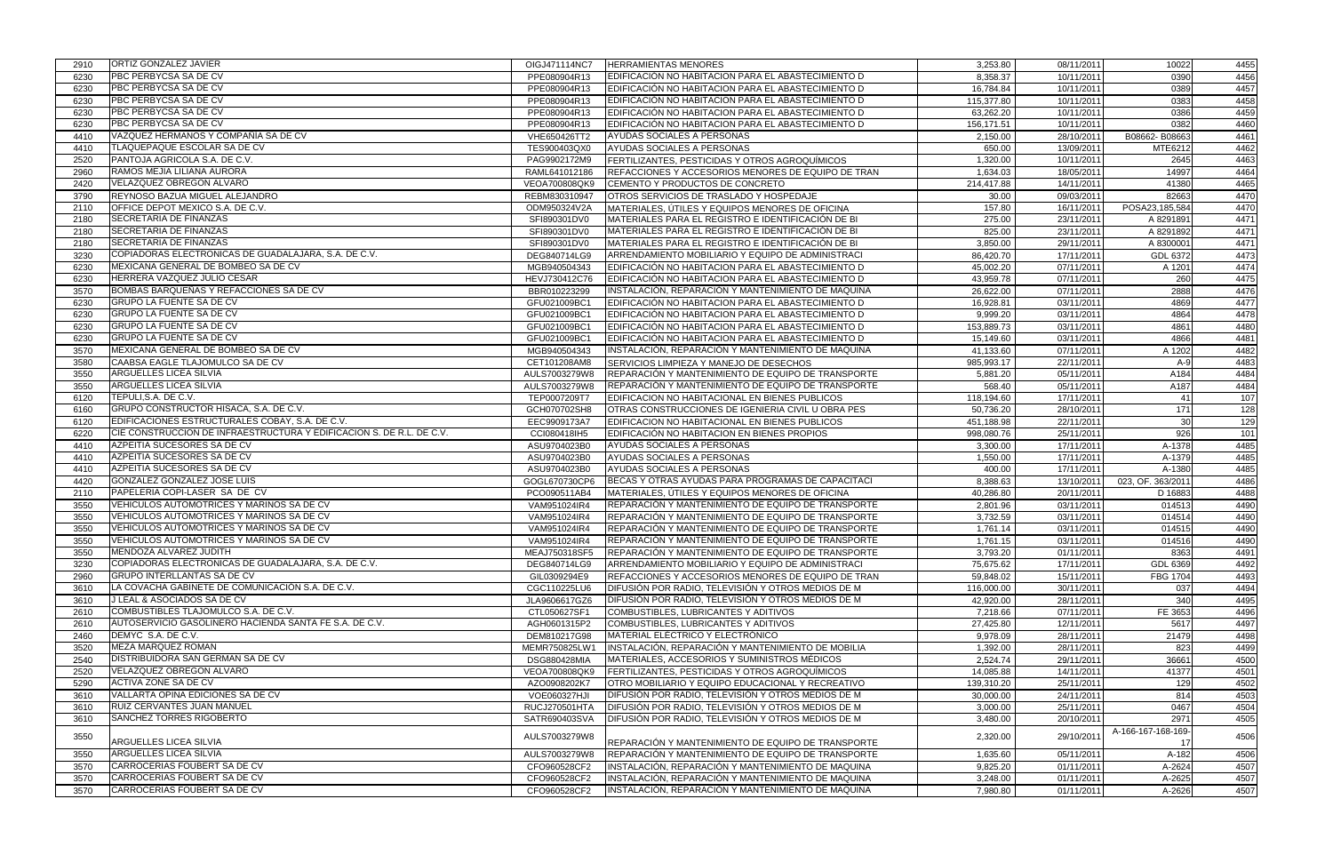| | | | | | | | |
|---|---|---|---|---|---|---|---|
| 2910 | ORTIZ GONZALEZ JAVIER | OIGJ471114NC7 | HERRAMIENTAS MENORES | 3,253.80 | 08/11/2011 | 10022 | 4455 |
| 6230 | PBC PERBYCSA SA DE CV | PPE080904R13 | EDIFICACIÓN NO HABITACION PARA EL ABASTECIMIENTO D | 8,358.37 | 10/11/2011 | 0390 | 4456 |
| 6230 | PBC PERBYCSA SA DE CV | PPE080904R13 | EDIFICACIÓN NO HABITACION PARA EL ABASTECIMIENTO D | 16,784.84 | 10/11/2011 | 0389 | 4457 |
| 6230 | PBC PERBYCSA SA DE CV | PPE080904R13 | EDIFICACIÓN NO HABITACION PARA EL ABASTECIMIENTO D | 115,377.80 | 10/11/2011 | 0383 | 4458 |
| 6230 | PBC PERBYCSA SA DE CV | PPE080904R13 | EDIFICACIÓN NO HABITACION PARA EL ABASTECIMIENTO D | 63,262.20 | 10/11/2011 | 0386 | 4459 |
| 6230 | PBC PERBYCSA SA DE CV | PPE080904R13 | EDIFICACIÓN NO HABITACION PARA EL ABASTECIMIENTO D | 156,171.51 | 10/11/2011 | 0382 | 4460 |
| 4410 | VAZQUEZ HERMANOS Y COMPAÑÍA SA DE CV | VHE650426TT2 | AYUDAS SOCIALES A PERSONAS | 2,150.00 | 28/10/2011 | B08662- B08663 | 4461 |
| 4410 | TLAQUEPAQUE ESCOLAR SA DE CV | TES900403QX0 | AYUDAS SOCIALES A PERSONAS | 650.00 | 13/09/2011 | MTE6212 | 4462 |
| 2520 | PANTOJA AGRICOLA S.A. DE C.V. | PAG9902172M9 | FERTILIZANTES, PESTICIDAS Y OTROS AGROQUÍMICOS | 1,320.00 | 10/11/2011 | 2645 | 4463 |
| 2960 | RAMOS MEJIA LILIANA AURORA | RAML641012186 | REFACCIONES Y ACCESORIOS MENORES DE EQUIPO DE TRAN | 1,634.03 | 18/05/2011 | 14997 | 4464 |
| 2420 | VELAZQUEZ OBREGON ALVARO | VEOA700808QK9 | CEMENTO Y PRODUCTOS DE CONCRETO | 214,417.88 | 14/11/2011 | 41380 | 4465 |
| 3790 | REYNOSO BAZUA MIGUEL ALEJANDRO | REBM830310947 | OTROS SERVICIOS DE TRASLADO Y HOSPEDAJE | 30.00 | 09/03/2011 | 82663 | 4470 |
| 2110 | OFFICE DEPOT MEXICO S.A. DE C.V. | ODM950324V2A | MATERIALES, ÚTILES Y EQUIPOS MENORES DE OFICINA | 157.80 | 16/11/2011 | POSA23,185,584 | 4470 |
| 2180 | SECRETARIA DE FINANZAS | SFI890301DV0 | MATERIALES PARA EL REGISTRO E IDENTIFICACIÓN DE BI | 275.00 | 23/11/2011 | A 8291891 | 4471 |
| 2180 | SECRETARIA DE FINANZAS | SFI890301DV0 | MATERIALES PARA EL REGISTRO E IDENTIFICACIÓN DE BI | 825.00 | 23/11/2011 | A 8291892 | 4471 |
| 2180 | SECRETARIA DE FINANZAS | SFI890301DV0 | MATERIALES PARA EL REGISTRO E IDENTIFICACIÓN DE BI | 3,850.00 | 29/11/2011 | A 8300001 | 4471 |
| 3230 | COPIADORAS ELECTRONICAS DE GUADALAJARA, S.A. DE C.V. | DEG840714LG9 | ARRENDAMIENTO MOBILIARIO Y EQUIPO DE ADMINISTRACI | 86,420.70 | 17/11/2011 | GDL 6372 | 4473 |
| 6230 | MEXICANA GENERAL DE BOMBEO SA DE CV | MGB940504343 | EDIFICACIÓN NO HABITACION PARA EL ABASTECIMIENTO D | 45,002.20 | 07/11/2011 | A 1201 | 4474 |
| 6230 | HERRERA VAZQUEZ JULIO CESAR | HEVJ730412C76 | EDIFICACIÓN NO HABITACION PARA EL ABASTECIMIENTO D | 43,959.78 | 07/11/2011 | 260 | 4475 |
| 3570 | BOMBAS BARQUEÑAS Y REFACCIONES SA DE CV | BBR010223299 | INSTALACIÓN, REPARACIÓN Y MANTENIMIENTO DE MAQUINA | 26,622.00 | 07/11/2011 | 2888 | 4476 |
| 6230 | GRUPO LA FUENTE SA DE CV | GFU021009BC1 | EDIFICACIÓN NO HABITACION PARA EL ABASTECIMIENTO D | 16,928.81 | 03/11/2011 | 4869 | 4477 |
| 6230 | GRUPO LA FUENTE SA DE CV | GFU021009BC1 | EDIFICACIÓN NO HABITACION PARA EL ABASTECIMIENTO D | 9,999.20 | 03/11/2011 | 4864 | 4478 |
| 6230 | GRUPO LA FUENTE SA DE CV | GFU021009BC1 | EDIFICACIÓN NO HABITACION PARA EL ABASTECIMIENTO D | 153,889.73 | 03/11/2011 | 4861 | 4480 |
| 6230 | GRUPO LA FUENTE SA DE CV | GFU021009BC1 | EDIFICACIÓN NO HABITACION PARA EL ABASTECIMIENTO D | 15,149.60 | 03/11/2011 | 4866 | 4481 |
| 3570 | MEXICANA GENERAL DE BOMBEO SA DE CV | MGB940504343 | INSTALACIÓN, REPARACIÓN Y MANTENIMIENTO DE MAQUINA | 41,133.60 | 07/11/2011 | A 1202 | 4482 |
| 3580 | CAABSA EAGLE TLAJOMULCO SA DE CV | CET101208AM8 | SERVICIOS LIMPIEZA Y MANEJO DE DESECHOS | 985,993.17 | 22/11/2011 | A-9 | 4483 |
| 3550 | ARGUELLES LICEA SILVIA | AULS7003279W8 | REPARACIÓN Y MANTENIMIENTO DE EQUIPO DE TRANSPORTE | 5,881.20 | 05/11/2011 | A184 | 4484 |
| 3550 | ARGUELLES LICEA SILVIA | AULS7003279W8 | REPARACIÓN Y MANTENIMIENTO DE EQUIPO DE TRANSPORTE | 568.40 | 05/11/2011 | A187 | 4484 |
| 6120 | TEPULI S.A. DE C.V. | TEP0007209T7 | EDIFICACION NO HABITACIONAL EN BIENES PUBLICOS | 118,194.60 | 17/11/2011 | 41 | 107 |
| 6160 | GRUPO CONSTRUCTOR HISACA, S.A. DE C.V. | GCH070702SH8 | OTRAS CONSTRUCCIONES DE IGENIERIA CIVIL U OBRA PES | 50,736.20 | 28/10/2011 | 171 | 128 |
| 6120 | EDIFICACIONES ESTRUCTURALES COBAY, S.A. DE C.V. | EEC9909173A7 | EDIFICACION NO HABITACIONAL EN BIENES PUBLICOS | 451,188.98 | 22/11/2011 | 30 | 129 |
| 6220 | CIE CONSTRUCCION DE INFRAESTRUCTURA Y EDIFICACION S. DE R.L. DE C.V. | CCI080418IH5 | EDIFICACIÓN NO HABITACION EN BIENES PROPIOS | 998,080.76 | 25/11/2011 | 926 | 101 |
| 4410 | AZPEITIA SUCESORES SA DE CV | ASU9704023B0 | AYUDAS SOCIALES A PERSONAS | 3,300.00 | 17/11/2011 | A-1378 | 4485 |
| 4410 | AZPEITIA SUCESORES SA DE CV | ASU9704023B0 | AYUDAS SOCIALES A PERSONAS | 1,550.00 | 17/11/2011 | A-1379 | 4485 |
| 4410 | AZPEITIA SUCESORES SA DE CV | ASU9704023B0 | AYUDAS SOCIALES A PERSONAS | 400.00 | 17/11/2011 | A-1380 | 4485 |
| 4420 | GONZALEZ GONZALEZ JOSE LUIS | GOGL670730CP6 | BECAS Y OTRAS AYUDAS PARA PROGRAMAS DE CAPACITACI | 8,388.63 | 13/10/2011 | 023, OF. 363/2011 | 4486 |
| 2110 | PAPELERIA COPI-LASER SA DE CV | PCO090511AB4 | MATERIALES, ÚTILES Y EQUIPOS MENORES DE OFICINA | 40,286.80 | 20/11/2011 | D 16883 | 4488 |
| 3550 | VEHICULOS AUTOMOTRICES Y MARINOS SA DE CV | VAM951024IR4 | REPARACIÓN Y MANTENIMIENTO DE EQUIPO DE TRANSPORTE | 2,801.96 | 03/11/2011 | 014513 | 4490 |
| 3550 | VEHICULOS AUTOMOTRICES Y MARINOS SA DE CV | VAM951024IR4 | REPARACIÓN Y MANTENIMIENTO DE EQUIPO DE TRANSPORTE | 3,732.59 | 03/11/2011 | 014514 | 4490 |
| 3550 | VEHICULOS AUTOMOTRICES Y MARINOS SA DE CV | VAM951024IR4 | REPARACIÓN Y MANTENIMIENTO DE EQUIPO DE TRANSPORTE | 1,761.14 | 03/11/2011 | 014515 | 4490 |
| 3550 | VEHICULOS AUTOMOTRICES Y MARINOS SA DE CV | VAM951024IR4 | REPARACIÓN Y MANTENIMIENTO DE EQUIPO DE TRANSPORTE | 1,761.15 | 03/11/2011 | 014516 | 4490 |
| 3550 | MENDOZA ALVAREZ JUDITH | MEAJ750318SF5 | REPARACIÓN Y MANTENIMIENTO DE EQUIPO DE TRANSPORTE | 3,793.20 | 01/11/2011 | 8363 | 4491 |
| 3230 | COPIADORAS ELECTRONICAS DE GUADALAJARA, S.A. DE C.V. | DEG840714LG9 | ARRENDAMIENTO MOBILIARIO Y EQUIPO DE ADMINISTRACI | 75,675.62 | 17/11/2011 | GDL 6369 | 4492 |
| 2960 | GRUPO INTERLLANTAS SA DE CV | GIL0309294E9 | REFACCIONES Y ACCESORIOS MENORES DE EQUIPO DE TRAN | 59,848.02 | 15/11/2011 | FBG 1704 | 4493 |
| 3610 | LA COVACHA GABINETE DE COMUNICACIÓN S.A. DE C.V. | CGC110225LU6 | DIFUSIÓN POR RADIO, TELEVISIÓN Y OTROS MEDIOS DE M | 116,000.00 | 30/11/2011 | 037 | 4494 |
| 3610 | J LEAL & ASOCIADOS SA DE CV | JLA9606617GZ6 | DIFUSIÓN POR RADIO, TELEVISIÓN Y OTROS MEDIOS DE M | 42,920.00 | 28/11/2011 | 340 | 4495 |
| 2610 | COMBUSTIBLES TLAJOMULCO S.A. DE C.V. | CTL050627SF1 | COMBUSTIBLES, LUBRICANTES Y ADITIVOS | 7,218.66 | 07/11/2011 | FE 3653 | 4496 |
| 2610 | AUTOSERVICIO GASOLINERO HACIENDA SANTA FE S.A. DE C.V. | AGH0601315P2 | COMBUSTIBLES, LUBRICANTES Y ADITIVOS | 27,425.80 | 12/11/2011 | 5617 | 4497 |
| 2460 | DEMYC S.A. DE C.V. | DEM810217G98 | MATERIAL ELÉCTRICO Y ELECTRÓNICO | 9,978.09 | 28/11/2011 | 21479 | 4498 |
| 3520 | MEZA MARQUEZ ROMAN | MEMR750825LW1 | INSTALACIÓN, REPARACIÓN Y MANTENIMIENTO DE MOBILIA | 1,392.00 | 28/11/2011 | 823 | 4499 |
| 2540 | DISTRIBUIDORA SAN GERMAN SA DE CV | DSG880428MIA | MATERIALES, ACCESORIOS Y SUMINISTROS MÉDICOS | 2,524.74 | 29/11/2011 | 36661 | 4500 |
| 2520 | VELAZQUEZ OBREGON ALVARO | VEOA700808QK9 | FERTILIZANTES, PESTICIDAS Y OTROS AGROQUÍMICOS | 14,085.88 | 14/11/2011 | 41377 | 4501 |
| 5290 | ACTIVA ZONE SA DE CV | AZO0908202K7 | OTRO MOBILIARIO Y EQUIPO EDUCACIONAL Y RECREATIVO | 139,310.20 | 25/11/2011 | 129 | 4502 |
| 3610 | VALLARTA OPINA EDICIONES SA DE CV | VOE060327HJI | DIFUSIÓN POR RADIO, TELEVISIÓN Y OTROS MEDIOS DE M | 30,000.00 | 24/11/2011 | 814 | 4503 |
| 3610 | RUIZ CERVANTES JUAN MANUEL | RUCJ270501HTA | DIFUSIÓN POR RADIO, TELEVISIÓN Y OTROS MEDIOS DE M | 3,000.00 | 25/11/2011 | 0467 | 4504 |
| 3610 | SANCHEZ TORRES RIGOBERTO | SATR690403SVA | DIFUSIÓN POR RADIO, TELEVISIÓN Y OTROS MEDIOS DE M | 3,480.00 | 20/10/2011 | 2971 | 4505 |
| 3550 | ARGUELLES LICEA SILVIA | AULS7003279W8 | REPARACIÓN Y MANTENIMIENTO DE EQUIPO DE TRANSPORTE | 2,320.00 | 29/10/2011 | A-166-167-168-169-17 | 4506 |
| 3550 | ARGUELLES LICEA SILVIA | AULS7003279W8 | REPARACIÓN Y MANTENIMIENTO DE EQUIPO DE TRANSPORTE | 1,635.60 | 05/11/2011 | A-182 | 4506 |
| 3570 | CARROCERIAS FOUBERT SA DE CV | CFO960528CF2 | INSTALACIÓN, REPARACIÓN Y MANTENIMIENTO DE MAQUINA | 9,825.20 | 01/11/2011 | A-2624 | 4507 |
| 3570 | CARROCERIAS FOUBERT SA DE CV | CFO960528CF2 | INSTALACIÓN, REPARACIÓN Y MANTENIMIENTO DE MAQUINA | 3,248.00 | 01/11/2011 | A-2625 | 4507 |
| 3570 | CARROCERIAS FOUBERT SA DE CV | CFO960528CF2 | INSTALACIÓN, REPARACIÓN Y MANTENIMIENTO DE MAQUINA | 7,980.80 | 01/11/2011 | A-2626 | 4507 |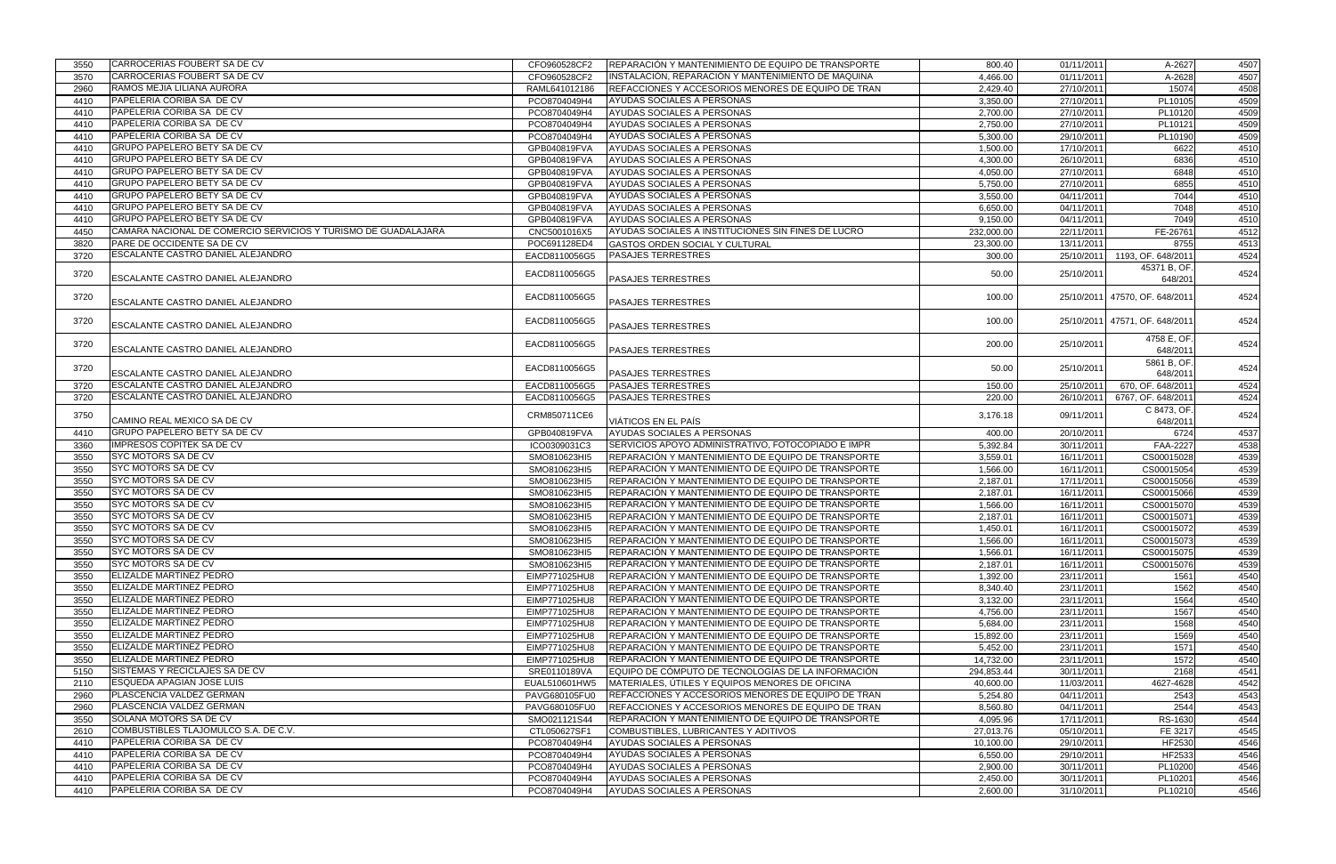| | | | | | | | |
|---|---|---|---|---|---|---|---|
| 3550 | CARROCERIAS FOUBERT SA DE CV | CFO960528CF2 | REPARACIÓN Y MANTENIMIENTO DE EQUIPO DE TRANSPORTE | 800.40 | 01/11/2011 | A-2627 | 4507 |
| 3570 | CARROCERIAS FOUBERT SA DE CV | CFO960528CF2 | INSTALACIÓN, REPARACIÓN Y MANTENIMIENTO DE MAQUINA | 4,466.00 | 01/11/2011 | A-2628 | 4507 |
| 2960 | RAMOS MEJIA LILIANA AURORA | RAML641012186 | REFACCIONES Y ACCESORIOS MENORES DE EQUIPO DE TRAN | 2,429.40 | 27/10/2011 | 15074 | 4508 |
| 4410 | PAPELERIA CORIBA SA DE CV | PCO8704049H4 | AYUDAS SOCIALES A PERSONAS | 3,350.00 | 27/10/2011 | PL10105 | 4509 |
| 4410 | PAPELERIA CORIBA SA DE CV | PCO8704049H4 | AYUDAS SOCIALES A PERSONAS | 2,700.00 | 27/10/2011 | PL10120 | 4509 |
| 4410 | PAPELERIA CORIBA SA DE CV | PCO8704049H4 | AYUDAS SOCIALES A PERSONAS | 2,750.00 | 27/10/2011 | PL10121 | 4509 |
| 4410 | PAPELERIA CORIBA SA DE CV | PCO8704049H4 | AYUDAS SOCIALES A PERSONAS | 5,300.00 | 29/10/2011 | PL10190 | 4509 |
| 4410 | GRUPO PAPELERO BETY SA DE CV | GPB040819FVA | AYUDAS SOCIALES A PERSONAS | 1,500.00 | 17/10/2011 | 6622 | 4510 |
| 4410 | GRUPO PAPELERO BETY SA DE CV | GPB040819FVA | AYUDAS SOCIALES A PERSONAS | 4,300.00 | 26/10/2011 | 6836 | 4510 |
| 4410 | GRUPO PAPELERO BETY SA DE CV | GPB040819FVA | AYUDAS SOCIALES A PERSONAS | 4,050.00 | 27/10/2011 | 6848 | 4510 |
| 4410 | GRUPO PAPELERO BETY SA DE CV | GPB040819FVA | AYUDAS SOCIALES A PERSONAS | 5,750.00 | 27/10/2011 | 6855 | 4510 |
| 4410 | GRUPO PAPELERO BETY SA DE CV | GPB040819FVA | AYUDAS SOCIALES A PERSONAS | 3,550.00 | 04/11/2011 | 7044 | 4510 |
| 4410 | GRUPO PAPELERO BETY SA DE CV | GPB040819FVA | AYUDAS SOCIALES A PERSONAS | 6,650.00 | 04/11/2011 | 7048 | 4510 |
| 4410 | GRUPO PAPELERO BETY SA DE CV | GPB040819FVA | AYUDAS SOCIALES A PERSONAS | 9,150.00 | 04/11/2011 | 7049 | 4510 |
| 4450 | CAMARA NACIONAL DE COMERCIO SERVICIOS Y TURISMO DE GUADALAJARA | CNC5001016X5 | AYUDAS SOCIALES A INSTITUCIONES SIN FINES DE LUCRO | 232,000.00 | 22/11/2011 | FE-26761 | 4512 |
| 3820 | PARE DE OCCIDENTE SA DE CV | POC691128ED4 | GASTOS ORDEN SOCIAL Y CULTURAL | 23,300.00 | 13/11/2011 | 8755 | 4513 |
| 3720 | ESCALANTE CASTRO DANIEL ALEJANDRO | EACD8110056G5 | PASAJES TERRESTRES | 300.00 | 25/10/2011 | 1193, OF. 648/2011 | 4524 |
| 3720 | ESCALANTE CASTRO DANIEL ALEJANDRO | EACD8110056G5 | PASAJES TERRESTRES | 50.00 | 25/10/2011 | 45371 B, OF. 648/201 | 4524 |
| 3720 | ESCALANTE CASTRO DANIEL ALEJANDRO | EACD8110056G5 | PASAJES TERRESTRES | 100.00 | 25/10/2011 | 47570, OF. 648/2011 | 4524 |
| 3720 | ESCALANTE CASTRO DANIEL ALEJANDRO | EACD8110056G5 | PASAJES TERRESTRES | 100.00 | 25/10/2011 | 47571, OF. 648/2011 | 4524 |
| 3720 | ESCALANTE CASTRO DANIEL ALEJANDRO | EACD8110056G5 | PASAJES TERRESTRES | 200.00 | 25/10/2011 | 4758 E, OF. 648/2011 | 4524 |
| 3720 | ESCALANTE CASTRO DANIEL ALEJANDRO | EACD8110056G5 | PASAJES TERRESTRES | 50.00 | 25/10/2011 | 5861 B, OF. 648/2011 | 4524 |
| 3720 | ESCALANTE CASTRO DANIEL ALEJANDRO | EACD8110056G5 | PASAJES TERRESTRES | 150.00 | 25/10/2011 | 670, OF. 648/2011 | 4524 |
| 3720 | ESCALANTE CASTRO DANIEL ALEJANDRO | EACD8110056G5 | PASAJES TERRESTRES | 220.00 | 26/10/2011 | 6767, OF. 648/2011 | 4524 |
| 3750 | CAMINO REAL MEXICO SA DE CV | CRM850711CE6 | VIÁTICOS EN EL PAÍS | 3,176.18 | 09/11/2011 | C 8473, OF. 648/2011 | 4524 |
| 4410 | GRUPO PAPELERO BETY SA DE CV | GPB040819FVA | AYUDAS SOCIALES A PERSONAS | 400.00 | 20/10/2011 | 6724 | 4537 |
| 3360 | IMPRESOS COPITEK SA DE CV | ICO0309031C3 | SERVICIOS APOYO ADMINISTRATIVO, FOTOCOPIADO E IMPR | 5,392.84 | 30/11/2011 | FAA-2227 | 4538 |
| 3550 | SYC MOTORS SA DE CV | SMO810623HI5 | REPARACIÓN Y MANTENIMIENTO DE EQUIPO DE TRANSPORTE | 3,559.01 | 16/11/2011 | CS00015028 | 4539 |
| 3550 | SYC MOTORS SA DE CV | SMO810623HI5 | REPARACIÓN Y MANTENIMIENTO DE EQUIPO DE TRANSPORTE | 1,566.00 | 16/11/2011 | CS00015054 | 4539 |
| 3550 | SYC MOTORS SA DE CV | SMO810623HI5 | REPARACIÓN Y MANTENIMIENTO DE EQUIPO DE TRANSPORTE | 2,187.01 | 17/11/2011 | CS00015056 | 4539 |
| 3550 | SYC MOTORS SA DE CV | SMO810623HI5 | REPARACIÓN Y MANTENIMIENTO DE EQUIPO DE TRANSPORTE | 2,187.01 | 16/11/2011 | CS00015066 | 4539 |
| 3550 | SYC MOTORS SA DE CV | SMO810623HI5 | REPARACIÓN Y MANTENIMIENTO DE EQUIPO DE TRANSPORTE | 1,566.00 | 16/11/2011 | CS00015070 | 4539 |
| 3550 | SYC MOTORS SA DE CV | SMO810623HI5 | REPARACIÓN Y MANTENIMIENTO DE EQUIPO DE TRANSPORTE | 2,187.01 | 16/11/2011 | CS00015071 | 4539 |
| 3550 | SYC MOTORS SA DE CV | SMO810623HI5 | REPARACIÓN Y MANTENIMIENTO DE EQUIPO DE TRANSPORTE | 1,450.01 | 16/11/2011 | CS00015072 | 4539 |
| 3550 | SYC MOTORS SA DE CV | SMO810623HI5 | REPARACIÓN Y MANTENIMIENTO DE EQUIPO DE TRANSPORTE | 1,566.00 | 16/11/2011 | CS00015073 | 4539 |
| 3550 | SYC MOTORS SA DE CV | SMO810623HI5 | REPARACIÓN Y MANTENIMIENTO DE EQUIPO DE TRANSPORTE | 1,566.01 | 16/11/2011 | CS00015075 | 4539 |
| 3550 | SYC MOTORS SA DE CV | SMO810623HI5 | REPARACIÓN Y MANTENIMIENTO DE EQUIPO DE TRANSPORTE | 2,187.01 | 16/11/2011 | CS00015076 | 4539 |
| 3550 | ELIZALDE MARTINEZ PEDRO | EIMP771025HU8 | REPARACIÓN Y MANTENIMIENTO DE EQUIPO DE TRANSPORTE | 1,392.00 | 23/11/2011 | 1561 | 4540 |
| 3550 | ELIZALDE MARTINEZ PEDRO | EIMP771025HU8 | REPARACIÓN Y MANTENIMIENTO DE EQUIPO DE TRANSPORTE | 8,340.40 | 23/11/2011 | 1562 | 4540 |
| 3550 | ELIZALDE MARTINEZ PEDRO | EIMP771025HU8 | REPARACIÓN Y MANTENIMIENTO DE EQUIPO DE TRANSPORTE | 3,132.00 | 23/11/2011 | 1564 | 4540 |
| 3550 | ELIZALDE MARTINEZ PEDRO | EIMP771025HU8 | REPARACIÓN Y MANTENIMIENTO DE EQUIPO DE TRANSPORTE | 4,756.00 | 23/11/2011 | 1567 | 4540 |
| 3550 | ELIZALDE MARTINEZ PEDRO | EIMP771025HU8 | REPARACIÓN Y MANTENIMIENTO DE EQUIPO DE TRANSPORTE | 5,684.00 | 23/11/2011 | 1568 | 4540 |
| 3550 | ELIZALDE MARTINEZ PEDRO | EIMP771025HU8 | REPARACIÓN Y MANTENIMIENTO DE EQUIPO DE TRANSPORTE | 15,892.00 | 23/11/2011 | 1569 | 4540 |
| 3550 | ELIZALDE MARTINEZ PEDRO | EIMP771025HU8 | REPARACIÓN Y MANTENIMIENTO DE EQUIPO DE TRANSPORTE | 5,452.00 | 23/11/2011 | 1571 | 4540 |
| 3550 | ELIZALDE MARTINEZ PEDRO | EIMP771025HU8 | REPARACIÓN Y MANTENIMIENTO DE EQUIPO DE TRANSPORTE | 14,732.00 | 23/11/2011 | 1572 | 4540 |
| 5150 | SISTEMAS Y RECICLAJES SA DE CV | SRE0110189VA | EQUIPO DE CÓMPUTO DE TECNOLOGÍAS DE LA INFORMACIÓN | 294,853.44 | 30/11/2011 | 2168 | 4541 |
| 2110 | ESQUEDA APAGIAN JOSE LUIS | EUAL510601HW5 | MATERIALES, ÚTILES Y EQUIPOS MENORES DE OFICINA | 40,600.00 | 11/03/2011 | 4627-4628 | 4542 |
| 2960 | PLASCENCIA VALDEZ GERMAN | PAVG680105FU0 | REFACCIONES Y ACCESORIOS MENORES DE EQUIPO DE TRAN | 5,254.80 | 04/11/2011 | 2543 | 4543 |
| 2960 | PLASCENCIA VALDEZ GERMAN | PAVG680105FU0 | REFACCIONES Y ACCESORIOS MENORES DE EQUIPO DE TRAN | 8,560.80 | 04/11/2011 | 2544 | 4543 |
| 3550 | SOLANA MOTORS SA DE CV | SMO021121S44 | REPARACIÓN Y MANTENIMIENTO DE EQUIPO DE TRANSPORTE | 4,095.96 | 17/11/2011 | RS-1630 | 4544 |
| 2610 | COMBUSTIBLES TLAJOMULCO S.A. DE C.V. | CTL050627SF1 | COMBUSTIBLES, LUBRICANTES Y ADITIVOS | 27,013.76 | 05/10/2011 | FE 3217 | 4545 |
| 4410 | PAPELERIA CORIBA SA DE CV | PCO8704049H4 | AYUDAS SOCIALES A PERSONAS | 10,100.00 | 29/10/2011 | HF2530 | 4546 |
| 4410 | PAPELERIA CORIBA SA DE CV | PCO8704049H4 | AYUDAS SOCIALES A PERSONAS | 6,550.00 | 29/10/2011 | HF2533 | 4546 |
| 4410 | PAPELERIA CORIBA SA DE CV | PCO8704049H4 | AYUDAS SOCIALES A PERSONAS | 2,900.00 | 30/11/2011 | PL10200 | 4546 |
| 4410 | PAPELERIA CORIBA SA DE CV | PCO8704049H4 | AYUDAS SOCIALES A PERSONAS | 2,450.00 | 30/11/2011 | PL10201 | 4546 |
| 4410 | PAPELERIA CORIBA SA DE CV | PCO8704049H4 | AYUDAS SOCIALES A PERSONAS | 2,600.00 | 31/10/2011 | PL10210 | 4546 |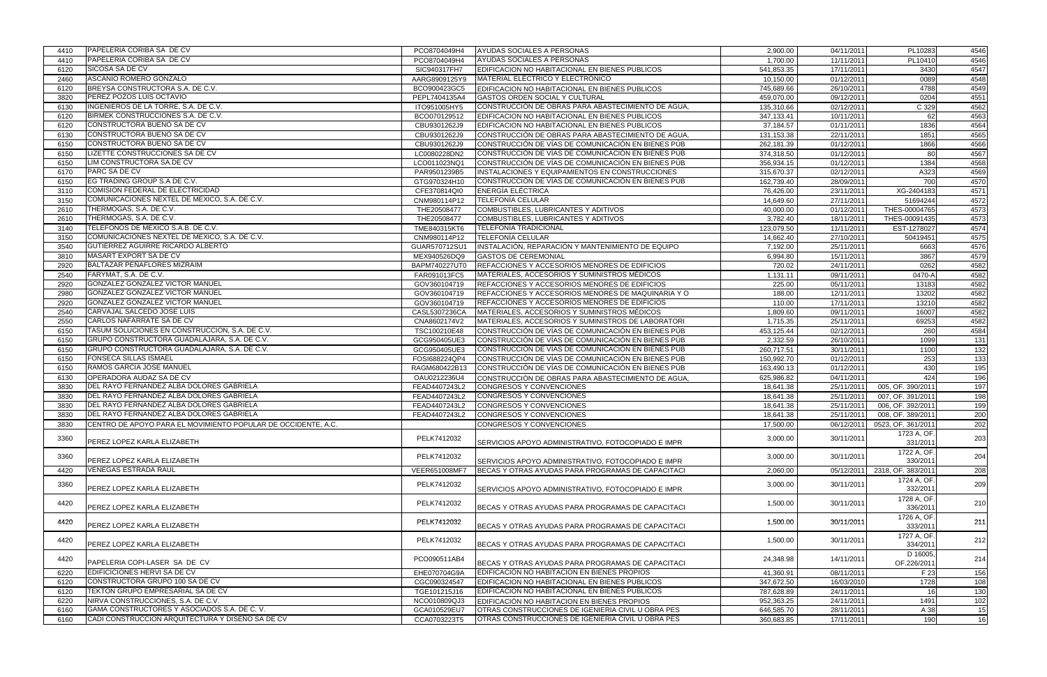| | | | | | | | |
|---|---|---|---|---|---|---|---|
| 4410 | PAPELERIA CORIBA SA DE CV | PCO8704049H4 | AYUDAS SOCIALES A PERSONAS | 2,900.00 | 04/11/2011 | PL10283 | 4546 |
| 4410 | PAPELERIA CORIBA SA DE CV | PCO8704049H4 | AYUDAS SOCIALES A PERSONAS | 1,700.00 | 11/11/2011 | PL10410 | 4546 |
| 6120 | SICOSA SA DE CV | SIC940317FH7 | EDIFICACION NO HABITACIONAL EN BIENES PUBLICOS | 541,853.35 | 17/11/2011 | 3430 | 4547 |
| 2460 | ASCANIO ROMERO GONZALO | AARG8909125Y9 | MATERIAL ELÉCTRICO Y ELECTRÓNICO | 10,150.00 | 01/12/2011 | 0089 | 4548 |
| 6120 | BREYSA CONSTRUCTORA S.A. DE C.V. | BCO900423GC5 | EDIFICACION NO HABITACIONAL EN BIENES PUBLICOS | 745,689.66 | 26/10/2011 | 4788 | 4549 |
| 3820 | PEREZ POZOS LUIS OCTAVIO | PEPL7404135A4 | GASTOS ORDEN SOCIAL Y CULTURAL | 459,070.00 | 09/12/2011 | 0204 | 4551 |
| 6130 | INGENIEROS DE LA TORRE, S.A. DE C.V. | ITO951005HY5 | CONSTRUCCIÓN DE OBRAS PARA ABASTECIMIENTO DE AGUA, | 135,310.66 | 02/12/2011 | C 329 | 4562 |
| 6120 | BIRMEK CONSTRUCCIONES S.A. DE C.V. | BCO070129512 | EDIFICACION NO HABITACIONAL EN BIENES PUBLICOS | 347,133.41 | 10/11/2011 | 62 | 4563 |
| 6120 | CONSTRUCTORA BUENO SA DE CV | CBU9301262J9 | EDIFICACION NO HABITACIONAL EN BIENES PUBLICOS | 37,184.57 | 01/11/2011 | 1836 | 4564 |
| 6130 | CONSTRUCTORA BUENO SA DE CV | CBU9301262J9 | CONSTRUCCIÓN DE OBRAS PARA ABASTECIMIENTO DE AGUA, | 131,153.38 | 22/11/2011 | 1851 | 4565 |
| 6150 | CONSTRUCTORA BUENO SA DE CV | CBU9301262J9 | CONSTRUCCIÓN DE VÍAS DE COMUNICACIÓN EN BIENES PÚB | 262,181.39 | 01/12/2011 | 1866 | 4566 |
| 6150 | LIZETTE CONSTRUCCIONES SA DE CV | LC0080228DN2 | CONSTRUCCIÓN DE VÍAS DE COMUNICACIÓN EN BIENES PÚB | 374,318.50 | 01/12/2011 | 80 | 4567 |
| 6150 | LIM CONSTRUCTORA SA.DE CV | LCO011023NQ1 | CONSTRUCCIÓN DE VÍAS DE COMUNICACIÓN EN BIENES PÚB | 356,934.15 | 01/12/2011 | 1384 | 4568 |
| 6170 | PARC SA DE CV | PAR9501239B5 | INSTALACIONES Y EQUIPAMIENTOS EN CONSTRUCCIONES | 315,670.37 | 02/12/2011 | A323 | 4569 |
| 6150 | EG TRADING GROUP S.A DE C.V. | GTG970324H10 | CONSTRUCCIÓN DE VÍAS DE COMUNICACIÓN EN BIENES PÚB | 162,739.40 | 28/09/2011 | 700 | 4570 |
| 3110 | COMISION FEDERAL DE ELECTRICIDAD | CFE370814QI0 | ENERGÍA ELÉCTRICA | 76,426.00 | 23/11/2011 | XG-2404183 | 4571 |
| 3150 | COMUNICACIONES NEXTEL DE MEXICO, S.A. DE C.V. | CNM980114P12 | TELEFONÍA CELULAR | 14,649.60 | 27/11/2011 | 51694244 | 4572 |
| 2610 | THERMOGAS, S.A. DE C.V. | THE20508477 | COMBUSTIBLES, LUBRICANTES Y ADITIVOS | 40,000.00 | 01/12/2011 | THES-00004765 | 4573 |
| 2610 | THERMOGAS, S.A. DE C.V. | THE20508477 | COMBUSTIBLES, LUBRICANTES Y ADITIVOS | 3,782.40 | 18/11/2011 | THES-00091435 | 4573 |
| 3140 | TELEFONOS DE MEXICO S.A.B. DE C.V. | TME840315KT6 | TELEFONÍA TRADICIONAL | 123,079.50 | 11/11/2011 | EST-1278027 | 4574 |
| 3150 | COMUNICACIONES NEXTEL DE MEXICO, S.A. DE C.V. | CNM980114P12 | TELEFONÍA CELULAR | 14,662.40 | 27/10/2011 | 50419451 | 4575 |
| 3540 | GUTIERREZ AGUIRRE RICARDO ALBERTO | GUAR570712SU1 | INSTALACIÓN, REPARACIÓN Y MANTENIMIENTO DE EQUIPO | 7,192.00 | 25/11/2011 | 6663 | 4576 |
| 3810 | MASART EXPORT SA DE CV | MEX940526DQ9 | GASTOS DE CEREMONIAL | 6,994.80 | 15/11/2011 | 3867 | 4579 |
| 2920 | BALTAZAR PEÑAFLORES MIZRAIM | BAPM740227UT0 | REFACCIONES Y ACCESORIOS MENORES DE EDIFICIOS | 720.02 | 24/11/2011 | 0262 | 4582 |
| 2540 | FARYMAT, S.A. DE C.V. | FAR091013FC5 | MATERIALES, ACCESORIOS Y SUMINISTROS MÉDICOS | 1,131.11 | 09/11/2011 | 0470-A | 4582 |
| 2920 | GONZALEZ GONZALEZ VICTOR MANUEL | GOV360104719 | REFACCIONES Y ACCESORIOS MENORES DE EDIFICIOS | 225.00 | 05/11/2011 | 13183 | 4582 |
| 2980 | GONZALEZ GONZALEZ VICTOR MANUEL | GOV360104719 | REFACCIONES Y ACCESORIOS MENORES DE MAQUINARIA Y O | 188.00 | 12/11/2011 | 13202 | 4582 |
| 2920 | GONZALEZ GONZALEZ VICTOR MANUEL | GOV360104719 | REFACCIONES Y ACCESORIOS MENORES DE EDIFICIOS | 110.00 | 17/11/2011 | 13210 | 4582 |
| 2540 | CARVAJAL SALCEDO JOSE LUIS | CASL5307236CA | MATERIALES, ACCESORIOS Y SUMINISTROS MÉDICOS | 1,809.60 | 09/11/2011 | 16007 | 4582 |
| 2550 | CARLOS NAFARRATE SA DE CV | CNA8602174V2 | MATERIALES, ACCESORIOS Y SUMINISTROS DE LABORATORI | 1,715.35 | 25/11/2011 | 69253 | 4582 |
| 6150 | TASUM SOLUCIONES EN CONSTRUCCION, S.A. DE C.V. | TSC100210E48 | CONSTRUCCIÓN DE VÍAS DE COMUNICACIÓN EN BIENES PÚB | 453,125.44 | 02/12/2011 | 260 | 4584 |
| 6150 | GRUPO CONSTRUCTORA GUADALAJARA, S.A. DE C.V. | GCG950405UE3 | CONSTRUCCIÓN DE VÍAS DE COMUNICACIÓN EN BIENES PÚB | 2,332.59 | 26/10/2011 | 1099 | 131 |
| 6150 | GRUPO CONSTRUCTORA GUADALAJARA, S.A. DE C.V. | GCG950405UE3 | CONSTRUCCIÓN DE VÍAS DE COMUNICACIÓN EN BIENES PÚB | 260,717.51 | 30/11/2011 | 1100 | 132 |
| 6150 | FONSECA SILLAS ISMAEL | FOSI688224QP4 | CONSTRUCCIÓN DE VÍAS DE COMUNICACIÓN EN BIENES PÚB | 150,992.70 | 01/12/2011 | 253 | 133 |
| 6150 | RAMOS GARCIA JOSE MANUEL | RAGM680422B13 | CONSTRUCCIÓN DE VÍAS DE COMUNICACIÓN EN BIENES PÚB | 163,490.13 | 01/12/2011 | 430 | 195 |
| 6130 | OPERADORA AUDAZ SA DE CV | OAU0212236U4 | CONSTRUCCIÓN DE OBRAS PARA ABASTECIMIENTO DE AGUA, | 625,986.82 | 04/11/2011 | 424 | 196 |
| 3830 | DEL RAYO FERNANDEZ ALBA DOLORES GABRIELA | FEAD4407243L2 | CONGRESOS Y CONVENCIONES | 18,641.38 | 25/11/2011 | 005, OF. 390/2011 | 197 |
| 3830 | DEL RAYO FERNANDEZ ALBA DOLORES GABRIELA | FEAD4407243L2 | CONGRESOS Y CONVENCIONES | 18,641.38 | 25/11/2011 | 007, OF. 391/2011 | 198 |
| 3830 | DEL RAYO FERNANDEZ ALBA DOLORES GABRIELA | FEAD4407243L2 | CONGRESOS Y CONVENCIONES | 18,641.38 | 25/11/2011 | 006, OF. 392/2011 | 199 |
| 3830 | DEL RAYO FERNANDEZ ALBA DOLORES GABRIELA | FEAD4407243L2 | CONGRESOS Y CONVENCIONES | 18,641.38 | 25/11/2011 | 008, OF. 389/2011 | 200 |
| 3830 | CENTRO DE APOYO PARA EL MOVIMIENTO POPULAR DE OCCIDENTE, A.C. | | CONGRESOS Y CONVENCIONES | 17,500.00 | 06/12/2011 | 0523, OF. 361/2011 | 202 |
| 3360 | PEREZ LOPEZ KARLA ELIZABETH | PELK7412032 | SERVICIOS APOYO ADMINISTRATIVO, FOTOCOPIADO E IMPR | 3,000.00 | 30/11/2011 | 1723 A, OF. 331/2011 | 203 |
| 3360 | PEREZ LOPEZ KARLA ELIZABETH | PELK7412032 | SERVICIOS APOYO ADMINISTRATIVO, FOTOCOPIADO E IMPR | 3,000.00 | 30/11/2011 | 1722 A, OF. 330/2011 | 204 |
| 4420 | VENEGAS ESTRADA RAUL | VEER651008MF7 | BECAS Y OTRAS AYUDAS PARA PROGRAMAS DE CAPACITACI | 2,060.00 | 05/12/2011 | 2318, OF. 383/2011 | 208 |
| 3360 | PEREZ LOPEZ KARLA ELIZABETH | PELK7412032 | SERVICIOS APOYO ADMINISTRATIVO, FOTOCOPIADO E IMPR | 3,000.00 | 30/11/2011 | 1724 A, OF. 332/2011 | 209 |
| 4420 | PEREZ LOPEZ KARLA ELIZABETH | PELK7412032 | BECAS Y OTRAS AYUDAS PARA PROGRAMAS DE CAPACITACI | 1,500.00 | 30/11/2011 | 1728 A, OF. 336/2011 | 210 |
| 4420 | PEREZ LOPEZ KARLA ELIZABETH | PELK7412032 | BECAS Y OTRAS AYUDAS PARA PROGRAMAS DE CAPACITACI | 1,500.00 | 30/11/2011 | 1726 A, OF. 333/2011 | 211 |
| 4420 | PEREZ LOPEZ KARLA ELIZABETH | PELK7412032 | BECAS Y OTRAS AYUDAS PARA PROGRAMAS DE CAPACITACI | 1,500.00 | 30/11/2011 | 1727 A, OF. 334/2011 | 212 |
| 4420 | PAPELERIA COPI-LASER SA DE CV | PCO090511AB4 | BECAS Y OTRAS AYUDAS PARA PROGRAMAS DE CAPACITACI | 24,348.98 | 14/11/2011 | D 16005, OF.226/2011 | 214 |
| 6220 | EDIFICICIONES HERVI SA DE CV | EHE070704G9A | EDIFICACIÓN NO HABITACION EN BIENES PROPIOS | 41,360.91 | 08/11/2011 | F 23 | 156 |
| 6120 | CONSTRUCTORA GRUPO 100 SA DE CV | CGC090324547 | EDIFICACION NO HABITACIONAL EN BIENES PUBLICOS | 347,672.50 | 16/03/2010 | 1728 | 108 |
| 6120 | TEKTON GRUPO EMPRESARIAL SA DE CV | TGE101215J16 | EDIFICACION NO HABITACIONAL EN BIENES PUBLICOS | 787,628.89 | 24/11/2011 | 16 | 130 |
| 6220 | NIRVA CONSTRUCCIONES, S.A. DE C.V. | NCO010809QJ3 | EDIFICACIÓN NO HABITACION EN BIENES PROPIOS | 952,363.25 | 24/11/2011 | 1491 | 102 |
| 6160 | GAMA CONSTRUCTORES Y ASOCIADOS S.A. DE C. V. | GCA010529EU7 | OTRAS CONSTRUCCIONES DE IGENIERIA CIVIL U OBRA PES | 646,585.70 | 28/11/2011 | A 38 | 15 |
| 6160 | CADI CONSTRUCCION ARQUITECTURA Y DISEÑO SA DE CV | CCA0703223T5 | OTRAS CONSTRUCCIONES DE IGENIERIA CIVIL U OBRA PES | 360,683.85 | 17/11/2011 | 190 | 16 |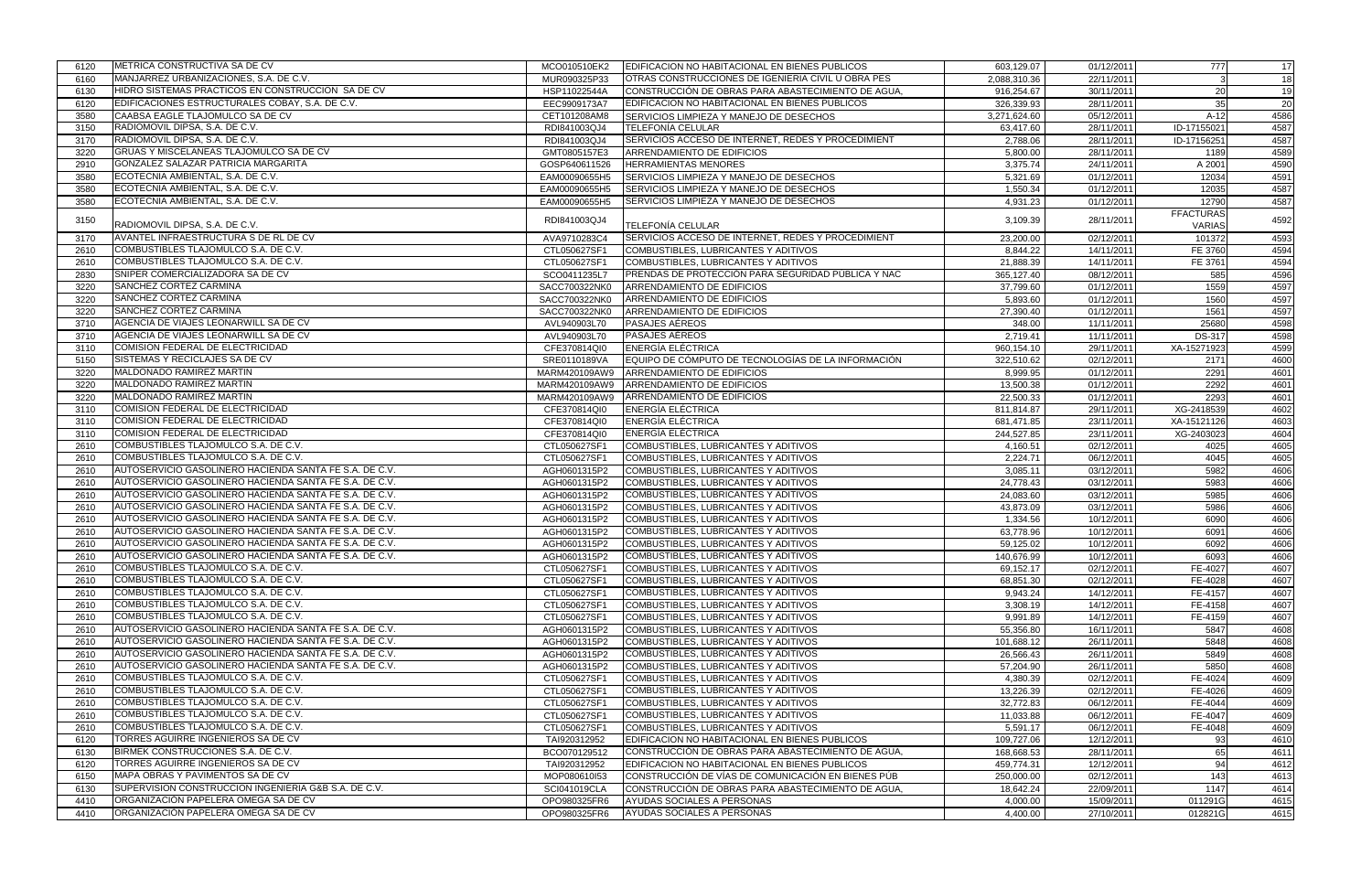| | | | | | | | |
|---|---|---|---|---|---|---|---|
| 6120 | METRICA CONSTRUCTIVA SA DE CV | MCO010510EK2 | EDIFICACION NO HABITACIONAL EN BIENES PUBLICOS | 603,129.07 | 01/12/2011 | 777 | 17 |
| 6160 | MANJARREZ URBANIZACIONES, S.A. DE C.V. | MUR090325P33 | OTRAS CONSTRUCCIONES DE IGENIERIA CIVIL U OBRA PES | 2,088,310.36 | 22/11/2011 | 3 | 18 |
| 6130 | HIDRO SISTEMAS PRACTICOS EN CONSTRUCCION SA DE CV | HSP11022544A | CONSTRUCCIÓN DE OBRAS PARA ABASTECIMIENTO DE AGUA, | 916,254.67 | 30/11/2011 | 20 | 19 |
| 6120 | EDIFICACIONES ESTRUCTURALES COBAY, S.A. DE C.V. | EEC9909173A7 | EDIFICACION NO HABITACIONAL EN BIENES PUBLICOS | 326,339.93 | 28/11/2011 | 35 | 20 |
| 3580 | CAABSA EAGLE TLAJOMULCO SA DE CV | CET101208AM8 | SERVICIOS LIMPIEZA Y MANEJO DE DESECHOS | 3,271,624.60 | 05/12/2011 | A-12 | 4586 |
| 3150 | RADIOMOVIL DIPSA, S.A. DE C.V. | RDI841003QJ4 | TELEFONÍA CELULAR | 63,417.60 | 28/11/2011 | ID-17155021 | 4587 |
| 3170 | RADIOMOVIL DIPSA, S.A. DE C.V. | RDI841003QJ4 | SERVICIOS ACCESO DE INTERNET, REDES Y PROCEDIMIENT | 2,788.06 | 28/11/2011 | ID-17156251 | 4587 |
| 3220 | GRUAS Y MISCELANEAS TLAJOMULCO SA DE CV | GMT0805157E3 | ARRENDAMIENTO DE EDIFICIOS | 5,800.00 | 28/11/2011 | 1189 | 4589 |
| 2910 | GONZALEZ SALAZAR PATRICIA MARGARITA | GOSP640611526 | HERRAMIENTAS MENORES | 3,375.74 | 24/11/2011 | A 2001 | 4590 |
| 3580 | ECOTECNIA AMBIENTAL, S.A. DE C.V. | EAM00090655H5 | SERVICIOS LIMPIEZA Y MANEJO DE DESECHOS | 5,321.69 | 01/12/2011 | 12034 | 4591 |
| 3580 | ECOTECNIA AMBIENTAL, S.A. DE C.V. | EAM00090655H5 | SERVICIOS LIMPIEZA Y MANEJO DE DESECHOS | 1,550.34 | 01/12/2011 | 12035 | 4587 |
| 3580 | ECOTECNIA AMBIENTAL, S.A. DE C.V. | EAM00090655H5 | SERVICIOS LIMPIEZA Y MANEJO DE DESECHOS | 4,931.23 | 01/12/2011 | 12790 | 4587 |
| 3150 | RADIOMOVIL DIPSA, S.A. DE C.V. | RDI841003QJ4 | TELEFONÍA CELULAR | 3,109.39 | 28/11/2011 | FFACTURAS VARIAS | 4592 |
| 3170 | AVANTEL INFRAESTRUCTURA S DE RL DE CV | AVA9710283C4 | SERVICIOS ACCESO DE INTERNET, REDES Y PROCEDIMIENT | 23,200.00 | 02/12/2011 | 101372 | 4593 |
| 2610 | COMBUSTIBLES TLAJOMULCO S.A. DE C.V. | CTL050627SF1 | COMBUSTIBLES, LUBRICANTES Y ADITIVOS | 8,844.22 | 14/11/2011 | FE 3760 | 4594 |
| 2610 | COMBUSTIBLES TLAJOMULCO S.A. DE C.V. | CTL050627SF1 | COMBUSTIBLES, LUBRICANTES Y ADITIVOS | 21,888.39 | 14/11/2011 | FE 3761 | 4594 |
| 2830 | SNIPER COMERCIALIZADORA SA DE CV | SCO0411235L7 | PRENDAS DE PROTECCIÓN PARA SEGURIDAD PÚBLICA Y NAC | 365,127.40 | 08/12/2011 | 585 | 4596 |
| 3220 | SANCHEZ CORTEZ CARMINA | SACC700322NK0 | ARRENDAMIENTO DE EDIFICIOS | 37,799.60 | 01/12/2011 | 1559 | 4597 |
| 3220 | SANCHEZ CORTEZ CARMINA | SACC700322NK0 | ARRENDAMIENTO DE EDIFICIOS | 5,893.60 | 01/12/2011 | 1560 | 4597 |
| 3220 | SANCHEZ CORTEZ CARMINA | SACC700322NK0 | ARRENDAMIENTO DE EDIFICIOS | 27,390.40 | 01/12/2011 | 1561 | 4597 |
| 3710 | AGENCIA DE VIAJES LEONARWILL SA DE CV | AVL940903L70 | PASAJES AÉREOS | 348.00 | 11/11/2011 | 25680 | 4598 |
| 3710 | AGENCIA DE VIAJES LEONARWILL SA DE CV | AVL940903L70 | PASAJES AÉREOS | 2,719.41 | 11/11/2011 | DS-317 | 4598 |
| 3110 | COMISION FEDERAL DE ELECTRICIDAD | CFE370814QI0 | ENERGÍA ELÉCTRICA | 960,154.10 | 29/11/2011 | XA-15271923 | 4599 |
| 5150 | SISTEMAS Y RECICLAJES SA DE CV | SRE0110189VA | EQUIPO DE CÓMPUTO DE TECNOLOGÍAS DE LA INFORMACIÓN | 322,510.62 | 02/12/2011 | 2171 | 4600 |
| 3220 | MALDONADO RAMIREZ MARTIN | MARM420109AW9 | ARRENDAMIENTO DE EDIFICIOS | 8,999.95 | 01/12/2011 | 2291 | 4601 |
| 3220 | MALDONADO RAMIREZ MARTIN | MARM420109AW9 | ARRENDAMIENTO DE EDIFICIOS | 13,500.38 | 01/12/2011 | 2292 | 4601 |
| 3220 | MALDONADO RAMIREZ MARTIN | MARM420109AW9 | ARRENDAMIENTO DE EDIFICIOS | 22,500.33 | 01/12/2011 | 2293 | 4601 |
| 3110 | COMISION FEDERAL DE ELECTRICIDAD | CFE370814QI0 | ENERGÍA ELÉCTRICA | 811,814.87 | 29/11/2011 | XG-2418539 | 4602 |
| 3110 | COMISION FEDERAL DE ELECTRICIDAD | CFE370814QI0 | ENERGÍA ELÉCTRICA | 681,471.85 | 23/11/2011 | XA-15121126 | 4603 |
| 3110 | COMISION FEDERAL DE ELECTRICIDAD | CFE370814QI0 | ENERGÍA ELÉCTRICA | 244,527.85 | 23/11/2011 | XG-2403023 | 4604 |
| 2610 | COMBUSTIBLES TLAJOMULCO S.A. DE C.V. | CTL050627SF1 | COMBUSTIBLES, LUBRICANTES Y ADITIVOS | 4,160.51 | 02/12/2011 | 4025 | 4605 |
| 2610 | COMBUSTIBLES TLAJOMULCO S.A. DE C.V. | CTL050627SF1 | COMBUSTIBLES, LUBRICANTES Y ADITIVOS | 2,224.71 | 06/12/2011 | 4045 | 4605 |
| 2610 | AUTOSERVICIO GASOLINERO HACIENDA SANTA FE S.A. DE C.V. | AGH0601315P2 | COMBUSTIBLES, LUBRICANTES Y ADITIVOS | 3,085.11 | 03/12/2011 | 5982 | 4606 |
| 2610 | AUTOSERVICIO GASOLINERO HACIENDA SANTA FE S.A. DE C.V. | AGH0601315P2 | COMBUSTIBLES, LUBRICANTES Y ADITIVOS | 24,778.43 | 03/12/2011 | 5983 | 4606 |
| 2610 | AUTOSERVICIO GASOLINERO HACIENDA SANTA FE S.A. DE C.V. | AGH0601315P2 | COMBUSTIBLES, LUBRICANTES Y ADITIVOS | 24,083.60 | 03/12/2011 | 5985 | 4606 |
| 2610 | AUTOSERVICIO GASOLINERO HACIENDA SANTA FE S.A. DE C.V. | AGH0601315P2 | COMBUSTIBLES, LUBRICANTES Y ADITIVOS | 43,873.09 | 03/12/2011 | 5986 | 4606 |
| 2610 | AUTOSERVICIO GASOLINERO HACIENDA SANTA FE S.A. DE C.V. | AGH0601315P2 | COMBUSTIBLES, LUBRICANTES Y ADITIVOS | 1,334.56 | 10/12/2011 | 6090 | 4606 |
| 2610 | AUTOSERVICIO GASOLINERO HACIENDA SANTA FE S.A. DE C.V. | AGH0601315P2 | COMBUSTIBLES, LUBRICANTES Y ADITIVOS | 63,778.96 | 10/12/2011 | 6091 | 4606 |
| 2610 | AUTOSERVICIO GASOLINERO HACIENDA SANTA FE S.A. DE C.V. | AGH0601315P2 | COMBUSTIBLES, LUBRICANTES Y ADITIVOS | 59,125.02 | 10/12/2011 | 6092 | 4606 |
| 2610 | AUTOSERVICIO GASOLINERO HACIENDA SANTA FE S.A. DE C.V. | AGH0601315P2 | COMBUSTIBLES, LUBRICANTES Y ADITIVOS | 140,676.99 | 10/12/2011 | 6093 | 4606 |
| 2610 | COMBUSTIBLES TLAJOMULCO S.A. DE C.V. | CTL050627SF1 | COMBUSTIBLES, LUBRICANTES Y ADITIVOS | 69,152.17 | 02/12/2011 | FE-4027 | 4607 |
| 2610 | COMBUSTIBLES TLAJOMULCO S.A. DE C.V. | CTL050627SF1 | COMBUSTIBLES, LUBRICANTES Y ADITIVOS | 68,851.30 | 02/12/2011 | FE-4028 | 4607 |
| 2610 | COMBUSTIBLES TLAJOMULCO S.A. DE C.V. | CTL050627SF1 | COMBUSTIBLES, LUBRICANTES Y ADITIVOS | 9,943.24 | 14/12/2011 | FE-4157 | 4607 |
| 2610 | COMBUSTIBLES TLAJOMULCO S.A. DE C.V. | CTL050627SF1 | COMBUSTIBLES, LUBRICANTES Y ADITIVOS | 3,308.19 | 14/12/2011 | FE-4158 | 4607 |
| 2610 | COMBUSTIBLES TLAJOMULCO S.A. DE C.V. | CTL050627SF1 | COMBUSTIBLES, LUBRICANTES Y ADITIVOS | 9,991.89 | 14/12/2011 | FE-4159 | 4607 |
| 2610 | AUTOSERVICIO GASOLINERO HACIENDA SANTA FE S.A. DE C.V. | AGH0601315P2 | COMBUSTIBLES, LUBRICANTES Y ADITIVOS | 55,356.80 | 16/11/2011 | 5847 | 4608 |
| 2610 | AUTOSERVICIO GASOLINERO HACIENDA SANTA FE S.A. DE C.V. | AGH0601315P2 | COMBUSTIBLES, LUBRICANTES Y ADITIVOS | 101,688.12 | 26/11/2011 | 5848 | 4608 |
| 2610 | AUTOSERVICIO GASOLINERO HACIENDA SANTA FE S.A. DE C.V. | AGH0601315P2 | COMBUSTIBLES, LUBRICANTES Y ADITIVOS | 26,566.43 | 26/11/2011 | 5849 | 4608 |
| 2610 | AUTOSERVICIO GASOLINERO HACIENDA SANTA FE S.A. DE C.V. | AGH0601315P2 | COMBUSTIBLES, LUBRICANTES Y ADITIVOS | 57,204.90 | 26/11/2011 | 5850 | 4608 |
| 2610 | COMBUSTIBLES TLAJOMULCO S.A. DE C.V. | CTL050627SF1 | COMBUSTIBLES, LUBRICANTES Y ADITIVOS | 4,380.39 | 02/12/2011 | FE-4024 | 4609 |
| 2610 | COMBUSTIBLES TLAJOMULCO S.A. DE C.V. | CTL050627SF1 | COMBUSTIBLES, LUBRICANTES Y ADITIVOS | 13,226.39 | 02/12/2011 | FE-4026 | 4609 |
| 2610 | COMBUSTIBLES TLAJOMULCO S.A. DE C.V. | CTL050627SF1 | COMBUSTIBLES, LUBRICANTES Y ADITIVOS | 32,772.83 | 06/12/2011 | FE-4044 | 4609 |
| 2610 | COMBUSTIBLES TLAJOMULCO S.A. DE C.V. | CTL050627SF1 | COMBUSTIBLES, LUBRICANTES Y ADITIVOS | 11,033.88 | 06/12/2011 | FE-4047 | 4609 |
| 2610 | COMBUSTIBLES TLAJOMULCO S.A. DE C.V. | CTL050627SF1 | COMBUSTIBLES, LUBRICANTES Y ADITIVOS | 5,591.17 | 06/12/2011 | FE-4048 | 4609 |
| 6120 | TORRES AGUIRRE INGENIEROS SA DE CV | TAI920312952 | EDIFICACION NO HABITACIONAL EN BIENES PUBLICOS | 109,727.06 | 12/12/2011 | 93 | 4610 |
| 6130 | BIRMEK CONSTRUCCIONES S.A. DE C.V. | BCO070129512 | CONSTRUCCIÓN DE OBRAS PARA ABASTECIMIENTO DE AGUA, | 168,668.53 | 28/11/2011 | 65 | 4611 |
| 6120 | TORRES AGUIRRE INGENIEROS SA DE CV | TAI920312952 | EDIFICACION NO HABITACIONAL EN BIENES PUBLICOS | 459,774.31 | 12/12/2011 | 94 | 4612 |
| 6150 | MAPA OBRAS Y PAVIMENTOS SA DE CV | MOP080610I53 | CONSTRUCCIÓN DE VÍAS DE COMUNICACIÓN EN BIENES PÚB | 250,000.00 | 02/12/2011 | 143 | 4613 |
| 6130 | SUPERVISION CONSTRUCCION INGENIERIA G&B S.A. DE C.V. | SCI041019CLA | CONSTRUCCIÓN DE OBRAS PARA ABASTECIMIENTO DE AGUA, | 18,642.24 | 22/09/2011 | 1147 | 4614 |
| 4410 | ORGANIZACION PAPELERA OMEGA SA DE CV | OPO980325FR6 | AYUDAS SOCIALES A PERSONAS | 4,000.00 | 15/09/2011 | 011291G | 4615 |
| 4410 | ORGANIZACION PAPELERA OMEGA SA DE CV | OPO980325FR6 | AYUDAS SOCIALES A PERSONAS | 4,400.00 | 27/10/2011 | 012821G | 4615 |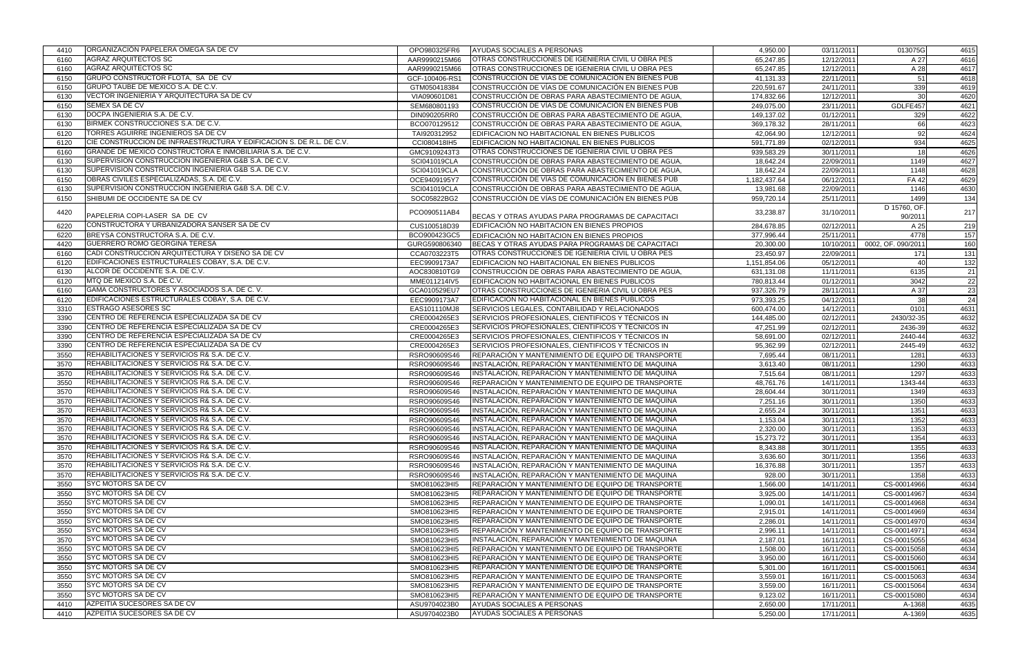| | | | | | | | |
|---|---|---|---|---|---|---|---|
| 4410 | ORGANIZACIÓN PAPELERA OMEGA SA DE CV | OPO980325FR6 | AYUDAS SOCIALES A PERSONAS | 4,950.00 | 03/11/2011 | 013075G | 4615 |
| 6160 | AGRAZ ARQUITECTOS SC | AAR9990215M66 | OTRAS CONSTRUCCIONES DE IGENIERIA CIVIL U OBRA PES | 65,247.85 | 12/12/2011 | A 27 | 4616 |
| 6160 | AGRAZ ARQUITECTOS SC | AAR9990215M66 | OTRAS CONSTRUCCIONES DE IGENIERIA CIVIL U OBRA PES | 65,247.85 | 12/12/2011 | A 28 | 4617 |
| 6150 | GRUPO CONSTRUCTOR FLOTA, SA DE CV | GCF-100406-RS1 | CONSTRUCCIÓN DE VÍAS DE COMUNICACIÓN EN BIENES PÚB | 41,131.33 | 22/11/2011 | 51 | 4618 |
| 6150 | GRUPO TAUBE DE MEXICO S.A. DE C.V. | GTM050418384 | CONSTRUCCIÓN DE VÍAS DE COMUNICACIÓN EN BIENES PÚB | 220,591.67 | 24/11/2011 | 339 | 4619 |
| 6130 | VECTOR INGENIERIA Y ARQUITECTURA SA DE CV | VIA090601D81 | CONSTRUCCIÓN DE OBRAS PARA ABASTECIMIENTO DE AGUA, | 174,832.66 | 12/12/2011 | 30 | 4620 |
| 6150 | SEMEX SA DE CV | SEM680801193 | CONSTRUCCIÓN DE VÍAS DE COMUNICACIÓN EN BIENES PÚB | 249,075.00 | 23/11/2011 | GDLFE457 | 4621 |
| 6130 | DOCPA INGENIERIA S.A. DE C.V. | DIN090205RR0 | CONSTRUCCIÓN DE OBRAS PARA ABASTECIMIENTO DE AGUA, | 149,137.02 | 01/12/2011 | 329 | 4622 |
| 6130 | BIRMEK CONSTRUCCIONES S.A. DE C.V. | BCO070129512 | CONSTRUCCIÓN DE OBRAS PARA ABASTECIMIENTO DE AGUA, | 369,178.32 | 28/11/2011 | 66 | 4623 |
| 6120 | TORRES AGUIRRE INGENIEROS SA DE CV | TAI920312952 | EDIFICACION NO HABITACIONAL EN BIENES PUBLICOS | 42,064.90 | 12/12/2011 | 92 | 4624 |
| 6120 | CIE CONSTRUCCION DE INFRAESTRUCTURA Y EDIFICACION S. DE R.L. DE C.V. | CCI080418IH5 | EDIFICACION NO HABITACIONAL EN BIENES PUBLICOS | 591,771.89 | 02/12/2011 | 934 | 4625 |
| 6160 | GRANDE DE MEXICO CONSTRUCTORA E INMOBILIARIA S.A. DE C.V. | GMC9109243T3 | OTRAS CONSTRUCCIONES DE IGENIERIA CIVIL U OBRA PES | 939,583.29 | 30/11/2011 | 18 | 4626 |
| 6130 | SUPERVISION CONSTRUCCION INGENIERIA G&B S.A. DE C.V. | SCI041019CLA | CONSTRUCCIÓN DE OBRAS PARA ABASTECIMIENTO DE AGUA, | 18,642.24 | 22/09/2011 | 1149 | 4627 |
| 6130 | SUPERVISION CONSTRUCCION INGENIERIA G&B S.A. DE C.V. | SCI041019CLA | CONSTRUCCIÓN DE OBRAS PARA ABASTECIMIENTO DE AGUA, | 18,642.24 | 22/09/2011 | 1148 | 4628 |
| 6150 | OBRAS CIVILES ESPECIALIZADAS, S.A. DE C.V. | OCE9409195Y7 | CONSTRUCCIÓN DE VÍAS DE COMUNICACIÓN EN BIENES PÚB | 1,182,437.64 | 06/12/2011 | FA 42 | 4629 |
| 6130 | SUPERVISION CONSTRUCCION INGENIERIA G&B S.A. DE C.V. | SCI041019CLA | CONSTRUCCIÓN DE OBRAS PARA ABASTECIMIENTO DE AGUA, | 13,981.68 | 22/09/2011 | 1146 | 4630 |
| 6150 | SHIBUMI DE OCCIDENTE SA DE CV | SOC05822BG2 | CONSTRUCCIÓN DE VÍAS DE COMUNICACIÓN EN BIENES PÚB | 959,720.14 | 25/11/2011 | 1499 | 134 |
| 4420 | PAPELERIA COPI-LASER SA DE CV | PCO090511AB4 | BECAS Y OTRAS AYUDAS PARA PROGRAMAS DE CAPACITACI | 33,238.87 | 31/10/2011 | D 15760, OF. 90/2011 | 217 |
| 6220 | CONSTRUCTORA Y URBANIZADORA SANSER SA DE CV | CUS100518D39 | EDIFICACIÓN NO HABITACION EN BIENES PROPIOS | 284,678.85 | 02/12/2011 | A 25 | 219 |
| 6220 | BREYSA CONSTRUCTORA S.A. DE C.V. | BCO900423GC5 | EDIFICACIÓN NO HABITACION EN BIENES PROPIOS | 377,996.44 | 25/11/2011 | 4778 | 157 |
| 4420 | GUERRERO ROMO GEORGINA TERESA | GURG590806340 | BECAS Y OTRAS AYUDAS PARA PROGRAMAS DE CAPACITACI | 20,300.00 | 10/10/2011 | 0002, OF. 090/2011 | 160 |
| 6160 | CADI CONSTRUCCION ARQUITECTURA Y DISEÑO SA DE CV | CCA0703223T5 | OTRAS CONSTRUCCIONES DE IGENIERIA CIVIL U OBRA PES | 23,450.97 | 22/09/2011 | 171 | 131 |
| 6120 | EDIFICACIONES ESTRUCTURALES COBAY, S.A. DE C.V. | EEC9909173A7 | EDIFICACION NO HABITACIONAL EN BIENES PUBLICOS | 1,151,854.06 | 05/12/2011 | 40 | 132 |
| 6130 | ALCOR DE OCCIDENTE S.A. DE C.V. | AOC830810TG9 | CONSTRUCCIÓN DE OBRAS PARA ABASTECIMIENTO DE AGUA, | 631,131.08 | 11/11/2011 | 6135 | 21 |
| 6120 | MTQ DE MEXICO S.A. DE C.V. | MME011214IV5 | EDIFICACION NO HABITACIONAL EN BIENES PUBLICOS | 780,813.44 | 01/12/2011 | 3042 | 22 |
| 6160 | GAMA CONSTRUCTORES Y ASOCIADOS S.A. DE C. V. | GCA010529EU7 | OTRAS CONSTRUCCIONES DE IGENIERIA CIVIL U OBRA PES | 937,326.79 | 28/11/2011 | A 37 | 23 |
| 6120 | EDIFICACIONES ESTRUCTURALES COBAY, S.A. DE C.V. | EEC9909173A7 | EDIFICACIÓN NO HABITACIONAL EN BIENES PUBLICOS | 973,393.25 | 04/12/2011 | 38 | 24 |
| 3310 | ESTRAGO ASESORES SC | EAS101110MJ8 | SERVICIOS LEGALES, CONTABILIDAD Y RELACIONADOS | 600,474.00 | 14/12/2011 | 0101 | 4631 |
| 3390 | CENTRO DE REFERENCIA ESPECIALIZADA SA DE CV | CRE0004265E3 | SERVICIOS PROFESIONALES, CIENTÍFICOS Y TÉCNICOS IN | 144,485.00 | 02/12/2011 | 2430/32-35 | 4632 |
| 3390 | CENTRO DE REFERENCIA ESPECIALIZADA SA DE CV | CRE0004265E3 | SERVICIOS PROFESIONALES, CIENTÍFICOS Y TÉCNICOS IN | 47,251.99 | 02/12/2011 | 2436-39 | 4632 |
| 3390 | CENTRO DE REFERENCIA ESPECIALIZADA SA DE CV | CRE0004265E3 | SERVICIOS PROFESIONALES, CIENTÍFICOS Y TÉCNICOS IN | 58,691.00 | 02/12/2011 | 2440-44 | 4632 |
| 3390 | CENTRO DE REFERENCIA ESPECIALIZADA SA DE CV | CRE0004265E3 | SERVICIOS PROFESIONALES, CIENTÍFICOS Y TÉCNICOS IN | 95,362.99 | 02/12/2011 | 2445-49 | 4632 |
| 3550 | REHABILITACIONES Y SERVICIOS R& S.A. DE C.V. | RSRO90609S46 | REPARACIÓN Y MANTENIMIENTO DE EQUIPO DE TRANSPORTE | 7,695.44 | 08/11/2011 | 1281 | 4633 |
| 3570 | REHABILITACIONES Y SERVICIOS R& S.A. DE C.V. | RSRO90609S46 | INSTALACIÓN, REPARACIÓN Y MANTENIMIENTO DE MAQUINA | 3,613.40 | 08/11/2011 | 1290 | 4633 |
| 3570 | REHABILITACIONES Y SERVICIOS R& S.A. DE C.V. | RSRO90609S46 | INSTALACIÓN, REPARACIÓN Y MANTENIMIENTO DE MAQUINA | 7,515.64 | 08/11/2011 | 1297 | 4633 |
| 3550 | REHABILITACIONES Y SERVICIOS R& S.A. DE C.V. | RSRO90609S46 | REPARACIÓN Y MANTENIMIENTO DE EQUIPO DE TRANSPORTE | 48,761.76 | 14/11/2011 | 1343-44 | 4633 |
| 3570 | REHABILITACIONES Y SERVICIOS R& S.A. DE C.V. | RSRO90609S46 | INSTALACIÓN, REPARACIÓN Y MANTENIMIENTO DE MAQUINA | 28,604.44 | 30/11/2011 | 1349 | 4633 |
| 3570 | REHABILITACIONES Y SERVICIOS R& S.A. DE C.V. | RSRO90609S46 | INSTALACIÓN, REPARACIÓN Y MANTENIMIENTO DE MAQUINA | 7,251.16 | 30/11/2011 | 1350 | 4633 |
| 3570 | REHABILITACIONES Y SERVICIOS R& S.A. DE C.V. | RSRO90609S46 | INSTALACIÓN, REPARACIÓN Y MANTENIMIENTO DE MAQUINA | 2,655.24 | 30/11/2011 | 1351 | 4633 |
| 3570 | REHABILITACIONES Y SERVICIOS R& S.A. DE C.V. | RSRO90609S46 | INSTALACIÓN, REPARACIÓN Y MANTENIMIENTO DE MAQUINA | 1,153.04 | 30/11/2011 | 1352 | 4633 |
| 3570 | REHABILITACIONES Y SERVICIOS R& S.A. DE C.V. | RSRO90609S46 | INSTALACIÓN, REPARACIÓN Y MANTENIMIENTO DE MAQUINA | 2,320.00 | 30/11/2011 | 1353 | 4633 |
| 3570 | REHABILITACIONES Y SERVICIOS R& S.A. DE C.V. | RSRO90609S46 | INSTALACIÓN, REPARACIÓN Y MANTENIMIENTO DE MAQUINA | 15,273.72 | 30/11/2011 | 1354 | 4633 |
| 3570 | REHABILITACIONES Y SERVICIOS R& S.A. DE C.V. | RSRO90609S46 | INSTALACIÓN, REPARACIÓN Y MANTENIMIENTO DE MAQUINA | 8,343.88 | 30/11/2011 | 1355 | 4633 |
| 3570 | REHABILITACIONES Y SERVICIOS R& S.A. DE C.V. | RSRO90609S46 | INSTALACIÓN, REPARACIÓN Y MANTENIMIENTO DE MAQUINA | 3,636.60 | 30/11/2011 | 1356 | 4633 |
| 3570 | REHABILITACIONES Y SERVICIOS R& S.A. DE C.V. | RSRO90609S46 | INSTALACIÓN, REPARACIÓN Y MANTENIMIENTO DE MAQUINA | 16,376.88 | 30/11/2011 | 1357 | 4633 |
| 3570 | REHABILITACIONES Y SERVICIOS R& S.A. DE C.V. | RSRO90609S46 | INSTALACIÓN, REPARACIÓN Y MANTENIMIENTO DE MAQUINA | 928.00 | 30/11/2011 | 1358 | 4633 |
| 3550 | SYC MOTORS SA DE CV | SMO810623HI5 | REPARACIÓN Y MANTENIMIENTO DE EQUIPO DE TRANSPORTE | 1,566.00 | 14/11/2011 | CS-00014966 | 4634 |
| 3550 | SYC MOTORS SA DE CV | SMO810623HI5 | REPARACIÓN Y MANTENIMIENTO DE EQUIPO DE TRANSPORTE | 3,925.00 | 14/11/2011 | CS-00014967 | 4634 |
| 3550 | SYC MOTORS SA DE CV | SMO810623HI5 | REPARACIÓN Y MANTENIMIENTO DE EQUIPO DE TRANSPORTE | 1,090.01 | 14/11/2011 | CS-00014968 | 4634 |
| 3550 | SYC MOTORS SA DE CV | SMO810623HI5 | REPARACIÓN Y MANTENIMIENTO DE EQUIPO DE TRANSPORTE | 2,915.01 | 14/11/2011 | CS-00014969 | 4634 |
| 3550 | SYC MOTORS SA DE CV | SMO810623HI5 | REPARACIÓN Y MANTENIMIENTO DE EQUIPO DE TRANSPORTE | 2,286.01 | 14/11/2011 | CS-00014970 | 4634 |
| 3550 | SYC MOTORS SA DE CV | SMO810623HI5 | REPARACIÓN Y MANTENIMIENTO DE EQUIPO DE TRANSPORTE | 2,996.11 | 14/11/2011 | CS-00014971 | 4634 |
| 3570 | SYC MOTORS SA DE CV | SMO810623HI5 | INSTALACIÓN, REPARACIÓN Y MANTENIMIENTO DE MAQUINA | 2,187.01 | 16/11/2011 | CS-00015055 | 4634 |
| 3550 | SYC MOTORS SA DE CV | SMO810623HI5 | REPARACIÓN Y MANTENIMIENTO DE EQUIPO DE TRANSPORTE | 1,508.00 | 16/11/2011 | CS-00015058 | 4634 |
| 3550 | SYC MOTORS SA DE CV | SMO810623HI5 | REPARACIÓN Y MANTENIMIENTO DE EQUIPO DE TRANSPORTE | 3,950.00 | 16/11/2011 | CS-00015060 | 4634 |
| 3550 | SYC MOTORS SA DE CV | SMO810623HI5 | REPARACIÓN Y MANTENIMIENTO DE EQUIPO DE TRANSPORTE | 5,301.00 | 16/11/2011 | CS-00015061 | 4634 |
| 3550 | SYC MOTORS SA DE CV | SMO810623HI5 | REPARACIÓN Y MANTENIMIENTO DE EQUIPO DE TRANSPORTE | 3,559.01 | 16/11/2011 | CS-00015063 | 4634 |
| 3550 | SYC MOTORS SA DE CV | SMO810623HI5 | REPARACIÓN Y MANTENIMIENTO DE EQUIPO DE TRANSPORTE | 3,559.00 | 16/11/2011 | CS-00015064 | 4634 |
| 3550 | SYC MOTORS SA DE CV | SMO810623HI5 | REPARACIÓN Y MANTENIMIENTO DE EQUIPO DE TRANSPORTE | 9,123.02 | 16/11/2011 | CS-00015080 | 4634 |
| 4410 | AZPEITIA SUCESORES SA DE CV | ASU9704023B0 | AYUDAS SOCIALES A PERSONAS | 2,650.00 | 17/11/2011 | A-1368 | 4635 |
| 4410 | AZPEITIA SUCESORES SA DE CV | ASU9704023B0 | AYUDAS SOCIALES A PERSONAS | 5,250.00 | 17/11/2011 | A-1369 | 4635 |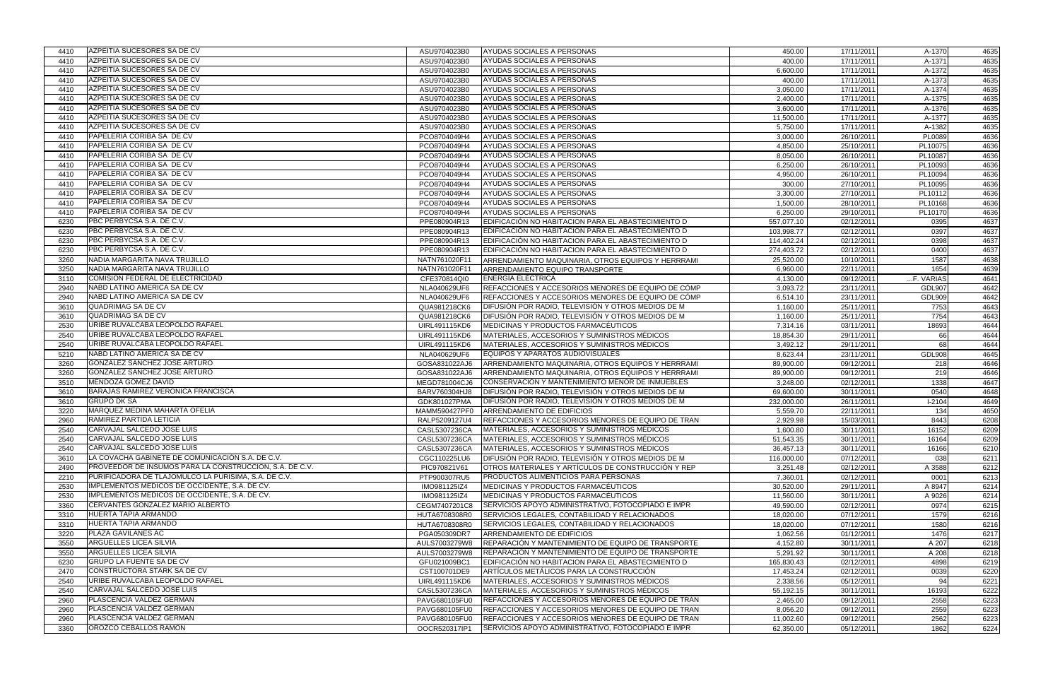| | | | | | | | |
|---|---|---|---|---|---|---|---|
| 4410 | AZPEITIA SUCESORES SA DE CV | ASU9704023B0 | AYUDAS SOCIALES A PERSONAS | 450.00 | 17/11/2011 | A-1370 | 4635 |
| 4410 | AZPEITIA SUCESORES SA DE CV | ASU9704023B0 | AYUDAS SOCIALES A PERSONAS | 400.00 | 17/11/2011 | A-1371 | 4635 |
| 4410 | AZPEITIA SUCESORES SA DE CV | ASU9704023B0 | AYUDAS SOCIALES A PERSONAS | 6,600.00 | 17/11/2011 | A-1372 | 4635 |
| 4410 | AZPEITIA SUCESORES SA DE CV | ASU9704023B0 | AYUDAS SOCIALES A PERSONAS | 400.00 | 17/11/2011 | A-1373 | 4635 |
| 4410 | AZPEITIA SUCESORES SA DE CV | ASU9704023B0 | AYUDAS SOCIALES A PERSONAS | 3,050.00 | 17/11/2011 | A-1374 | 4635 |
| 4410 | AZPEITIA SUCESORES SA DE CV | ASU9704023B0 | AYUDAS SOCIALES A PERSONAS | 2,400.00 | 17/11/2011 | A-1375 | 4635 |
| 4410 | AZPEITIA SUCESORES SA DE CV | ASU9704023B0 | AYUDAS SOCIALES A PERSONAS | 3,600.00 | 17/11/2011 | A-1376 | 4635 |
| 4410 | AZPEITIA SUCESORES SA DE CV | ASU9704023B0 | AYUDAS SOCIALES A PERSONAS | 11,500.00 | 17/11/2011 | A-1377 | 4635 |
| 4410 | AZPEITIA SUCESORES SA DE CV | ASU9704023B0 | AYUDAS SOCIALES A PERSONAS | 5,750.00 | 17/11/2011 | A-1382 | 4635 |
| 4410 | PAPELERIA CORIBA SA DE CV | PCO8704049H4 | AYUDAS SOCIALES A PERSONAS | 3,000.00 | 26/10/2011 | PL0089 | 4636 |
| 4410 | PAPELERIA CORIBA SA DE CV | PCO8704049H4 | AYUDAS SOCIALES A PERSONAS | 4,850.00 | 25/10/2011 | PL10075 | 4636 |
| 4410 | PAPELERIA CORIBA SA DE CV | PCO8704049H4 | AYUDAS SOCIALES A PERSONAS | 8,050.00 | 26/10/2011 | PL10087 | 4636 |
| 4410 | PAPELERIA CORIBA SA DE CV | PCO8704049H4 | AYUDAS SOCIALES A PERSONAS | 6,250.00 | 26/10/2011 | PL10093 | 4636 |
| 4410 | PAPELERIA CORIBA SA DE CV | PCO8704049H4 | AYUDAS SOCIALES A PERSONAS | 4,950.00 | 26/10/2011 | PL10094 | 4636 |
| 4410 | PAPELERIA CORIBA SA DE CV | PCO8704049H4 | AYUDAS SOCIALES A PERSONAS | 300.00 | 27/10/2011 | PL10095 | 4636 |
| 4410 | PAPELERIA CORIBA SA DE CV | PCO8704049H4 | AYUDAS SOCIALES A PERSONAS | 3,300.00 | 27/10/2011 | PL10112 | 4636 |
| 4410 | PAPELERIA CORIBA SA DE CV | PCO8704049H4 | AYUDAS SOCIALES A PERSONAS | 1,500.00 | 28/10/2011 | PL10168 | 4636 |
| 4410 | PAPELERIA CORIBA SA DE CV | PCO8704049H4 | AYUDAS SOCIALES A PERSONAS | 6,250.00 | 29/10/2011 | PL10170 | 4636 |
| 6230 | PBC PERBYCSA S.A. DE C.V. | PPE080904R13 | EDIFICACIÓN NO HABITACION PARA EL ABASTECIMIENTO D | 557,077.10 | 02/12/2011 | 0395 | 4637 |
| 6230 | PBC PERBYCSA S.A. DE C.V. | PPE080904R13 | EDIFICACIÓN NO HABITACION PARA EL ABASTECIMIENTO D | 103,998.77 | 02/12/2011 | 0397 | 4637 |
| 6230 | PBC PERBYCSA S.A. DE C.V. | PPE080904R13 | EDIFICACIÓN NO HABITACION PARA EL ABASTECIMIENTO D | 114,402.24 | 02/12/2011 | 0398 | 4637 |
| 6230 | PBC PERBYCSA S.A. DE C.V. | PPE080904R13 | EDIFICACIÓN NO HABITACION PARA EL ABASTECIMIENTO D | 274,403.72 | 02/12/2011 | 0400 | 4637 |
| 3260 | NADIA MARGARITA NAVA TRUJILLO | NATN761020F11 | ARRENDAMIENTO MAQUINARIA, OTROS EQUIPOS Y HERRRAMI | 25,520.00 | 10/10/2011 | 1587 | 4638 |
| 3250 | NADIA MARGARITA NAVA TRUJILLO | NATN761020F11 | ARRENDAMIENTO EQUIPO TRANSPORTE | 6,960.00 | 22/11/2011 | 1654 | 4639 |
| 3110 | COMISION FEDERAL DE ELECTRICIDAD | CFE370814QI0 | ENERGÍA ELÉCTRICA | 4,130.00 | 09/12/2011 | ...F. VARIAS | 4641 |
| 2940 | NABD LATINO AMERICA SA DE CV | NLA040629UF6 | REFACCIONES Y ACCESORIOS MENORES DE EQUIPO DE CÓMP | 3,093.72 | 23/11/2011 | GDL907 | 4642 |
| 2940 | NABD LATINO AMERICA SA DE CV | NLA040629UF6 | REFACCIONES Y ACCESORIOS MENORES DE EQUIPO DE CÓMP | 6,514.10 | 23/11/2011 | GDL909 | 4642 |
| 3610 | QUADRIMAG SA DE CV | QUA981218CK6 | DIFUSIÓN POR RADIO, TELEVISIÓN Y OTROS MEDIOS DE M | 1,160.00 | 25/11/2011 | 7753 | 4643 |
| 3610 | QUADRIMAG SA DE CV | QUA981218CK6 | DIFUSIÓN POR RADIO, TELEVISIÓN Y OTROS MEDIOS DE M | 1,160.00 | 25/11/2011 | 7754 | 4643 |
| 2530 | URIBE RUVALCABA LEOPOLDO RAFAEL | UIRL491115KD6 | MEDICINAS Y PRODUCTOS FARMACÉUTICOS | 7,314.16 | 03/11/2011 | 18693 | 4644 |
| 2540 | URIBE RUVALCABA LEOPOLDO RAFAEL | UIRL491115KD6 | MATERIALES, ACCESORIOS Y SUMINISTROS MÉDICOS | 18,854.30 | 29/11/2011 | 66 | 4644 |
| 2540 | URIBE RUVALCABA LEOPOLDO RAFAEL | UIRL491115KD6 | MATERIALES, ACCESORIOS Y SUMINISTROS MÉDICOS | 3,492.12 | 29/11/2011 | 68 | 4644 |
| 5210 | NABD LATINO AMERICA SA DE CV | NLA040629UF6 | EQUIPOS Y APARATOS AUDIOVISUALES | 8,623.44 | 23/11/2011 | GDL908 | 4645 |
| 3260 | GONZALEZ SANCHEZ JOSE ARTURO | GOSA831022AJ6 | ARRENDAMIENTO MAQUINARIA, OTROS EQUIPOS Y HERRRAMI | 89,900.00 | 09/12/2011 | 218 | 4646 |
| 3260 | GONZALEZ SANCHEZ JOSE ARTURO | GOSA831022AJ6 | ARRENDAMIENTO MAQUINARIA, OTROS EQUIPOS Y HERRRAMI | 89,900.00 | 09/12/2011 | 219 | 4646 |
| 3510 | MENDOZA GOMEZ DAVID | MEGD781004CJ6 | CONSERVACIÓN Y MANTENIMIENTO MENOR DE INMUEBLES | 3,248.00 | 02/12/2011 | 1338 | 4647 |
| 3610 | BARAJAS RAMIREZ VERONICA FRANCISCA | BARV760304HJ8 | DIFUSIÓN POR RADIO, TELEVISIÓN Y OTROS MEDIOS DE M | 69,600.00 | 30/11/2011 | 0540 | 4648 |
| 3610 | GRUPO DK SA | GDK801027PMA | DIFUSIÓN POR RADIO, TELEVISIÓN Y OTROS MEDIOS DE M | 232,000.00 | 26/11/2011 | I-2104 | 4649 |
| 3220 | MARQUEZ MEDINA MAHARTA OFELIA | MAMM590427PF0 | ARRENDAMIENTO DE EDIFICIOS | 5,559.70 | 22/11/2011 | 134 | 4650 |
| 2960 | RAMIREZ PARTIDA LETICIA | RALP5209127U4 | REFACCIONES Y ACCESORIOS MENORES DE EQUIPO DE TRAN | 2,929.98 | 15/03/2011 | 8443 | 6208 |
| 2540 | CARVAJAL SALCEDO JOSE LUIS | CASL5307236CA | MATERIALES, ACCESORIOS Y SUMINISTROS MÉDICOS | 1,600.80 | 30/11/2011 | 16152 | 6209 |
| 2540 | CARVAJAL SALCEDO JOSE LUIS | CASL5307236CA | MATERIALES, ACCESORIOS Y SUMINISTROS MÉDICOS | 51,543.35 | 30/11/2011 | 16164 | 6209 |
| 2540 | CARVAJAL SALCEDO JOSE LUIS | CASL5307236CA | MATERIALES, ACCESORIOS Y SUMINISTROS MÉDICOS | 36,457.13 | 30/11/2011 | 16166 | 6210 |
| 3610 | LA COVACHA GABINETE DE COMUNICACIÓN S.A. DE C.V. | CGC110225LU6 | DIFUSIÓN POR RADIO, TELEVISIÓN Y OTROS MEDIOS DE M | 116,000.00 | 07/12/2011 | 038 | 6211 |
| 2490 | PROVEEDOR DE INSUMOS PARA LA CONSTRUCCION, S.A. DE C.V. | PIC970821V61 | OTROS MATERIALES Y ARTÍCULOS DE CONSTRUCCIÓN Y REP | 3,251.48 | 02/12/2011 | A 3588 | 6212 |
| 2210 | PURIFICADORA DE TLAJOMULCO LA PURISIMA, S.A. DE C.V. | PTP900307RU5 | PRODUCTOS ALIMENTICIOS PARA PERSONAS | 7,360.01 | 02/12/2011 | 0001 | 6213 |
| 2530 | IMPLEMENTOS MEDICOS DE OCCIDENTE, S.A. DE CV. | IMO981125IZ4 | MEDICINAS Y PRODUCTOS FARMACÉUTICOS | 30,520.00 | 29/11/2011 | A 8947 | 6214 |
| 2530 | IMPLEMENTOS MEDICOS DE OCCIDENTE, S.A. DE CV. | IMO981125IZ4 | MEDICINAS Y PRODUCTOS FARMACÉUTICOS | 11,560.00 | 30/11/2011 | A 9026 | 6214 |
| 3360 | CERVANTES GONZALEZ MARIO ALBERTO | CEGM7407201C8 | SERVICIOS APOYO ADMINISTRATIVO, FOTOCOPIADO E IMPR | 49,590.00 | 02/12/2011 | 0974 | 6215 |
| 3310 | HUERTA TAPIA ARMANDO | HUTA6708308R0 | SERVICIOS LEGALES, CONTABILIDAD Y RELACIONADOS | 18,020.00 | 07/12/2011 | 1579 | 6216 |
| 3310 | HUERTA TAPIA ARMANDO | HUTA6708308R0 | SERVICIOS LEGALES, CONTABILIDAD Y RELACIONADOS | 18,020.00 | 07/12/2011 | 1580 | 6216 |
| 3220 | PLAZA GAVILANES AC | PGA050309DR7 | ARRENDAMIENTO DE EDIFICIOS | 1,062.56 | 01/12/2011 | 1476 | 6217 |
| 3550 | ARGUELLES LICEA SILVIA | AULS7003279W8 | REPARACIÓN Y MANTENIMIENTO DE EQUIPO DE TRANSPORTE | 4,152.80 | 30/11/2011 | A 207 | 6218 |
| 3550 | ARGUELLES LICEA SILVIA | AULS7003279W8 | REPARACIÓN Y MANTENIMIENTO DE EQUIPO DE TRANSPORTE | 5,291.92 | 30/11/2011 | A 208 | 6218 |
| 6230 | GRUPO LA FUENTE SA DE CV | GFU021009BC1 | EDIFICACIÓN NO HABITACION PARA EL ABASTECIMIENTO D | 165,830.43 | 02/12/2011 | 4898 | 6219 |
| 2470 | CONSTRUCTORA STARK SA DE CV | CST100701DE9 | ARTÍCULOS METÁLICOS PARA LA CONSTRUCCIÓN | 17,453.24 | 02/12/2011 | 0039 | 6220 |
| 2540 | URIBE RUVALCABA LEOPOLDO RAFAEL | UIRL491115KD6 | MATERIALES, ACCESORIOS Y SUMINISTROS MÉDICOS | 2,338.56 | 05/12/2011 | 94 | 6221 |
| 2540 | CARVAJAL SALCEDO JOSE LUIS | CASL5307236CA | MATERIALES, ACCESORIOS Y SUMINISTROS MÉDICOS | 55,192.15 | 30/11/2011 | 16193 | 6222 |
| 2960 | PLASCENCIA VALDEZ GERMAN | PAVG680105FU0 | REFACCIONES Y ACCESORIOS MENORES DE EQUIPO DE TRAN | 2,465.00 | 09/12/2011 | 2558 | 6223 |
| 2960 | PLASCENCIA VALDEZ GERMAN | PAVG680105FU0 | REFACCIONES Y ACCESORIOS MENORES DE EQUIPO DE TRAN | 8,056.20 | 09/12/2011 | 2559 | 6223 |
| 2960 | PLASCENCIA VALDEZ GERMAN | PAVG680105FU0 | REFACCIONES Y ACCESORIOS MENORES DE EQUIPO DE TRAN | 11,002.60 | 09/12/2011 | 2562 | 6223 |
| 3360 | OROZCO CEBALLOS RAMON | OOCR520317IP1 | SERVICIOS APOYO ADMINISTRATIVO, FOTOCOPIADO E IMPR | 62,350.00 | 05/12/2011 | 1862 | 6224 |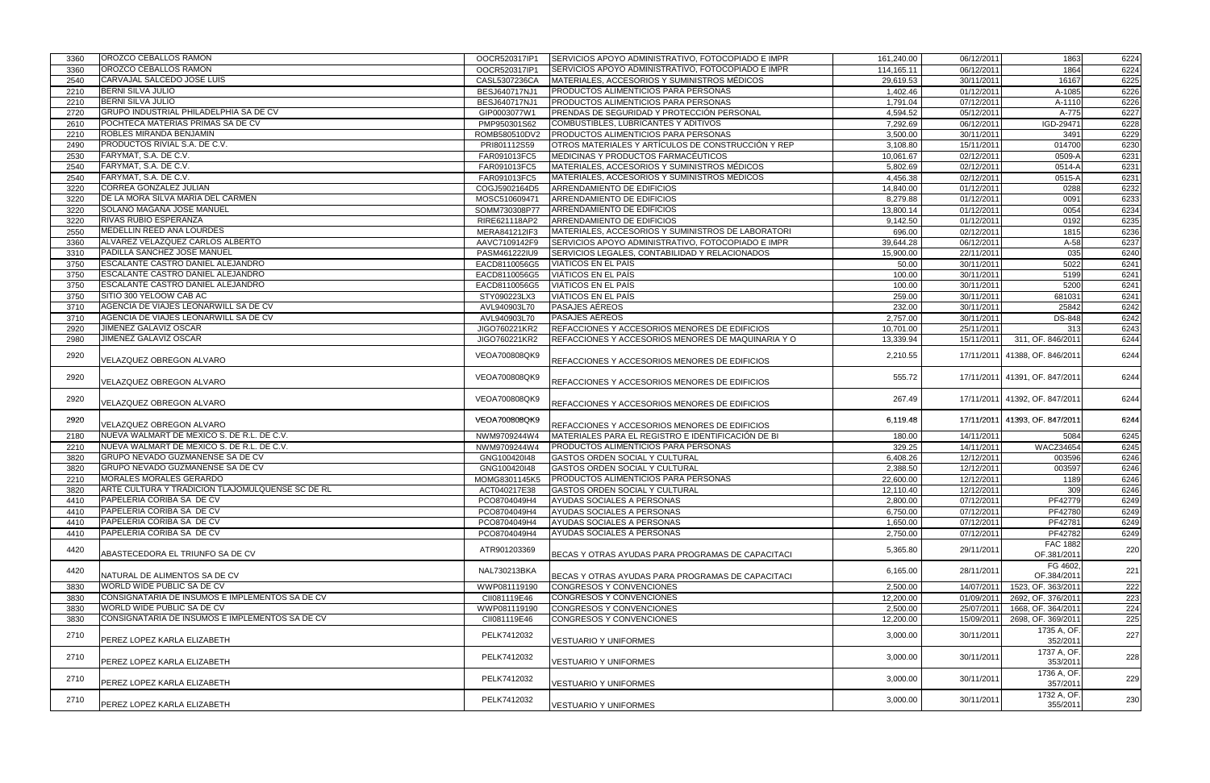| | | | | | | | |
|---|---|---|---|---|---|---|---|
| 3360 | OROZCO CEBALLOS RAMON | OOCR520317IP1 | SERVICIOS APOYO ADMINISTRATIVO, FOTOCOPIADO E IMPR | 161,240.00 | 06/12/2011 | 1863 | 6224 |
| 3360 | OROZCO CEBALLOS RAMON | OOCR520317IP1 | SERVICIOS APOYO ADMINISTRATIVO, FOTOCOPIADO E IMPR | 114,165.11 | 06/12/2011 | 1864 | 6224 |
| 2540 | CARVAJAL SALCEDO JOSE LUIS | CASL5307236CA | MATERIALES, ACCESORIOS Y SUMINISTROS MÉDICOS | 29,619.53 | 30/11/2011 | 16167 | 6225 |
| 2210 | BERNI SILVA JULIO | BESJ640717NJ1 | PRODUCTOS ALIMENTICIOS PARA PERSONAS | 1,402.46 | 01/12/2011 | A-1085 | 6226 |
| 2210 | BERNI SILVA JULIO | BESJ640717NJ1 | PRODUCTOS ALIMENTICIOS PARA PERSONAS | 1,791.04 | 07/12/2011 | A-1110 | 6226 |
| 2720 | GRUPO INDUSTRIAL PHILADELPHIA SA DE CV | GIP0003077W1 | PRENDAS DE SEGURIDAD Y PROTECCIÓN PERSONAL | 4,594.52 | 05/12/2011 | A-775 | 6227 |
| 2610 | POCHTECA MATERIAS PRIMAS SA DE CV | PMP950301S62 | COMBUSTIBLES, LUBRICANTES Y ADITIVOS | 7,292.69 | 06/12/2011 | IGD-29471 | 6228 |
| 2210 | ROBLES MIRANDA BENJAMIN | ROMB580510DV2 | PRODUCTOS ALIMENTICIOS PARA PERSONAS | 3,500.00 | 30/11/2011 | 3491 | 6229 |
| 2490 | PRODUCTOS RIVIAL S.A. DE C.V. | PRI801112S59 | OTROS MATERIALES Y ARTÍCULOS DE CONSTRUCCIÓN Y REP | 3,108.80 | 15/11/2011 | 014700 | 6230 |
| 2530 | FARYMAT, S.A. DE C.V. | FAR091013FC5 | MEDICINAS Y PRODUCTOS FARMACÉUTICOS | 10,061.67 | 02/12/2011 | 0509-A | 6231 |
| 2540 | FARYMAT, S.A. DE C.V. | FAR091013FC5 | MATERIALES, ACCESORIOS Y SUMINISTROS MÉDICOS | 5,802.69 | 02/12/2011 | 0514-A | 6231 |
| 2540 | FARYMAT, S.A. DE C.V. | FAR091013FC5 | MATERIALES, ACCESORIOS Y SUMINISTROS MÉDICOS | 4,456.38 | 02/12/2011 | 0515-A | 6231 |
| 3220 | CORREA GONZALEZ JULIAN | COGJ5902164D5 | ARRENDAMIENTO DE EDIFICIOS | 14,840.00 | 01/12/2011 | 0288 | 6232 |
| 3220 | DE LA MORA SILVA MARIA DEL CARMEN | MOSC510609471 | ARRENDAMIENTO DE EDIFICIOS | 8,279.88 | 01/12/2011 | 0091 | 6233 |
| 3220 | SOLANO MAGAÑA JOSE MANUEL | SOMM730308P77 | ARRENDAMIENTO DE EDIFICIOS | 13,800.14 | 01/12/2011 | 0054 | 6234 |
| 3220 | RIVAS RUBIO ESPERANZA | RIRE621118AP2 | ARRENDAMIENTO DE EDIFICIOS | 9,142.50 | 01/12/2011 | 0192 | 6235 |
| 2550 | MEDELLIN REED ANA LOURDES | MERA841212IF3 | MATERIALES, ACCESORIOS Y SUMINISTROS DE LABORATORI | 696.00 | 02/12/2011 | 1815 | 6236 |
| 3360 | ALVAREZ VELAZQUEZ CARLOS ALBERTO | AAVC7109142F9 | SERVICIOS APOYO ADMINISTRATIVO, FOTOCOPIADO E IMPR | 39,644.28 | 06/12/2011 | A-58 | 6237 |
| 3310 | PADILLA SANCHEZ JOSE MANUEL | PASM461222IU9 | SERVICIOS LEGALES, CONTABILIDAD Y RELACIONADOS | 15,900.00 | 22/11/2011 | 035 | 6240 |
| 3750 | ESCALANTE CASTRO DANIEL ALEJANDRO | EACD8110056G5 | VIÁTICOS EN EL PAÍS | 50.00 | 30/11/2011 | 5022 | 6241 |
| 3750 | ESCALANTE CASTRO DANIEL ALEJANDRO | EACD8110056G5 | VIÁTICOS EN EL PAÍS | 100.00 | 30/11/2011 | 5199 | 6241 |
| 3750 | ESCALANTE CASTRO DANIEL ALEJANDRO | EACD8110056G5 | VIÁTICOS EN EL PAÍS | 100.00 | 30/11/2011 | 5200 | 6241 |
| 3750 | SITIO 300 YELOOW CAB AC | STY090223LX3 | VIÁTICOS EN EL PAÍS | 259.00 | 30/11/2011 | 681031 | 6241 |
| 3710 | AGENCIA DE VIAJES LEONARWILL SA DE CV | AVL940903L70 | PASAJES AÉREOS | 232.00 | 30/11/2011 | 25842 | 6242 |
| 3710 | AGENCIA DE VIAJES LEONARWILL SA DE CV | AVL940903L70 | PASAJES AÉREOS | 2,757.00 | 30/11/2011 | DS-848 | 6242 |
| 2920 | JIMENEZ GALAVIZ OSCAR | JIGO760221KR2 | REFACCIONES Y ACCESORIOS MENORES DE EDIFICIOS | 10,701.00 | 25/11/2011 | 313 | 6243 |
| 2980 | JIMENEZ GALAVIZ OSCAR | JIGO760221KR2 | REFACCIONES Y ACCESORIOS MENORES DE MAQUINARIA Y O | 13,339.94 | 15/11/2011 | 311, OF. 846/2011 | 6244 |
| 2920 | VELAZQUEZ OBREGON ALVARO | VEOA700808QK9 | REFACCIONES Y ACCESORIOS MENORES DE EDIFICIOS | 2,210.55 | 17/11/2011 | 41388, OF. 846/2011 | 6244 |
| 2920 | VELAZQUEZ OBREGON ALVARO | VEOA700808QK9 | REFACCIONES Y ACCESORIOS MENORES DE EDIFICIOS | 555.72 | 17/11/2011 | 41391, OF. 847/2011 | 6244 |
| 2920 | VELAZQUEZ OBREGON ALVARO | VEOA700808QK9 | REFACCIONES Y ACCESORIOS MENORES DE EDIFICIOS | 267.49 | 17/11/2011 | 41392, OF. 847/2011 | 6244 |
| 2920 | VELAZQUEZ OBREGON ALVARO | VEOA700808QK9 | REFACCIONES Y ACCESORIOS MENORES DE EDIFICIOS | 6,119.48 | 17/11/2011 | 41393, OF. 847/2011 | 6244 |
| 2180 | NUEVA WALMART DE MEXICO S. DE R.L. DE C.V. | NWM9709244W4 | MATERIALES PARA EL REGISTRO E IDENTIFICACIÓN DE BI | 180.00 | 14/11/2011 | 5084 | 6245 |
| 2210 | NUEVA WALMART DE MEXICO S. DE R.L. DE C.V. | NWM9709244W4 | PRODUCTOS ALIMENTICIOS PARA PERSONAS | 329.25 | 14/11/2011 | WACZ34654 | 6245 |
| 3820 | GRUPO NEVADO GUZMANENSE SA DE CV | GNG100420I48 | GASTOS ORDEN SOCIAL Y CULTURAL | 6,408.26 | 12/12/2011 | 003596 | 6246 |
| 3820 | GRUPO NEVADO GUZMANENSE SA DE CV | GNG100420I48 | GASTOS ORDEN SOCIAL Y CULTURAL | 2,388.50 | 12/12/2011 | 003597 | 6246 |
| 2210 | MORALES MORALES GERARDO | MOMG8301145K5 | PRODUCTOS ALIMENTICIOS PARA PERSONAS | 22,600.00 | 12/12/2011 | 1189 | 6246 |
| 3820 | ARTE CULTURA Y TRADICION TLAJOMULQUENSE SC DE RL | ACT040217E38 | GASTOS ORDEN SOCIAL Y CULTURAL | 12,110.40 | 12/12/2011 | 309 | 6246 |
| 4410 | PAPELERIA CORIBA SA DE CV | PCO8704049H4 | AYUDAS SOCIALES A PERSONAS | 2,800.00 | 07/12/2011 | PF42779 | 6249 |
| 4410 | PAPELERIA CORIBA SA DE CV | PCO8704049H4 | AYUDAS SOCIALES A PERSONAS | 6,750.00 | 07/12/2011 | PF42780 | 6249 |
| 4410 | PAPELERIA CORIBA SA DE CV | PCO8704049H4 | AYUDAS SOCIALES A PERSONAS | 1,650.00 | 07/12/2011 | PF42781 | 6249 |
| 4410 | PAPELERIA CORIBA SA DE CV | PCO8704049H4 | AYUDAS SOCIALES A PERSONAS | 2,750.00 | 07/12/2011 | PF42782 | 6249 |
| 4420 | ABASTECEDORA EL TRIUNFO SA DE CV | ATR901203369 | BECAS Y OTRAS AYUDAS PARA PROGRAMAS DE CAPACITACI | 5,365.80 | 29/11/2011 | FAC 1882 OF.381/2011 | 220 |
| 4420 | NATURAL DE ALIMENTOS SA DE CV | NAL730213BKA | BECAS Y OTRAS AYUDAS PARA PROGRAMAS DE CAPACITACI | 6,165.00 | 28/11/2011 | FG 4602, OF.384/2011 | 221 |
| 3830 | WORLD WIDE PUBLIC SA DE CV | WWP081119190 | CONGRESOS Y CONVENCIONES | 2,500.00 | 14/07/2011 | 1523, OF. 363/2011 | 222 |
| 3830 | CONSIGNATARIA DE INSUMOS E IMPLEMENTOS SA DE CV | CII081119E46 | CONGRESOS Y CONVENCIONES | 12,200.00 | 01/09/2011 | 2692, OF. 376/2011 | 223 |
| 3830 | WORLD WIDE PUBLIC SA DE CV | WWP081119190 | CONGRESOS Y CONVENCIONES | 2,500.00 | 25/07/2011 | 1668, OF. 364/2011 | 224 |
| 3830 | CONSIGNATARIA DE INSUMOS E IMPLEMENTOS SA DE CV | CII081119E46 | CONGRESOS Y CONVENCIONES | 12,200.00 | 15/09/2011 | 2698, OF. 369/2011 | 225 |
| 2710 | PEREZ LOPEZ KARLA ELIZABETH | PELK7412032 | VESTUARIO Y UNIFORMES | 3,000.00 | 30/11/2011 | 1735 A, OF. 352/2011 | 227 |
| 2710 | PEREZ LOPEZ KARLA ELIZABETH | PELK7412032 | VESTUARIO Y UNIFORMES | 3,000.00 | 30/11/2011 | 1737 A, OF. 353/2011 | 228 |
| 2710 | PEREZ LOPEZ KARLA ELIZABETH | PELK7412032 | VESTUARIO Y UNIFORMES | 3,000.00 | 30/11/2011 | 1736 A, OF. 357/2011 | 229 |
| 2710 | PEREZ LOPEZ KARLA ELIZABETH | PELK7412032 | VESTUARIO Y UNIFORMES | 3,000.00 | 30/11/2011 | 1732 A, OF. 355/2011 | 230 |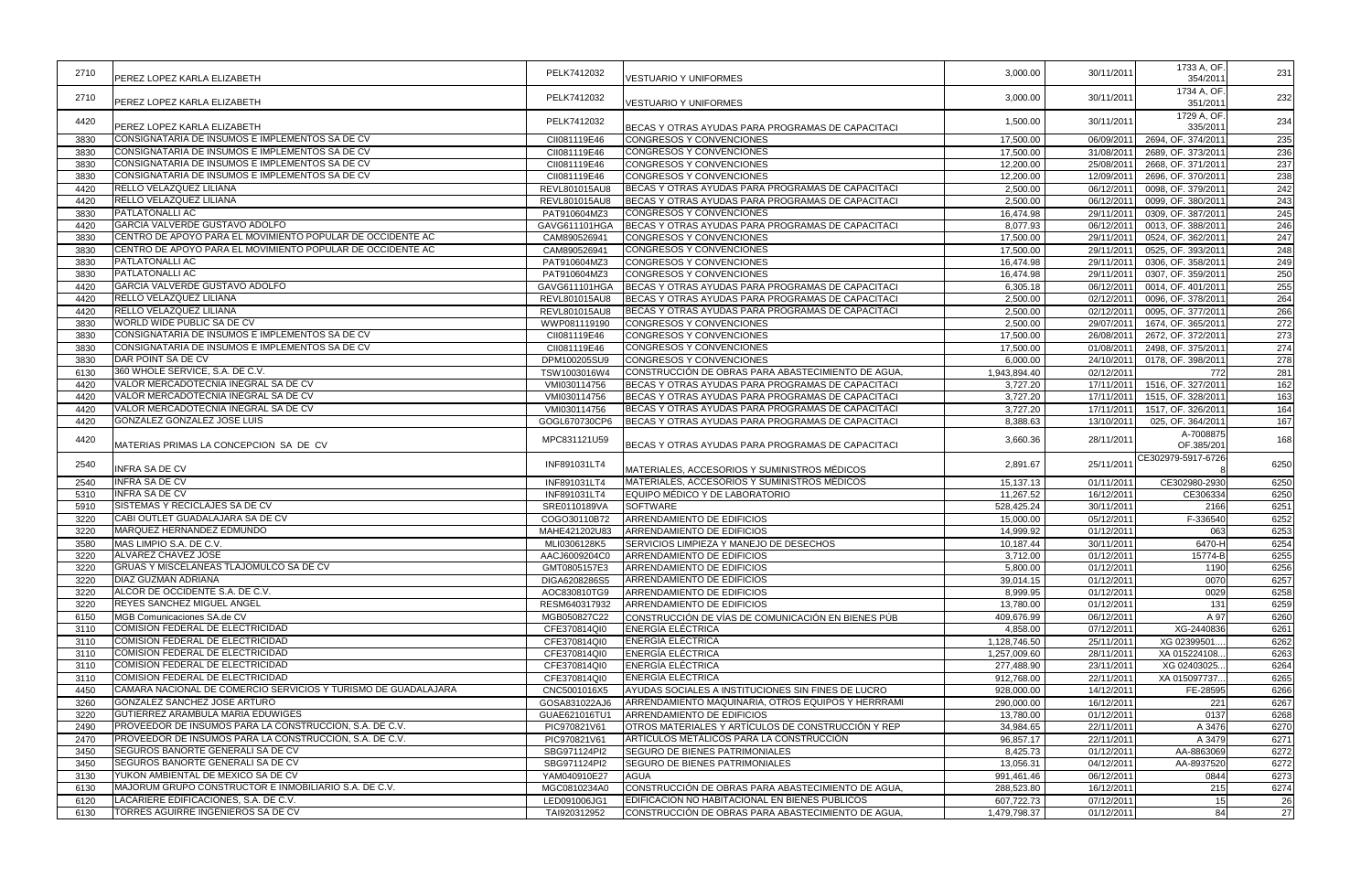| | | | | | | | |
|---|---|---|---|---|---|---|---|
| 2710 | PEREZ LOPEZ KARLA ELIZABETH | PELK7412032 | VESTUARIO Y UNIFORMES | 3,000.00 | 30/11/2011 | 1733 A, OF. 354/2011 | 231 |
| 2710 | PEREZ LOPEZ KARLA ELIZABETH | PELK7412032 | VESTUARIO Y UNIFORMES | 3,000.00 | 30/11/2011 | 1734 A, OF. 351/2011 | 232 |
| 4420 | PEREZ LOPEZ KARLA ELIZABETH | PELK7412032 | BECAS Y OTRAS AYUDAS PARA PROGRAMAS DE CAPACITACI | 1,500.00 | 30/11/2011 | 1729 A, OF. 335/2011 | 234 |
| 3830 | CONSIGNATARIA DE INSUMOS E IMPLEMENTOS SA DE CV | CII081119E46 | CONGRESOS Y CONVENCIONES | 17,500.00 | 06/09/2011 | 2694, OF. 374/2011 | 235 |
| 3830 | CONSIGNATARIA DE INSUMOS E IMPLEMENTOS SA DE CV | CII081119E46 | CONGRESOS Y CONVENCIONES | 17,500.00 | 31/08/2011 | 2689, OF. 373/2011 | 236 |
| 3830 | CONSIGNATARIA DE INSUMOS E IMPLEMENTOS SA DE CV | CII081119E46 | CONGRESOS Y CONVENCIONES | 12,200.00 | 25/08/2011 | 2668, OF. 371/2011 | 237 |
| 3830 | CONSIGNATARIA DE INSUMOS E IMPLEMENTOS SA DE CV | CII081119E46 | CONGRESOS Y CONVENCIONES | 12,200.00 | 12/09/2011 | 2696, OF. 370/2011 | 238 |
| 4420 | RELLO VELAZQUEZ LILIANA | REVL801015AU8 | BECAS Y OTRAS AYUDAS PARA PROGRAMAS DE CAPACITACI | 2,500.00 | 06/12/2011 | 0098, OF. 379/2011 | 242 |
| 4420 | RELLO VELAZQUEZ LILIANA | REVL801015AU8 | BECAS Y OTRAS AYUDAS PARA PROGRAMAS DE CAPACITACI | 2,500.00 | 06/12/2011 | 0099, OF. 380/2011 | 243 |
| 3830 | PATLATONALLI AC | PAT910604MZ3 | CONGRESOS Y CONVENCIONES | 16,474.98 | 29/11/2011 | 0309, OF. 387/2011 | 245 |
| 4420 | GARCIA VALVERDE GUSTAVO ADOLFO | GAVG611101HGA | BECAS Y OTRAS AYUDAS PARA PROGRAMAS DE CAPACITACI | 8,077.93 | 06/12/2011 | 0013, OF. 388/2011 | 246 |
| 3830 | CENTRO DE APOYO PARA EL MOVIMIENTO POPULAR DE OCCIDENTE AC | CAM890526941 | CONGRESOS Y CONVENCIONES | 17,500.00 | 29/11/2011 | 0524, OF. 362/2011 | 247 |
| 3830 | CENTRO DE APOYO PARA EL MOVIMIENTO POPULAR DE OCCIDENTE AC | CAM890526941 | CONGRESOS Y CONVENCIONES | 17,500.00 | 29/11/2011 | 0525, OF. 393/2011 | 248 |
| 3830 | PATLATONALLI AC | PAT910604MZ3 | CONGRESOS Y CONVENCIONES | 16,474.98 | 29/11/2011 | 0306, OF. 358/2011 | 249 |
| 3830 | PATLATONALLI AC | PAT910604MZ3 | CONGRESOS Y CONVENCIONES | 16,474.98 | 29/11/2011 | 0307, OF. 359/2011 | 250 |
| 4420 | GARCIA VALVERDE GUSTAVO ADOLFO | GAVG611101HGA | BECAS Y OTRAS AYUDAS PARA PROGRAMAS DE CAPACITACI | 6,305.18 | 06/12/2011 | 0014, OF. 401/2011 | 255 |
| 4420 | RELLO VELAZQUEZ LILIANA | REVL801015AU8 | BECAS Y OTRAS AYUDAS PARA PROGRAMAS DE CAPACITACI | 2,500.00 | 02/12/2011 | 0096, OF. 378/2011 | 264 |
| 4420 | RELLO VELAZQUEZ LILIANA | REVL801015AU8 | BECAS Y OTRAS AYUDAS PARA PROGRAMAS DE CAPACITACI | 2,500.00 | 02/12/2011 | 0095, OF. 377/2011 | 266 |
| 3830 | WORLD WIDE PUBLIC SA DE CV | WWP081119190 | CONGRESOS Y CONVENCIONES | 2,500.00 | 29/07/2011 | 1674, OF. 365/2011 | 272 |
| 3830 | CONSIGNATARIA DE INSUMOS E IMPLEMENTOS SA DE CV | CII081119E46 | CONGRESOS Y CONVENCIONES | 17,500.00 | 26/08/2011 | 2672, OF. 372/2011 | 273 |
| 3830 | CONSIGNATARIA DE INSUMOS E IMPLEMENTOS SA DE CV | CII081119E46 | CONGRESOS Y CONVENCIONES | 17,500.00 | 01/08/2011 | 2498, OF. 375/2011 | 274 |
| 3830 | DAR POINT SA DE CV | DPM100205SU9 | CONGRESOS Y CONVENCIONES | 6,000.00 | 24/10/2011 | 0178, OF. 398/2011 | 278 |
| 6130 | 360 WHOLE SERVICE, S.A. DE C.V. | TSW1003016W4 | CONSTRUCCIÓN DE OBRAS PARA ABASTECIMIENTO DE AGUA, | 1,943,894.40 | 02/12/2011 | 772 | 281 |
| 4420 | VALOR MERCADOTECNIA INEGRAL SA DE CV | VMI030114756 | BECAS Y OTRAS AYUDAS PARA PROGRAMAS DE CAPACITACI | 3,727.20 | 17/11/2011 | 1516, OF. 327/2011 | 162 |
| 4420 | VALOR MERCADOTECNIA INEGRAL SA DE CV | VMI030114756 | BECAS Y OTRAS AYUDAS PARA PROGRAMAS DE CAPACITACI | 3,727.20 | 17/11/2011 | 1515, OF. 328/2011 | 163 |
| 4420 | VALOR MERCADOTECNIA INEGRAL SA DE CV | VMI030114756 | BECAS Y OTRAS AYUDAS PARA PROGRAMAS DE CAPACITACI | 3,727.20 | 17/11/2011 | 1517, OF. 326/2011 | 164 |
| 4420 | GONZALEZ GONZALEZ JOSE LUIS | GOGL670730CP6 | BECAS Y OTRAS AYUDAS PARA PROGRAMAS DE CAPACITACI | 8,388.63 | 13/10/2011 | 025, OF. 364/2011 | 167 |
| 4420 | MATERIAS PRIMAS LA CONCEPCION SA DE CV | MPC831121U59 | BECAS Y OTRAS AYUDAS PARA PROGRAMAS DE CAPACITACI | 3,660.36 | 28/11/2011 | A-7008875 OF.385/201 | 168 |
| 2540 | INFRA SA DE CV | INF891031LT4 | MATERIALES, ACCESORIOS Y SUMINISTROS MÉDICOS | 2,891.67 | 25/11/2011 | CE302979-5917-6726 8 | 6250 |
| 2540 | INFRA SA DE CV | INF891031LT4 | MATERIALES, ACCESORIOS Y SUMINISTROS MÉDICOS | 15,137.13 | 01/11/2011 | CE302980-2930 | 6250 |
| 5310 | INFRA SA DE CV | INF891031LT4 | EQUIPO MÉDICO Y DE LABORATORIO | 11,267.52 | 16/12/2011 | CE306334 | 6250 |
| 5910 | SISTEMAS Y RECICLAJES SA DE CV | SRE0110189VA | SOFTWARE | 528,425.24 | 30/11/2011 | 2166 | 6251 |
| 3220 | CABI OUTLET GUADALAJARA SA DE CV | COGO30110B72 | ARRENDAMIENTO DE EDIFICIOS | 15,000.00 | 05/12/2011 | F-336540 | 6252 |
| 3220 | MARQUEZ HERNANDEZ EDMUNDO | MAHE421202U83 | ARRENDAMIENTO DE EDIFICIOS | 14,999.92 | 01/12/2011 | 063 | 6253 |
| 3580 | MAS LIMPIO S.A. DE C.V. | MLI0306128K5 | SERVICIOS LIMPIEZA Y MANEJO DE DESECHOS | 10,187.44 | 30/11/2011 | 6470-H | 6254 |
| 3220 | ALVAREZ CHAVEZ JOSE | AACJ6009204C0 | ARRENDAMIENTO DE EDIFICIOS | 3,712.00 | 01/12/2011 | 15774-B | 6255 |
| 3220 | GRUAS Y MISCELANEAS TLAJOMULCO SA DE CV | GMT0805157E3 | ARRENDAMIENTO DE EDIFICIOS | 5,800.00 | 01/12/2011 | 1190 | 6256 |
| 3220 | DIAZ GUZMAN ADRIANA | DIGA6208286S5 | ARRENDAMIENTO DE EDIFICIOS | 39,014.15 | 01/12/2011 | 0070 | 6257 |
| 3220 | ALCOR DE OCCIDENTE S.A. DE C.V. | AOC830810TG9 | ARRENDAMIENTO DE EDIFICIOS | 8,999.95 | 01/12/2011 | 0029 | 6258 |
| 3220 | REYES SANCHEZ MIGUEL ANGEL | RESM640317932 | ARRENDAMIENTO DE EDIFICIOS | 13,780.00 | 01/12/2011 | 131 | 6259 |
| 6150 | MGB Comunicaciones SA.de CV | MGB050827C22 | CONSTRUCCIÓN DE VÍAS DE COMUNICACIÓN EN BIENES PÚB | 409,676.99 | 06/12/2011 | A 97 | 6260 |
| 3110 | COMISION FEDERAL DE ELECTRICIDAD | CFE370814QI0 | ENERGÍA ELÉCTRICA | 4,858.00 | 07/12/2011 | XG-2440836 | 6261 |
| 3110 | COMISION FEDERAL DE ELECTRICIDAD | CFE370814QI0 | ENERGÍA ELÉCTRICA | 1,128,746.50 | 25/11/2011 | XG 02399501... | 6262 |
| 3110 | COMISION FEDERAL DE ELECTRICIDAD | CFE370814QI0 | ENERGÍA ELÉCTRICA | 1,257,009.60 | 28/11/2011 | XA 015224108... | 6263 |
| 3110 | COMISION FEDERAL DE ELECTRICIDAD | CFE370814QI0 | ENERGÍA ELÉCTRICA | 277,488.90 | 23/11/2011 | XG 02403025... | 6264 |
| 3110 | COMISION FEDERAL DE ELECTRICIDAD | CFE370814QI0 | ENERGÍA ELÉCTRICA | 912,768.00 | 22/11/2011 | XA 015097737... | 6265 |
| 4450 | CAMARA NACIONAL DE COMERCIO SERVICIOS Y TURISMO DE GUADALAJARA | CNC5001016X5 | AYUDAS SOCIALES A INSTITUCIONES SIN FINES DE LUCRO | 928,000.00 | 14/12/2011 | FE-28595 | 6266 |
| 3260 | GONZALEZ SANCHEZ JOSE ARTURO | GOSA831022AJ6 | ARRENDAMIENTO MAQUINARIA, OTROS EQUIPOS Y HERRRAMI | 290,000.00 | 16/12/2011 | 221 | 6267 |
| 3220 | GUTIERREZ ARAMBULA MARIA EDUWIGES | GUAE621016TU1 | ARRENDAMIENTO DE EDIFICIOS | 13,780.00 | 01/12/2011 | 0137 | 6268 |
| 2490 | PROVEEDOR DE INSUMOS PARA LA CONSTRUCCION, S.A. DE C.V. | PIC970821V61 | OTROS MATERIALES Y ARTÍCULOS DE CONSTRUCCIÓN Y REP | 34,984.65 | 22/11/2011 | A 3476 | 6270 |
| 2470 | PROVEEDOR DE INSUMOS PARA LA CONSTRUCCION, S.A. DE C.V. | PIC970821V61 | ARTÍCULOS METÁLICOS PARA LA CONSTRUCCIÓN | 96,857.17 | 22/11/2011 | A 3479 | 6271 |
| 3450 | SEGUROS BANORTE GENERALI SA DE CV | SBG971124PI2 | SEGURO DE BIENES PATRIMONIALES | 8,425.73 | 01/12/2011 | AA-8863069 | 6272 |
| 3450 | SEGUROS BANORTE GENERALI SA DE CV | SBG971124PI2 | SEGURO DE BIENES PATRIMONIALES | 13,056.31 | 04/12/2011 | AA-8937520 | 6272 |
| 3130 | YUKON AMBIENTAL DE MEXICO SA DE CV | YAM040910E27 | AGUA | 991,461.46 | 06/12/2011 | 0844 | 6273 |
| 6130 | MAJORUM GRUPO CONSTRUCTOR E INMOBILIARIO S.A. DE C.V. | MGC0810234A0 | CONSTRUCCIÓN DE OBRAS PARA ABASTECIMIENTO DE AGUA, | 288,523.80 | 16/12/2011 | 215 | 6274 |
| 6120 | LACARIERE EDIFICACIONES, S.A. DE C.V. | LED091006JG1 | EDIFICACION NO HABITACIONAL EN BIENES PUBLICOS | 607,722.73 | 07/12/2011 | 15 | 26 |
| 6130 | TORRES AGUIRRE INGENIEROS SA DE CV | TAI920312952 | CONSTRUCCIÓN DE OBRAS PARA ABASTECIMIENTO DE AGUA, | 1,479,798.37 | 01/12/2011 | 84 | 27 |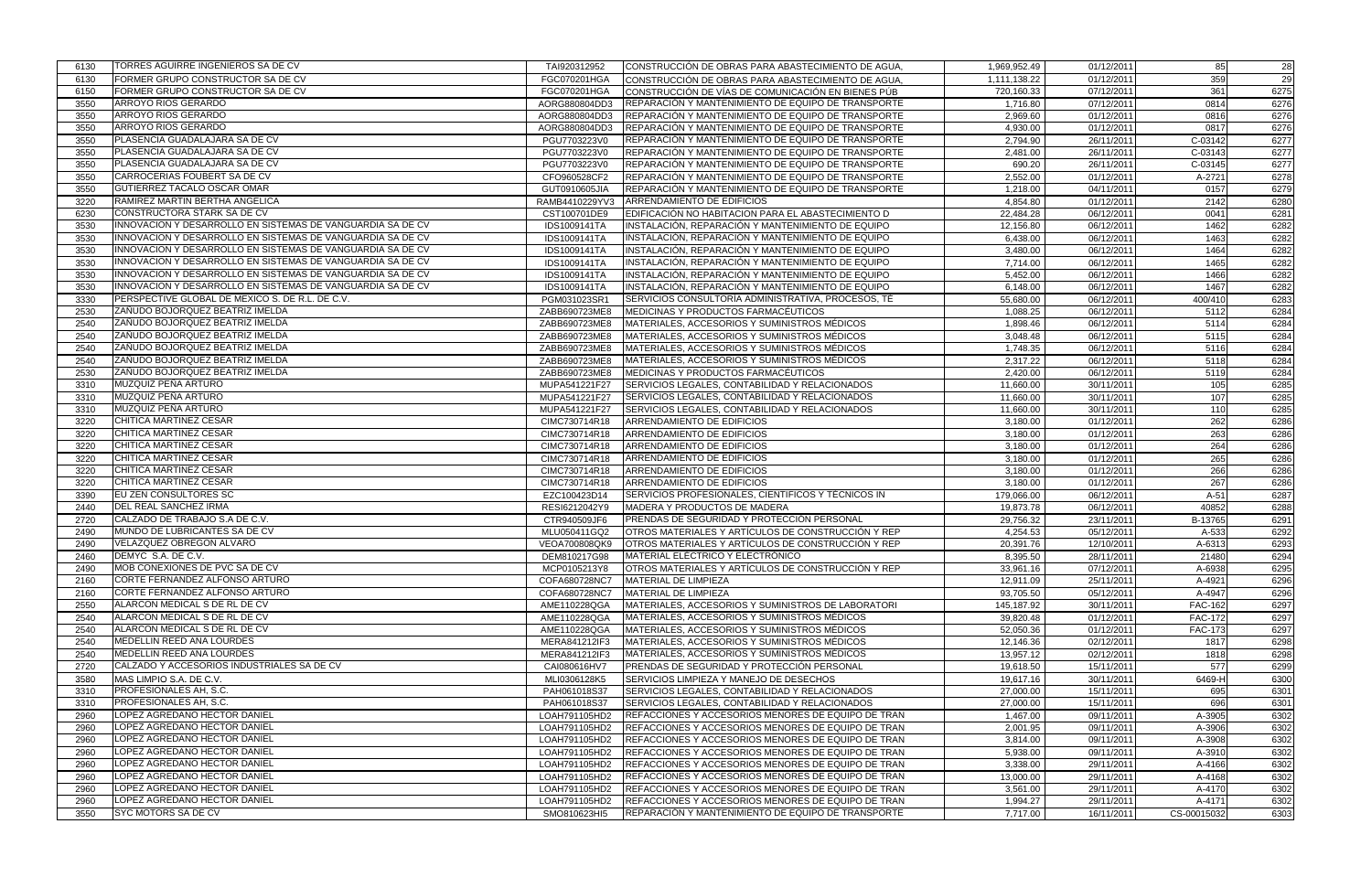| | | | | | | | |
|---|---|---|---|---|---|---|---|
| 6130 | TORRES AGUIRRE INGENIEROS SA DE CV | TAI920312952 | CONSTRUCCIÓN DE OBRAS PARA ABASTECIMIENTO DE AGUA, | 1,969,952.49 | 01/12/2011 | 85 | 28 |
| 6130 | FORMER GRUPO CONSTRUCTOR SA DE CV | FGC070201HGA | CONSTRUCCIÓN DE OBRAS PARA ABASTECIMIENTO DE AGUA, | 1,111,138.22 | 01/12/2011 | 359 | 29 |
| 6150 | FORMER GRUPO CONSTRUCTOR SA DE CV | FGC070201HGA | CONSTRUCCIÓN DE VÍAS DE COMUNICACIÓN EN BIENES PÚB | 720,160.33 | 07/12/2011 | 361 | 6275 |
| 3550 | ARROYO RIOS GERARDO | AORG880804DD3 | REPARACIÓN Y MANTENIMIENTO DE EQUIPO DE TRANSPORTE | 1,716.80 | 07/12/2011 | 0814 | 6276 |
| 3550 | ARROYO RIOS GERARDO | AORG880804DD3 | REPARACIÓN Y MANTENIMIENTO DE EQUIPO DE TRANSPORTE | 2,969.60 | 01/12/2011 | 0816 | 6276 |
| 3550 | ARROYO RIOS GERARDO | AORG880804DD3 | REPARACIÓN Y MANTENIMIENTO DE EQUIPO DE TRANSPORTE | 4,930.00 | 01/12/2011 | 0817 | 6276 |
| 3550 | PLASENCIA GUADALAJARA SA DE CV | PGU7703223V0 | REPARACIÓN Y MANTENIMIENTO DE EQUIPO DE TRANSPORTE | 2,794.90 | 26/11/2011 | C-03142 | 6277 |
| 3550 | PLASENCIA GUADALAJARA SA DE CV | PGU7703223V0 | REPARACIÓN Y MANTENIMIENTO DE EQUIPO DE TRANSPORTE | 2,481.00 | 26/11/2011 | C-03143 | 6277 |
| 3550 | PLASENCIA GUADALAJARA SA DE CV | PGU7703223V0 | REPARACIÓN Y MANTENIMIENTO DE EQUIPO DE TRANSPORTE | 690.20 | 26/11/2011 | C-03145 | 6277 |
| 3550 | CARROCERIAS FOUBERT SA DE CV | CFO960528CF2 | REPARACIÓN Y MANTENIMIENTO DE EQUIPO DE TRANSPORTE | 2,552.00 | 01/12/2011 | A-2721 | 6278 |
| 3550 | GUTIERREZ TACALO OSCAR OMAR | GUT0910605JIA | REPARACIÓN Y MANTENIMIENTO DE EQUIPO DE TRANSPORTE | 1,218.00 | 04/11/2011 | 0157 | 6279 |
| 3220 | RAMIREZ MARTIN BERTHA ANGELICA | RAMB4410229YV3 | ARRENDAMIENTO DE EDIFICIOS | 4,854.80 | 01/12/2011 | 2142 | 6280 |
| 6230 | CONSTRUCTORA STARK SA DE CV | CST100701DE9 | EDIFICACIÓN NO HABITACION PARA EL ABASTECIMIENTO D | 22,484.28 | 06/12/2011 | 0041 | 6281 |
| 3530 | INNOVACION Y DESARROLLO EN SISTEMAS DE VANGUARDIA SA DE CV | IDS1009141TA | INSTALACIÓN, REPARACIÓN Y MANTENIMIENTO DE EQUIPO | 12,156.80 | 06/12/2011 | 1462 | 6282 |
| 3530 | INNOVACION Y DESARROLLO EN SISTEMAS DE VANGUARDIA SA DE CV | IDS1009141TA | INSTALACIÓN, REPARACIÓN Y MANTENIMIENTO DE EQUIPO | 6,438.00 | 06/12/2011 | 1463 | 6282 |
| 3530 | INNOVACION Y DESARROLLO EN SISTEMAS DE VANGUARDIA SA DE CV | IDS1009141TA | INSTALACIÓN, REPARACIÓN Y MANTENIMIENTO DE EQUIPO | 3,480.00 | 06/12/2011 | 1464 | 6282 |
| 3530 | INNOVACION Y DESARROLLO EN SISTEMAS DE VANGUARDIA SA DE CV | IDS1009141TA | INSTALACIÓN, REPARACIÓN Y MANTENIMIENTO DE EQUIPO | 7,714.00 | 06/12/2011 | 1465 | 6282 |
| 3530 | INNOVACION Y DESARROLLO EN SISTEMAS DE VANGUARDIA SA DE CV | IDS1009141TA | INSTALACIÓN, REPARACIÓN Y MANTENIMIENTO DE EQUIPO | 5,452.00 | 06/12/2011 | 1466 | 6282 |
| 3530 | INNOVACION Y DESARROLLO EN SISTEMAS DE VANGUARDIA SA DE CV | IDS1009141TA | INSTALACIÓN, REPARACIÓN Y MANTENIMIENTO DE EQUIPO | 6,148.00 | 06/12/2011 | 1467 | 6282 |
| 3330 | PERSPECTIVE GLOBAL DE MEXICO S. DE R.L. DE C.V. | PGM031023SR1 | SERVICIOS CONSULTORÍA ADMINISTRATIVA, PROCESOS, TÉ | 55,680.00 | 06/12/2011 | 400/410 | 6283 |
| 2530 | ZAÑUDO BOJORQUEZ BEATRIZ IMELDA | ZABB690723ME8 | MEDICINAS Y PRODUCTOS FARMACÉUTICOS | 1,088.25 | 06/12/2011 | 5112 | 6284 |
| 2540 | ZAÑUDO BOJORQUEZ BEATRIZ IMELDA | ZABB690723ME8 | MATERIALES, ACCESORIOS Y SUMINISTROS MÉDICOS | 1,898.46 | 06/12/2011 | 5114 | 6284 |
| 2540 | ZAÑUDO BOJORQUEZ BEATRIZ IMELDA | ZABB690723ME8 | MATERIALES, ACCESORIOS Y SUMINISTROS MÉDICOS | 3,048.48 | 06/12/2011 | 5115 | 6284 |
| 2540 | ZAÑUDO BOJORQUEZ BEATRIZ IMELDA | ZABB690723ME8 | MATERIALES, ACCESORIOS Y SUMINISTROS MÉDICOS | 1,748.35 | 06/12/2011 | 5116 | 6284 |
| 2540 | ZAÑUDO BOJORQUEZ BEATRIZ IMELDA | ZABB690723ME8 | MATERIALES, ACCESORIOS Y SUMINISTROS MÉDICOS | 2,317.22 | 06/12/2011 | 5118 | 6284 |
| 2530 | ZAÑUDO BOJORQUEZ BEATRIZ IMELDA | ZABB690723ME8 | MEDICINAS Y PRODUCTOS FARMACÉUTICOS | 2,420.00 | 06/12/2011 | 5119 | 6284 |
| 3310 | MUZQUIZ PEÑA ARTURO | MUPA541221F27 | SERVICIOS LEGALES, CONTABILIDAD Y RELACIONADOS | 11,660.00 | 30/11/2011 | 105 | 6285 |
| 3310 | MUZQUIZ PEÑA ARTURO | MUPA541221F27 | SERVICIOS LEGALES, CONTABILIDAD Y RELACIONADOS | 11,660.00 | 30/11/2011 | 107 | 6285 |
| 3310 | MUZQUIZ PEÑA ARTURO | MUPA541221F27 | SERVICIOS LEGALES, CONTABILIDAD Y RELACIONADOS | 11,660.00 | 30/11/2011 | 110 | 6285 |
| 3220 | CHITICA MARTINEZ CESAR | CIMC730714R18 | ARRENDAMIENTO DE EDIFICIOS | 3,180.00 | 01/12/2011 | 262 | 6286 |
| 3220 | CHITICA MARTINEZ CESAR | CIMC730714R18 | ARRENDAMIENTO DE EDIFICIOS | 3,180.00 | 01/12/2011 | 263 | 6286 |
| 3220 | CHITICA MARTINEZ CESAR | CIMC730714R18 | ARRENDAMIENTO DE EDIFICIOS | 3,180.00 | 01/12/2011 | 264 | 6286 |
| 3220 | CHITICA MARTINEZ CESAR | CIMC730714R18 | ARRENDAMIENTO DE EDIFICIOS | 3,180.00 | 01/12/2011 | 265 | 6286 |
| 3220 | CHITICA MARTINEZ CESAR | CIMC730714R18 | ARRENDAMIENTO DE EDIFICIOS | 3,180.00 | 01/12/2011 | 266 | 6286 |
| 3220 | CHITICA MARTINEZ CESAR | CIMC730714R18 | ARRENDAMIENTO DE EDIFICIOS | 3,180.00 | 01/12/2011 | 267 | 6286 |
| 3390 | EU ZEN CONSULTORES SC | EZC100423D14 | SERVICIOS PROFESIONALES, CIENTÍFICOS Y TÉCNICOS IN | 179,066.00 | 06/12/2011 | A-51 | 6287 |
| 2440 | DEL REAL SANCHEZ IRMA | RESI6212042Y9 | MADERA Y PRODUCTOS DE MADERA | 19,873.78 | 06/12/2011 | 40852 | 6288 |
| 2720 | CALZADO DE TRABAJO S.A DE C.V. | CTR940509JF6 | PRENDAS DE SEGURIDAD Y PROTECCIÓN PERSONAL | 29,756.32 | 23/11/2011 | B-13765 | 6291 |
| 2490 | MUNDO DE LUBRICANTES SA DE CV | MLU050411GQ2 | OTROS MATERIALES Y ARTÍCULOS DE CONSTRUCCIÓN Y REP | 4,254.53 | 05/12/2011 | A-533 | 6292 |
| 2490 | VELAZQUEZ OBREGON ALVARO | VEOA700808QK9 | OTROS MATERIALES Y ARTÍCULOS DE CONSTRUCCIÓN Y REP | 20,391.76 | 12/10/2011 | A-6313 | 6293 |
| 2460 | DEMYC S.A. DE C.V. | DEM810217G98 | MATERIAL ELÉCTRICO Y ELECTRÓNICO | 8,395.50 | 28/11/2011 | 21480 | 6294 |
| 2490 | MOB CONEXIONES DE PVC SA DE CV | MCP0105213Y8 | OTROS MATERIALES Y ARTÍCULOS DE CONSTRUCCIÓN Y REP | 33,961.16 | 07/12/2011 | A-6938 | 6295 |
| 2160 | CORTE FERNANDEZ ALFONSO ARTURO | COFA680728NC7 | MATERIAL DE LIMPIEZA | 12,911.09 | 25/11/2011 | A-4921 | 6296 |
| 2160 | CORTE FERNANDEZ ALFONSO ARTURO | COFA680728NC7 | MATERIAL DE LIMPIEZA | 93,705.50 | 05/12/2011 | A-4947 | 6296 |
| 2550 | ALARCON MEDICAL S DE RL DE CV | AME110228QGA | MATERIALES, ACCESORIOS Y SUMINISTROS DE LABORATORI | 145,187.92 | 30/11/2011 | FAC-162 | 6297 |
| 2540 | ALARCON MEDICAL S DE RL DE CV | AME110228QGA | MATERIALES, ACCESORIOS Y SUMINISTROS MÉDICOS | 39,820.48 | 01/12/2011 | FAC-172 | 6297 |
| 2540 | ALARCON MEDICAL S DE RL DE CV | AME110228QGA | MATERIALES, ACCESORIOS Y SUMINISTROS MÉDICOS | 52,050.36 | 01/12/2011 | FAC-173 | 6297 |
| 2540 | MEDELLIN REED ANA LOURDES | MERA841212IF3 | MATERIALES, ACCESORIOS Y SUMINISTROS MÉDICOS | 12,146.36 | 02/12/2011 | 1817 | 6298 |
| 2540 | MEDELLIN REED ANA LOURDES | MERA841212IF3 | MATERIALES, ACCESORIOS Y SUMINISTROS MÉDICOS | 13,957.12 | 02/12/2011 | 1818 | 6298 |
| 2720 | CALZADO Y ACCESORIOS INDUSTRIALES SA DE CV | CAI080616HV7 | PRENDAS DE SEGURIDAD Y PROTECCIÓN PERSONAL | 19,618.50 | 15/11/2011 | 577 | 6299 |
| 3580 | MAS LIMPIO S.A. DE C.V. | MLI0306128K5 | SERVICIOS LIMPIEZA Y MANEJO DE DESECHOS | 19,617.16 | 30/11/2011 | 6469-H | 6300 |
| 3310 | PROFESIONALES AH, S.C. | PAH061018S37 | SERVICIOS LEGALES, CONTABILIDAD Y RELACIONADOS | 27,000.00 | 15/11/2011 | 695 | 6301 |
| 3310 | PROFESIONALES AH, S.C. | PAH061018S37 | SERVICIOS LEGALES, CONTABILIDAD Y RELACIONADOS | 27,000.00 | 15/11/2011 | 696 | 6301 |
| 2960 | LOPEZ AGREDANO HECTOR DANIEL | LOAH791105HD2 | REFACCIONES Y ACCESORIOS MENORES DE EQUIPO DE TRAN | 1,467.00 | 09/11/2011 | A-3905 | 6302 |
| 2960 | LOPEZ AGREDANO HECTOR DANIEL | LOAH791105HD2 | REFACCIONES Y ACCESORIOS MENORES DE EQUIPO DE TRAN | 2,001.95 | 09/11/2011 | A-3906 | 6302 |
| 2960 | LOPEZ AGREDANO HECTOR DANIEL | LOAH791105HD2 | REFACCIONES Y ACCESORIOS MENORES DE EQUIPO DE TRAN | 3,814.00 | 09/11/2011 | A-3908 | 6302 |
| 2960 | LOPEZ AGREDANO HECTOR DANIEL | LOAH791105HD2 | REFACCIONES Y ACCESORIOS MENORES DE EQUIPO DE TRAN | 5,938.00 | 09/11/2011 | A-3910 | 6302 |
| 2960 | LOPEZ AGREDANO HECTOR DANIEL | LOAH791105HD2 | REFACCIONES Y ACCESORIOS MENORES DE EQUIPO DE TRAN | 3,338.00 | 29/11/2011 | A-4166 | 6302 |
| 2960 | LOPEZ AGREDANO HECTOR DANIEL | LOAH791105HD2 | REFACCIONES Y ACCESORIOS MENORES DE EQUIPO DE TRAN | 13,000.00 | 29/11/2011 | A-4168 | 6302 |
| 2960 | LOPEZ AGREDANO HECTOR DANIEL | LOAH791105HD2 | REFACCIONES Y ACCESORIOS MENORES DE EQUIPO DE TRAN | 3,561.00 | 29/11/2011 | A-4170 | 6302 |
| 2960 | LOPEZ AGREDANO HECTOR DANIEL | LOAH791105HD2 | REFACCIONES Y ACCESORIOS MENORES DE EQUIPO DE TRAN | 1,994.27 | 29/11/2011 | A-4171 | 6302 |
| 3550 | SYC MOTORS SA DE CV | SMO810623HI5 | REPARACIÓN Y MANTENIMIENTO DE EQUIPO DE TRANSPORTE | 7,717.00 | 16/11/2011 | CS-00015032 | 6303 |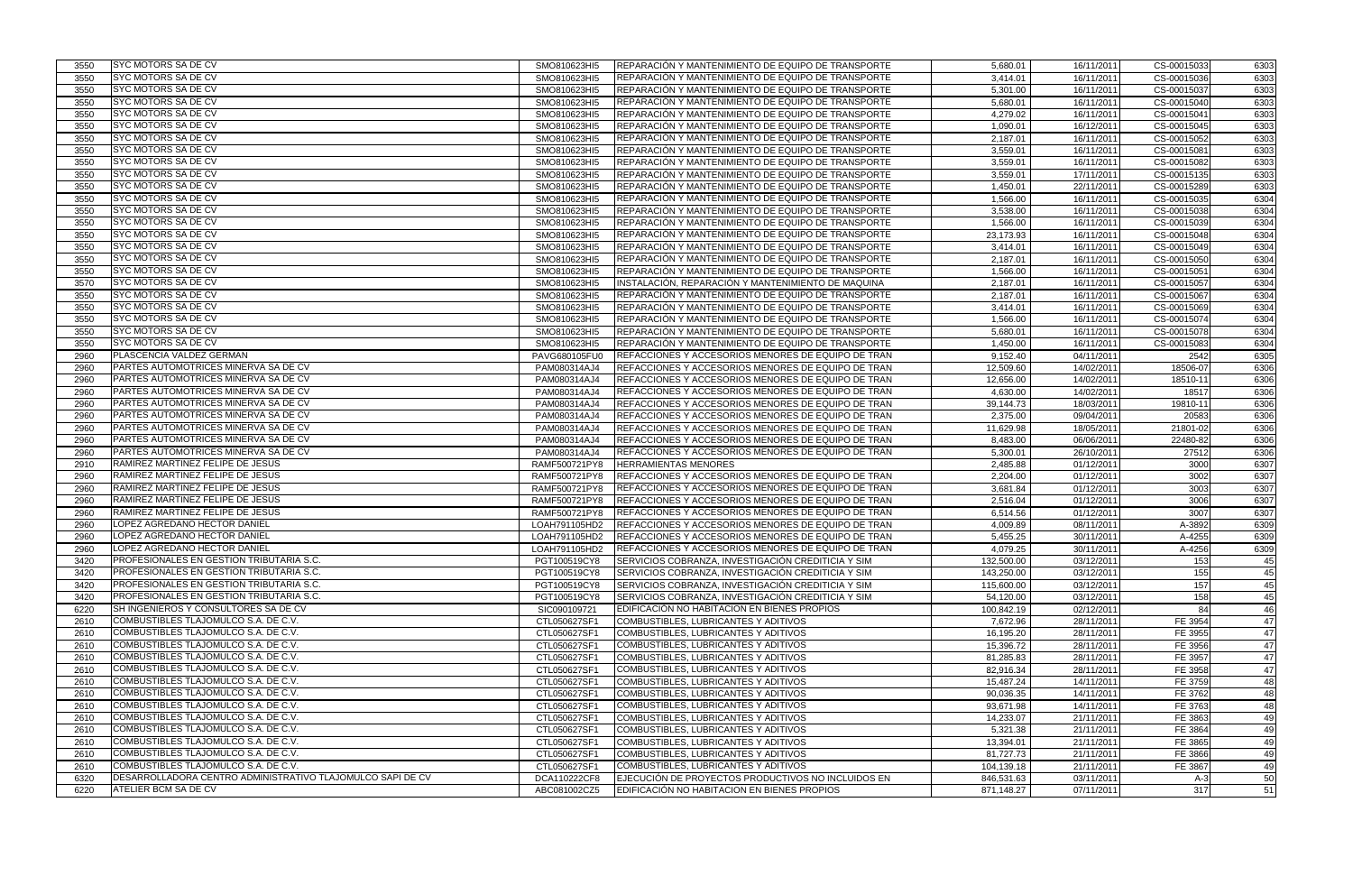| | | | | | | | |
|---|---|---|---|---|---|---|---|
| 3550 | SYC MOTORS SA DE CV | SMO810623HI5 | REPARACIÓN Y MANTENIMIENTO DE EQUIPO DE TRANSPORTE | 5,680.01 | 16/11/2011 | CS-00015033 | 6303 |
| 3550 | SYC MOTORS SA DE CV | SMO810623HI5 | REPARACIÓN Y MANTENIMIENTO DE EQUIPO DE TRANSPORTE | 3,414.01 | 16/11/2011 | CS-00015036 | 6303 |
| 3550 | SYC MOTORS SA DE CV | SMO810623HI5 | REPARACIÓN Y MANTENIMIENTO DE EQUIPO DE TRANSPORTE | 5,301.00 | 16/11/2011 | CS-00015037 | 6303 |
| 3550 | SYC MOTORS SA DE CV | SMO810623HI5 | REPARACIÓN Y MANTENIMIENTO DE EQUIPO DE TRANSPORTE | 5,680.01 | 16/11/2011 | CS-00015040 | 6303 |
| 3550 | SYC MOTORS SA DE CV | SMO810623HI5 | REPARACIÓN Y MANTENIMIENTO DE EQUIPO DE TRANSPORTE | 4,279.02 | 16/11/2011 | CS-00015041 | 6303 |
| 3550 | SYC MOTORS SA DE CV | SMO810623HI5 | REPARACIÓN Y MANTENIMIENTO DE EQUIPO DE TRANSPORTE | 1,090.01 | 16/12/2011 | CS-00015045 | 6303 |
| 3550 | SYC MOTORS SA DE CV | SMO810623HI5 | REPARACIÓN Y MANTENIMIENTO DE EQUIPO DE TRANSPORTE | 2,187.01 | 16/11/2011 | CS-00015052 | 6303 |
| 3550 | SYC MOTORS SA DE CV | SMO810623HI5 | REPARACIÓN Y MANTENIMIENTO DE EQUIPO DE TRANSPORTE | 3,559.01 | 16/11/2011 | CS-00015081 | 6303 |
| 3550 | SYC MOTORS SA DE CV | SMO810623HI5 | REPARACIÓN Y MANTENIMIENTO DE EQUIPO DE TRANSPORTE | 3,559.01 | 16/11/2011 | CS-00015082 | 6303 |
| 3550 | SYC MOTORS SA DE CV | SMO810623HI5 | REPARACIÓN Y MANTENIMIENTO DE EQUIPO DE TRANSPORTE | 3,559.01 | 17/11/2011 | CS-00015135 | 6303 |
| 3550 | SYC MOTORS SA DE CV | SMO810623HI5 | REPARACIÓN Y MANTENIMIENTO DE EQUIPO DE TRANSPORTE | 1,450.01 | 22/11/2011 | CS-00015289 | 6303 |
| 3550 | SYC MOTORS SA DE CV | SMO810623HI5 | REPARACIÓN Y MANTENIMIENTO DE EQUIPO DE TRANSPORTE | 1,566.00 | 16/11/2011 | CS-00015035 | 6304 |
| 3550 | SYC MOTORS SA DE CV | SMO810623HI5 | REPARACIÓN Y MANTENIMIENTO DE EQUIPO DE TRANSPORTE | 3,538.00 | 16/11/2011 | CS-00015038 | 6304 |
| 3550 | SYC MOTORS SA DE CV | SMO810623HI5 | REPARACIÓN Y MANTENIMIENTO DE EQUIPO DE TRANSPORTE | 1,566.00 | 16/11/2011 | CS-00015039 | 6304 |
| 3550 | SYC MOTORS SA DE CV | SMO810623HI5 | REPARACIÓN Y MANTENIMIENTO DE EQUIPO DE TRANSPORTE | 23,173.93 | 16/11/2011 | CS-00015048 | 6304 |
| 3550 | SYC MOTORS SA DE CV | SMO810623HI5 | REPARACIÓN Y MANTENIMIENTO DE EQUIPO DE TRANSPORTE | 3,414.01 | 16/11/2011 | CS-00015049 | 6304 |
| 3550 | SYC MOTORS SA DE CV | SMO810623HI5 | REPARACIÓN Y MANTENIMIENTO DE EQUIPO DE TRANSPORTE | 2,187.01 | 16/11/2011 | CS-00015050 | 6304 |
| 3550 | SYC MOTORS SA DE CV | SMO810623HI5 | REPARACIÓN Y MANTENIMIENTO DE EQUIPO DE TRANSPORTE | 1,566.00 | 16/11/2011 | CS-00015051 | 6304 |
| 3570 | SYC MOTORS SA DE CV | SMO810623HI5 | INSTALACIÓN, REPARACIÓN Y MANTENIMIENTO DE MAQUINA | 2,187.01 | 16/11/2011 | CS-00015057 | 6304 |
| 3550 | SYC MOTORS SA DE CV | SMO810623HI5 | REPARACIÓN Y MANTENIMIENTO DE EQUIPO DE TRANSPORTE | 2,187.01 | 16/11/2011 | CS-00015067 | 6304 |
| 3550 | SYC MOTORS SA DE CV | SMO810623HI5 | REPARACIÓN Y MANTENIMIENTO DE EQUIPO DE TRANSPORTE | 3,414.01 | 16/11/2011 | CS-00015069 | 6304 |
| 3550 | SYC MOTORS SA DE CV | SMO810623HI5 | REPARACIÓN Y MANTENIMIENTO DE EQUIPO DE TRANSPORTE | 1,566.00 | 16/11/2011 | CS-00015074 | 6304 |
| 3550 | SYC MOTORS SA DE CV | SMO810623HI5 | REPARACIÓN Y MANTENIMIENTO DE EQUIPO DE TRANSPORTE | 5,680.01 | 16/11/2011 | CS-00015078 | 6304 |
| 3550 | SYC MOTORS SA DE CV | SMO810623HI5 | REPARACIÓN Y MANTENIMIENTO DE EQUIPO DE TRANSPORTE | 1,450.00 | 16/11/2011 | CS-00015083 | 6304 |
| 2960 | PLASCENCIA VALDEZ GERMAN | PAVG680105FU0 | REFACCIONES Y ACCESORIOS MENORES DE EQUIPO DE TRAN | 9,152.40 | 04/11/2011 | 2542 | 6305 |
| 2960 | PARTES AUTOMOTRICES MINERVA SA DE CV | PAM080314AJ4 | REFACCIONES Y ACCESORIOS MENORES DE EQUIPO DE TRAN | 12,509.60 | 14/02/2011 | 18506-07 | 6306 |
| 2960 | PARTES AUTOMOTRICES MINERVA SA DE CV | PAM080314AJ4 | REFACCIONES Y ACCESORIOS MENORES DE EQUIPO DE TRAN | 12,656.00 | 14/02/2011 | 18510-11 | 6306 |
| 2960 | PARTES AUTOMOTRICES MINERVA SA DE CV | PAM080314AJ4 | REFACCIONES Y ACCESORIOS MENORES DE EQUIPO DE TRAN | 4,630.00 | 14/02/2011 | 18517 | 6306 |
| 2960 | PARTES AUTOMOTRICES MINERVA SA DE CV | PAM080314AJ4 | REFACCIONES Y ACCESORIOS MENORES DE EQUIPO DE TRAN | 39,144.73 | 18/03/2011 | 19810-11 | 6306 |
| 2960 | PARTES AUTOMOTRICES MINERVA SA DE CV | PAM080314AJ4 | REFACCIONES Y ACCESORIOS MENORES DE EQUIPO DE TRAN | 2,375.00 | 09/04/2011 | 20583 | 6306 |
| 2960 | PARTES AUTOMOTRICES MINERVA SA DE CV | PAM080314AJ4 | REFACCIONES Y ACCESORIOS MENORES DE EQUIPO DE TRAN | 11,629.98 | 18/05/2011 | 21801-02 | 6306 |
| 2960 | PARTES AUTOMOTRICES MINERVA SA DE CV | PAM080314AJ4 | REFACCIONES Y ACCESORIOS MENORES DE EQUIPO DE TRAN | 8,483.00 | 06/06/2011 | 22480-82 | 6306 |
| 2960 | PARTES AUTOMOTRICES MINERVA SA DE CV | PAM080314AJ4 | REFACCIONES Y ACCESORIOS MENORES DE EQUIPO DE TRAN | 5,300.01 | 26/10/2011 | 27512 | 6306 |
| 2910 | RAMIREZ MARTINEZ FELIPE DE JESUS | RAMF500721PY8 | HERRAMIENTAS MENORES | 2,485.88 | 01/12/2011 | 3000 | 6307 |
| 2960 | RAMIREZ MARTINEZ FELIPE DE JESUS | RAMF500721PY8 | REFACCIONES Y ACCESORIOS MENORES DE EQUIPO DE TRAN | 2,204.00 | 01/12/2011 | 3002 | 6307 |
| 2960 | RAMIREZ MARTINEZ FELIPE DE JESUS | RAMF500721PY8 | REFACCIONES Y ACCESORIOS MENORES DE EQUIPO DE TRAN | 3,681.84 | 01/12/2011 | 3003 | 6307 |
| 2960 | RAMIREZ MARTINEZ FELIPE DE JESUS | RAMF500721PY8 | REFACCIONES Y ACCESORIOS MENORES DE EQUIPO DE TRAN | 2,516.04 | 01/12/2011 | 3006 | 6307 |
| 2960 | RAMIREZ MARTINEZ FELIPE DE JESUS | RAMF500721PY8 | REFACCIONES Y ACCESORIOS MENORES DE EQUIPO DE TRAN | 6,514.56 | 01/12/2011 | 3007 | 6307 |
| 2960 | LOPEZ AGREDANO HECTOR DANIEL | LOAH791105HD2 | REFACCIONES Y ACCESORIOS MENORES DE EQUIPO DE TRAN | 4,009.89 | 08/11/2011 | A-3892 | 6309 |
| 2960 | LOPEZ AGREDANO HECTOR DANIEL | LOAH791105HD2 | REFACCIONES Y ACCESORIOS MENORES DE EQUIPO DE TRAN | 5,455.25 | 30/11/2011 | A-4255 | 6309 |
| 2960 | LOPEZ AGREDANO HECTOR DANIEL | LOAH791105HD2 | REFACCIONES Y ACCESORIOS MENORES DE EQUIPO DE TRAN | 4,079.25 | 30/11/2011 | A-4256 | 6309 |
| 3420 | PROFESIONALES EN GESTION TRIBUTARIA S.C. | PGT100519CY8 | SERVICIOS COBRANZA, INVESTIGACIÓN CREDITICIA Y SIM | 132,500.00 | 03/12/2011 | 153 | 45 |
| 3420 | PROFESIONALES EN GESTION TRIBUTARIA S.C. | PGT100519CY8 | SERVICIOS COBRANZA, INVESTIGACIÓN CREDITICIA Y SIM | 143,250.00 | 03/12/2011 | 155 | 45 |
| 3420 | PROFESIONALES EN GESTION TRIBUTARIA S.C. | PGT100519CY8 | SERVICIOS COBRANZA, INVESTIGACIÓN CREDITICIA Y SIM | 115,600.00 | 03/12/2011 | 157 | 45 |
| 3420 | PROFESIONALES EN GESTION TRIBUTARIA S.C. | PGT100519CY8 | SERVICIOS COBRANZA, INVESTIGACIÓN CREDITICIA Y SIM | 54,120.00 | 03/12/2011 | 158 | 45 |
| 6220 | SH INGENIEROS Y CONSULTORES SA DE CV | SIC090109721 | EDIFICACIÓN NO HABITACION EN BIENES PROPIOS | 100,842.19 | 02/12/2011 | 84 | 46 |
| 2610 | COMBUSTIBLES TLAJOMULCO S.A. DE C.V. | CTL050627SF1 | COMBUSTIBLES, LUBRICANTES Y ADITIVOS | 7,672.96 | 28/11/2011 | FE 3954 | 47 |
| 2610 | COMBUSTIBLES TLAJOMULCO S.A. DE C.V. | CTL050627SF1 | COMBUSTIBLES, LUBRICANTES Y ADITIVOS | 16,195.20 | 28/11/2011 | FE 3955 | 47 |
| 2610 | COMBUSTIBLES TLAJOMULCO S.A. DE C.V. | CTL050627SF1 | COMBUSTIBLES, LUBRICANTES Y ADITIVOS | 15,396.72 | 28/11/2011 | FE 3956 | 47 |
| 2610 | COMBUSTIBLES TLAJOMULCO S.A. DE C.V. | CTL050627SF1 | COMBUSTIBLES, LUBRICANTES Y ADITIVOS | 81,285.83 | 28/11/2011 | FE 3957 | 47 |
| 2610 | COMBUSTIBLES TLAJOMULCO S.A. DE C.V. | CTL050627SF1 | COMBUSTIBLES, LUBRICANTES Y ADITIVOS | 82,916.34 | 28/11/2011 | FE 3958 | 47 |
| 2610 | COMBUSTIBLES TLAJOMULCO S.A. DE C.V. | CTL050627SF1 | COMBUSTIBLES, LUBRICANTES Y ADITIVOS | 15,487.24 | 14/11/2011 | FE 3759 | 48 |
| 2610 | COMBUSTIBLES TLAJOMULCO S.A. DE C.V. | CTL050627SF1 | COMBUSTIBLES, LUBRICANTES Y ADITIVOS | 90,036.35 | 14/11/2011 | FE 3762 | 48 |
| 2610 | COMBUSTIBLES TLAJOMULCO S.A. DE C.V. | CTL050627SF1 | COMBUSTIBLES, LUBRICANTES Y ADITIVOS | 93,671.98 | 14/11/2011 | FE 3763 | 48 |
| 2610 | COMBUSTIBLES TLAJOMULCO S.A. DE C.V. | CTL050627SF1 | COMBUSTIBLES, LUBRICANTES Y ADITIVOS | 14,233.07 | 21/11/2011 | FE 3863 | 49 |
| 2610 | COMBUSTIBLES TLAJOMULCO S.A. DE C.V. | CTL050627SF1 | COMBUSTIBLES, LUBRICANTES Y ADITIVOS | 5,321.38 | 21/11/2011 | FE 3864 | 49 |
| 2610 | COMBUSTIBLES TLAJOMULCO S.A. DE C.V. | CTL050627SF1 | COMBUSTIBLES, LUBRICANTES Y ADITIVOS | 13,394.01 | 21/11/2011 | FE 3865 | 49 |
| 2610 | COMBUSTIBLES TLAJOMULCO S.A. DE C.V. | CTL050627SF1 | COMBUSTIBLES, LUBRICANTES Y ADITIVOS | 81,727.73 | 21/11/2011 | FE 3866 | 49 |
| 2610 | COMBUSTIBLES TLAJOMULCO S.A. DE C.V. | CTL050627SF1 | COMBUSTIBLES, LUBRICANTES Y ADITIVOS | 104,139.18 | 21/11/2011 | FE 3867 | 49 |
| 6320 | DESARROLLADORA CENTRO ADMINISTRATIVO TLAJOMULCO SAPI DE CV | DCA110222CF8 | EJECUCIÓN DE PROYECTOS PRODUCTIVOS NO INCLUIDOS EN | 846,531.63 | 03/11/2011 | A-3 | 50 |
| 6220 | ATELIER BCM SA DE CV | ABC081002CZ5 | EDIFICACIÓN NO HABITACION EN BIENES PROPIOS | 871,148.27 | 07/11/2011 | 317 | 51 |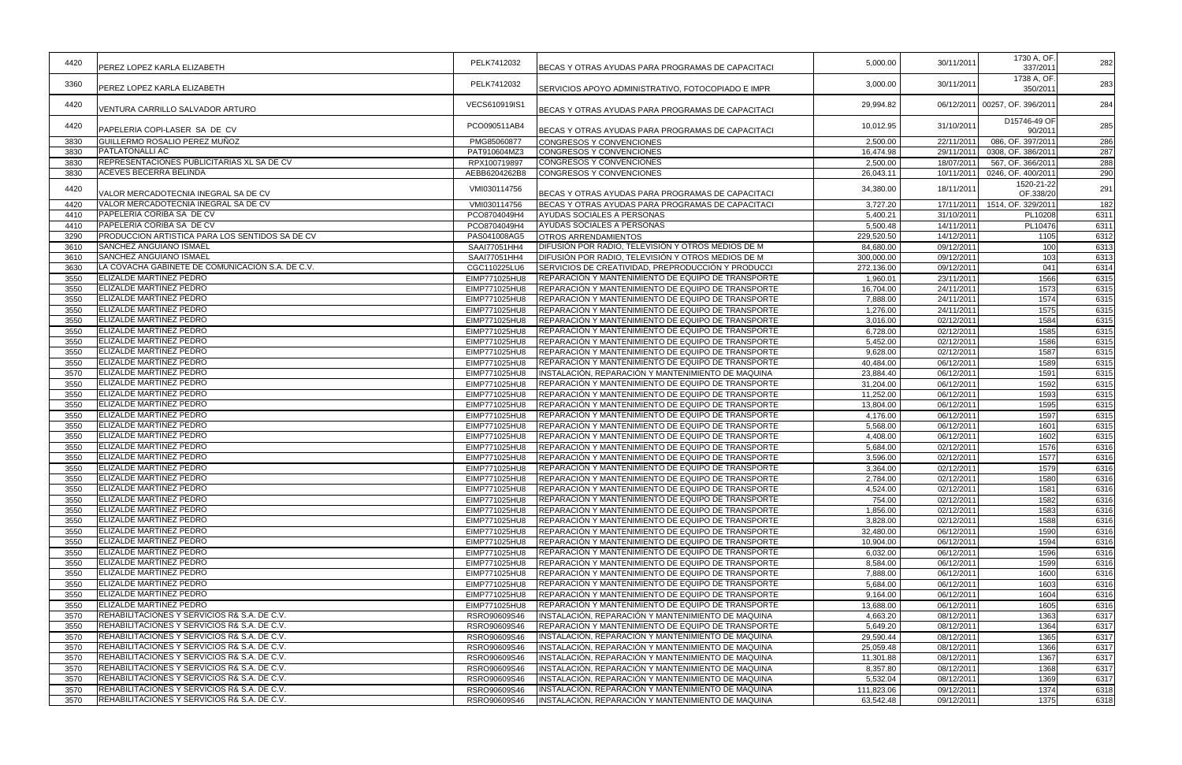| | | | | | | | |
|---|---|---|---|---|---|---|---|
| 4420 | PEREZ LOPEZ KARLA ELIZABETH | PELK7412032 | BECAS Y OTRAS AYUDAS PARA PROGRAMAS DE CAPACITACI | 5,000.00 | 30/11/2011 | 1730 A, OF. 337/2011 | 282 |
| 3360 | PEREZ LOPEZ KARLA ELIZABETH | PELK7412032 | SERVICIOS APOYO ADMINISTRATIVO, FOTOCOPIADO E IMPR | 3,000.00 | 30/11/2011 | 1738 A, OF. 350/2011 | 283 |
| 4420 | VENTURA CARRILLO SALVADOR ARTURO | VECS610919IS1 | BECAS Y OTRAS AYUDAS PARA PROGRAMAS DE CAPACITACI | 29,994.82 | 06/12/2011 | 00257, OF. 396/2011 | 284 |
| 4420 | PAPELERIA COPI-LASER SA DE CV | PCO090511AB4 | BECAS Y OTRAS AYUDAS PARA PROGRAMAS DE CAPACITACI | 10,012.95 | 31/10/2011 | D15746-49 OF 90/2011 | 285 |
| 3830 | GUILLERMO ROSALIO PEREZ MUÑOZ | PMG85060877 | CONGRESOS Y CONVENCIONES | 2,500.00 | 22/11/2011 | 086, OF. 397/2011 | 286 |
| 3830 | PATLATONALLI AC | PAT910604MZ3 | CONGRESOS Y CONVENCIONES | 16,474.98 | 29/11/2011 | 0308, OF. 386/2011 | 287 |
| 3830 | REPRESENTACIONES PUBLICITARIAS XL SA DE CV | RPX100719897 | CONGRESOS Y CONVENCIONES | 2,500.00 | 18/07/2011 | 567, OF. 366/2011 | 288 |
| 3830 | ACEVES BECERRA BELINDA | AEBB6204262B8 | CONGRESOS Y CONVENCIONES | 26,043.11 | 10/11/2011 | 0246, OF. 400/2011 | 290 |
| 4420 | VALOR MERCADOTECNIA INEGRAL SA DE CV | VMI030114756 | BECAS Y OTRAS AYUDAS PARA PROGRAMAS DE CAPACITACI | 34,380.00 | 18/11/2011 | 1520-21-22 OF.338/20 | 291 |
| 4420 | VALOR MERCADOTECNIA INEGRAL SA DE CV | VMI030114756 | BECAS Y OTRAS AYUDAS PARA PROGRAMAS DE CAPACITACI | 3,727.20 | 17/11/2011 | 1514, OF. 329/2011 | 182 |
| 4410 | PAPELERIA CORIBA SA DE CV | PCO8704049H4 | AYUDAS SOCIALES A PERSONAS | 5,400.21 | 31/10/2011 | PL10208 | 6311 |
| 4410 | PAPELERIA CORIBA SA DE CV | PCO8704049H4 | AYUDAS SOCIALES A PERSONAS | 5,500.48 | 14/11/2011 | PL10476 | 6311 |
| 3290 | PRODUCCION ARTISTICA PARA LOS SENTIDOS SA DE CV | PAS041008AG5 | OTROS ARRENDAMIENTOS | 229,520.50 | 14/12/2011 | 1105 | 6312 |
| 3610 | SANCHEZ ANGUIANO ISMAEL | SAAI77051HH4 | DIFUSIÓN POR RADIO, TELEVISIÓN Y OTROS MEDIOS DE M | 84,680.00 | 09/12/2011 | 100 | 6313 |
| 3610 | SANCHEZ ANGUIANO ISMAEL | SAAI77051HH4 | DIFUSIÓN POR RADIO, TELEVISIÓN Y OTROS MEDIOS DE M | 300,000.00 | 09/12/2011 | 103 | 6313 |
| 3630 | LA COVACHA GABINETE DE COMUNICACIÓN S.A. DE C.V. | CGC110225LU6 | SERVICIOS DE CREATIVIDAD, PREPRODUCCIÓN Y PRODUCCI | 272,136.00 | 09/12/2011 | 041 | 6314 |
| 3550 | ELIZALDE MARTINEZ PEDRO | EIMP771025HU8 | REPARACIÓN Y MANTENIMIENTO DE EQUIPO DE TRANSPORTE | 1,960.01 | 23/11/2011 | 1566 | 6315 |
| 3550 | ELIZALDE MARTINEZ PEDRO | EIMP771025HU8 | REPARACIÓN Y MANTENIMIENTO DE EQUIPO DE TRANSPORTE | 16,704.00 | 24/11/2011 | 1573 | 6315 |
| 3550 | ELIZALDE MARTINEZ PEDRO | EIMP771025HU8 | REPARACIÓN Y MANTENIMIENTO DE EQUIPO DE TRANSPORTE | 7,888.00 | 24/11/2011 | 1574 | 6315 |
| 3550 | ELIZALDE MARTINEZ PEDRO | EIMP771025HU8 | REPARACIÓN Y MANTENIMIENTO DE EQUIPO DE TRANSPORTE | 1,276.00 | 24/11/2011 | 1575 | 6315 |
| 3550 | ELIZALDE MARTINEZ PEDRO | EIMP771025HU8 | REPARACIÓN Y MANTENIMIENTO DE EQUIPO DE TRANSPORTE | 3,016.00 | 02/12/2011 | 1584 | 6315 |
| 3550 | ELIZALDE MARTINEZ PEDRO | EIMP771025HU8 | REPARACIÓN Y MANTENIMIENTO DE EQUIPO DE TRANSPORTE | 6,728.00 | 02/12/2011 | 1585 | 6315 |
| 3550 | ELIZALDE MARTINEZ PEDRO | EIMP771025HU8 | REPARACIÓN Y MANTENIMIENTO DE EQUIPO DE TRANSPORTE | 5,452.00 | 02/12/2011 | 1586 | 6315 |
| 3550 | ELIZALDE MARTINEZ PEDRO | EIMP771025HU8 | REPARACIÓN Y MANTENIMIENTO DE EQUIPO DE TRANSPORTE | 9,628.00 | 02/12/2011 | 1587 | 6315 |
| 3550 | ELIZALDE MARTINEZ PEDRO | EIMP771025HU8 | REPARACIÓN Y MANTENIMIENTO DE EQUIPO DE TRANSPORTE | 40,484.00 | 06/12/2011 | 1589 | 6315 |
| 3570 | ELIZALDE MARTINEZ PEDRO | EIMP771025HU8 | INSTALACIÓN, REPARACIÓN Y MANTENIMIENTO DE MAQUINA | 23,884.40 | 06/12/2011 | 1591 | 6315 |
| 3550 | ELIZALDE MARTINEZ PEDRO | EIMP771025HU8 | REPARACIÓN Y MANTENIMIENTO DE EQUIPO DE TRANSPORTE | 31,204.00 | 06/12/2011 | 1592 | 6315 |
| 3550 | ELIZALDE MARTINEZ PEDRO | EIMP771025HU8 | REPARACIÓN Y MANTENIMIENTO DE EQUIPO DE TRANSPORTE | 11,252.00 | 06/12/2011 | 1593 | 6315 |
| 3550 | ELIZALDE MARTINEZ PEDRO | EIMP771025HU8 | REPARACIÓN Y MANTENIMIENTO DE EQUIPO DE TRANSPORTE | 13,804.00 | 06/12/2011 | 1595 | 6315 |
| 3550 | ELIZALDE MARTINEZ PEDRO | EIMP771025HU8 | REPARACIÓN Y MANTENIMIENTO DE EQUIPO DE TRANSPORTE | 4,176.00 | 06/12/2011 | 1597 | 6315 |
| 3550 | ELIZALDE MARTINEZ PEDRO | EIMP771025HU8 | REPARACIÓN Y MANTENIMIENTO DE EQUIPO DE TRANSPORTE | 5,568.00 | 06/12/2011 | 1601 | 6315 |
| 3550 | ELIZALDE MARTINEZ PEDRO | EIMP771025HU8 | REPARACIÓN Y MANTENIMIENTO DE EQUIPO DE TRANSPORTE | 4,408.00 | 06/12/2011 | 1602 | 6315 |
| 3550 | ELIZALDE MARTINEZ PEDRO | EIMP771025HU8 | REPARACIÓN Y MANTENIMIENTO DE EQUIPO DE TRANSPORTE | 5,684.00 | 02/12/2011 | 1576 | 6316 |
| 3550 | ELIZALDE MARTINEZ PEDRO | EIMP771025HU8 | REPARACIÓN Y MANTENIMIENTO DE EQUIPO DE TRANSPORTE | 3,596.00 | 02/12/2011 | 1577 | 6316 |
| 3550 | ELIZALDE MARTINEZ PEDRO | EIMP771025HU8 | REPARACIÓN Y MANTENIMIENTO DE EQUIPO DE TRANSPORTE | 3,364.00 | 02/12/2011 | 1579 | 6316 |
| 3550 | ELIZALDE MARTINEZ PEDRO | EIMP771025HU8 | REPARACIÓN Y MANTENIMIENTO DE EQUIPO DE TRANSPORTE | 2,784.00 | 02/12/2011 | 1580 | 6316 |
| 3550 | ELIZALDE MARTINEZ PEDRO | EIMP771025HU8 | REPARACIÓN Y MANTENIMIENTO DE EQUIPO DE TRANSPORTE | 4,524.00 | 02/12/2011 | 1581 | 6316 |
| 3550 | ELIZALDE MARTINEZ PEDRO | EIMP771025HU8 | REPARACIÓN Y MANTENIMIENTO DE EQUIPO DE TRANSPORTE | 754.00 | 02/12/2011 | 1582 | 6316 |
| 3550 | ELIZALDE MARTINEZ PEDRO | EIMP771025HU8 | REPARACIÓN Y MANTENIMIENTO DE EQUIPO DE TRANSPORTE | 1,856.00 | 02/12/2011 | 1583 | 6316 |
| 3550 | ELIZALDE MARTINEZ PEDRO | EIMP771025HU8 | REPARACIÓN Y MANTENIMIENTO DE EQUIPO DE TRANSPORTE | 3,828.00 | 02/12/2011 | 1588 | 6316 |
| 3550 | ELIZALDE MARTINEZ PEDRO | EIMP771025HU8 | REPARACIÓN Y MANTENIMIENTO DE EQUIPO DE TRANSPORTE | 32,480.00 | 06/12/2011 | 1590 | 6316 |
| 3550 | ELIZALDE MARTINEZ PEDRO | EIMP771025HU8 | REPARACIÓN Y MANTENIMIENTO DE EQUIPO DE TRANSPORTE | 10,904.00 | 06/12/2011 | 1594 | 6316 |
| 3550 | ELIZALDE MARTINEZ PEDRO | EIMP771025HU8 | REPARACIÓN Y MANTENIMIENTO DE EQUIPO DE TRANSPORTE | 6,032.00 | 06/12/2011 | 1596 | 6316 |
| 3550 | ELIZALDE MARTINEZ PEDRO | EIMP771025HU8 | REPARACIÓN Y MANTENIMIENTO DE EQUIPO DE TRANSPORTE | 8,584.00 | 06/12/2011 | 1599 | 6316 |
| 3550 | ELIZALDE MARTINEZ PEDRO | EIMP771025HU8 | REPARACIÓN Y MANTENIMIENTO DE EQUIPO DE TRANSPORTE | 7,888.00 | 06/12/2011 | 1600 | 6316 |
| 3550 | ELIZALDE MARTINEZ PEDRO | EIMP771025HU8 | REPARACIÓN Y MANTENIMIENTO DE EQUIPO DE TRANSPORTE | 5,684.00 | 06/12/2011 | 1603 | 6316 |
| 3550 | ELIZALDE MARTINEZ PEDRO | EIMP771025HU8 | REPARACIÓN Y MANTENIMIENTO DE EQUIPO DE TRANSPORTE | 9,164.00 | 06/12/2011 | 1604 | 6316 |
| 3550 | ELIZALDE MARTINEZ PEDRO | EIMP771025HU8 | REPARACIÓN Y MANTENIMIENTO DE EQUIPO DE TRANSPORTE | 13,688.00 | 06/12/2011 | 1605 | 6316 |
| 3570 | REHABILITACIONES Y SERVICIOS R& S.A. DE C.V. | RSRO90609S46 | INSTALACIÓN, REPARACIÓN Y MANTENIMIENTO DE MAQUINA | 4,663.20 | 08/12/2011 | 1363 | 6317 |
| 3550 | REHABILITACIONES Y SERVICIOS R& S.A. DE C.V. | RSRO90609S46 | REPARACIÓN Y MANTENIMIENTO DE EQUIPO DE TRANSPORTE | 5,649.20 | 08/12/2011 | 1364 | 6317 |
| 3570 | REHABILITACIONES Y SERVICIOS R& S.A. DE C.V. | RSRO90609S46 | INSTALACIÓN, REPARACIÓN Y MANTENIMIENTO DE MAQUINA | 29,590.44 | 08/12/2011 | 1365 | 6317 |
| 3570 | REHABILITACIONES Y SERVICIOS R& S.A. DE C.V. | RSRO90609S46 | INSTALACIÓN, REPARACIÓN Y MANTENIMIENTO DE MAQUINA | 25,059.48 | 08/12/2011 | 1366 | 6317 |
| 3570 | REHABILITACIONES Y SERVICIOS R& S.A. DE C.V. | RSRO90609S46 | INSTALACIÓN, REPARACIÓN Y MANTENIMIENTO DE MAQUINA | 11,301.88 | 08/12/2011 | 1367 | 6317 |
| 3570 | REHABILITACIONES Y SERVICIOS R& S.A. DE C.V. | RSRO90609S46 | INSTALACIÓN, REPARACIÓN Y MANTENIMIENTO DE MAQUINA | 8,357.80 | 08/12/2011 | 1368 | 6317 |
| 3570 | REHABILITACIONES Y SERVICIOS R& S.A. DE C.V. | RSRO90609S46 | INSTALACIÓN, REPARACIÓN Y MANTENIMIENTO DE MAQUINA | 5,532.04 | 08/12/2011 | 1369 | 6317 |
| 3570 | REHABILITACIONES Y SERVICIOS R& S.A. DE C.V. | RSRO90609S46 | INSTALACIÓN, REPARACIÓN Y MANTENIMIENTO DE MAQUINA | 111,823.06 | 09/12/2011 | 1374 | 6318 |
| 3570 | REHABILITACIONES Y SERVICIOS R& S.A. DE C.V. | RSRO90609S46 | INSTALACIÓN, REPARACIÓN Y MANTENIMIENTO DE MAQUINA | 63,542.48 | 09/12/2011 | 1375 | 6318 |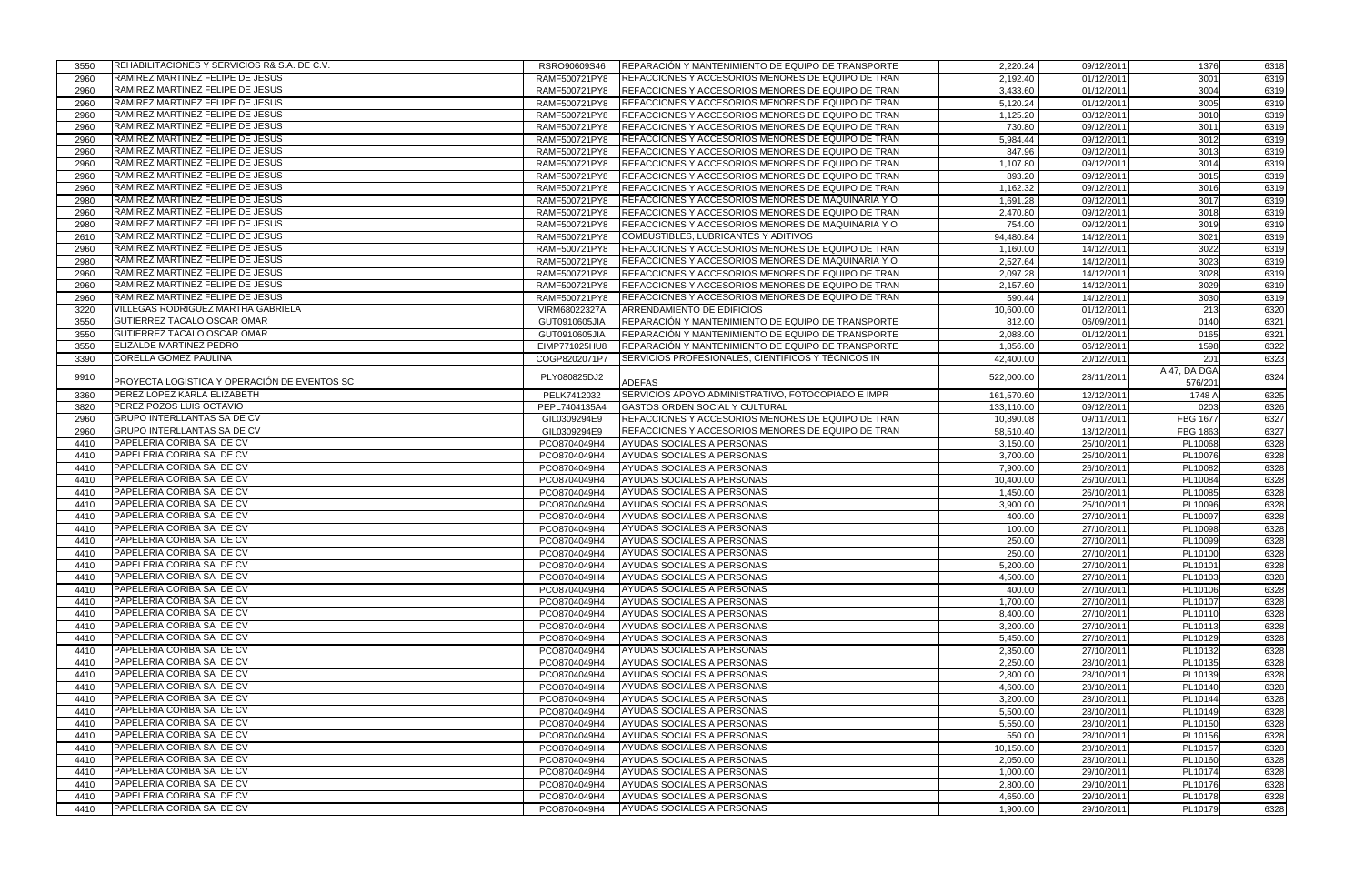| | | | | | | | |
|---|---|---|---|---|---|---|---|
| 3550 | REHABILITACIONES Y SERVICIOS R& S.A. DE C.V. | RSRO90609S46 | REPARACIÓN Y MANTENIMIENTO DE EQUIPO DE TRANSPORTE | 2,220.24 | 09/12/2011 | 1376 | 6318 |
| 2960 | RAMIREZ MARTINEZ FELIPE DE JESUS | RAMF500721PY8 | REFACCIONES Y ACCESORIOS MENORES DE EQUIPO DE TRAN | 2,192.40 | 01/12/2011 | 3001 | 6319 |
| 2960 | RAMIREZ MARTINEZ FELIPE DE JESUS | RAMF500721PY8 | REFACCIONES Y ACCESORIOS MENORES DE EQUIPO DE TRAN | 3,433.60 | 01/12/2011 | 3004 | 6319 |
| 2960 | RAMIREZ MARTINEZ FELIPE DE JESUS | RAMF500721PY8 | REFACCIONES Y ACCESORIOS MENORES DE EQUIPO DE TRAN | 5,120.24 | 01/12/2011 | 3005 | 6319 |
| 2960 | RAMIREZ MARTINEZ FELIPE DE JESUS | RAMF500721PY8 | REFACCIONES Y ACCESORIOS MENORES DE EQUIPO DE TRAN | 1,125.20 | 08/12/2011 | 3010 | 6319 |
| 2960 | RAMIREZ MARTINEZ FELIPE DE JESUS | RAMF500721PY8 | REFACCIONES Y ACCESORIOS MENORES DE EQUIPO DE TRAN | 730.80 | 09/12/2011 | 3011 | 6319 |
| 2960 | RAMIREZ MARTINEZ FELIPE DE JESUS | RAMF500721PY8 | REFACCIONES Y ACCESORIOS MENORES DE EQUIPO DE TRAN | 5,984.44 | 09/12/2011 | 3012 | 6319 |
| 2960 | RAMIREZ MARTINEZ FELIPE DE JESUS | RAMF500721PY8 | REFACCIONES Y ACCESORIOS MENORES DE EQUIPO DE TRAN | 847.96 | 09/12/2011 | 3013 | 6319 |
| 2960 | RAMIREZ MARTINEZ FELIPE DE JESUS | RAMF500721PY8 | REFACCIONES Y ACCESORIOS MENORES DE EQUIPO DE TRAN | 1,107.80 | 09/12/2011 | 3014 | 6319 |
| 2960 | RAMIREZ MARTINEZ FELIPE DE JESUS | RAMF500721PY8 | REFACCIONES Y ACCESORIOS MENORES DE EQUIPO DE TRAN | 893.20 | 09/12/2011 | 3015 | 6319 |
| 2960 | RAMIREZ MARTINEZ FELIPE DE JESUS | RAMF500721PY8 | REFACCIONES Y ACCESORIOS MENORES DE EQUIPO DE TRAN | 1,162.32 | 09/12/2011 | 3016 | 6319 |
| 2980 | RAMIREZ MARTINEZ FELIPE DE JESUS | RAMF500721PY8 | REFACCIONES Y ACCESORIOS MENORES DE MAQUINARIA Y O | 1,691.28 | 09/12/2011 | 3017 | 6319 |
| 2960 | RAMIREZ MARTINEZ FELIPE DE JESUS | RAMF500721PY8 | REFACCIONES Y ACCESORIOS MENORES DE EQUIPO DE TRAN | 2,470.80 | 09/12/2011 | 3018 | 6319 |
| 2980 | RAMIREZ MARTINEZ FELIPE DE JESUS | RAMF500721PY8 | REFACCIONES Y ACCESORIOS MENORES DE MAQUINARIA Y O | 754.00 | 09/12/2011 | 3019 | 6319 |
| 2610 | RAMIREZ MARTINEZ FELIPE DE JESUS | RAMF500721PY8 | COMBUSTIBLES, LUBRICANTES Y ADITIVOS | 94,480.84 | 14/12/2011 | 3021 | 6319 |
| 2960 | RAMIREZ MARTINEZ FELIPE DE JESUS | RAMF500721PY8 | REFACCIONES Y ACCESORIOS MENORES DE EQUIPO DE TRAN | 1,160.00 | 14/12/2011 | 3022 | 6319 |
| 2980 | RAMIREZ MARTINEZ FELIPE DE JESUS | RAMF500721PY8 | REFACCIONES Y ACCESORIOS MENORES DE MAQUINARIA Y O | 2,527.64 | 14/12/2011 | 3023 | 6319 |
| 2960 | RAMIREZ MARTINEZ FELIPE DE JESUS | RAMF500721PY8 | REFACCIONES Y ACCESORIOS MENORES DE EQUIPO DE TRAN | 2,097.28 | 14/12/2011 | 3028 | 6319 |
| 2960 | RAMIREZ MARTINEZ FELIPE DE JESUS | RAMF500721PY8 | REFACCIONES Y ACCESORIOS MENORES DE EQUIPO DE TRAN | 2,157.60 | 14/12/2011 | 3029 | 6319 |
| 2960 | RAMIREZ MARTINEZ FELIPE DE JESUS | RAMF500721PY8 | REFACCIONES Y ACCESORIOS MENORES DE EQUIPO DE TRAN | 590.44 | 14/12/2011 | 3030 | 6319 |
| 3220 | VILLEGAS RODRIGUEZ MARTHA GABRIELA | VIRM68022327A | ARRENDAMIENTO DE EDIFICIOS | 10,600.00 | 01/12/2011 | 213 | 6320 |
| 3550 | GUTIERREZ TACALO OSCAR OMAR | GUT0910605JIA | REPARACIÓN Y MANTENIMIENTO DE EQUIPO DE TRANSPORTE | 812.00 | 06/09/2011 | 0140 | 6321 |
| 3550 | GUTIERREZ TACALO OSCAR OMAR | GUT0910605JIA | REPARACIÓN Y MANTENIMIENTO DE EQUIPO DE TRANSPORTE | 2,088.00 | 01/12/2011 | 0165 | 6321 |
| 3550 | ELIZALDE MARTINEZ PEDRO | EIMP771025HU8 | REPARACIÓN Y MANTENIMIENTO DE EQUIPO DE TRANSPORTE | 1,856.00 | 06/12/2011 | 1598 | 6322 |
| 3390 | CORELLA GOMEZ PAULINA | COGP8202071P7 | SERVICIOS PROFESIONALES, CIENTIFICOS Y TECNICOS IN | 42,400.00 | 20/12/2011 | 201 | 6323 |
| 9910 | PROYECTA LOGISTICA Y OPERACIÓN DE EVENTOS SC | PLY080825DJ2 | ADEFAS | 522,000.00 | 28/11/2011 | A 47, DA DGA 576/201 | 6324 |
| 3360 | PEREZ LOPEZ KARLA ELIZABETH | PELK7412032 | SERVICIOS APOYO ADMINISTRATIVO, FOTOCOPIADO E IMPR | 161,570.60 | 12/12/2011 | 1748 A | 6325 |
| 3820 | PEREZ POZOS LUIS OCTAVIO | PEPL7404135A4 | GASTOS ORDEN SOCIAL Y CULTURAL | 133,110.00 | 09/12/2011 | 0203 | 6326 |
| 2960 | GRUPO INTERLLANTAS SA DE CV | GIL0309294E9 | REFACCIONES Y ACCESORIOS MENORES DE EQUIPO DE TRAN | 10,890.08 | 09/11/2011 | FBG 1677 | 6327 |
| 2960 | GRUPO INTERLLANTAS SA DE CV | GIL0309294E9 | REFACCIONES Y ACCESORIOS MENORES DE EQUIPO DE TRAN | 58,510.40 | 13/12/2011 | FBG 1863 | 6327 |
| 4410 | PAPELERIA CORIBA SA DE CV | PCO8704049H4 | AYUDAS SOCIALES A PERSONAS | 3,150.00 | 25/10/2011 | PL10068 | 6328 |
| 4410 | PAPELERIA CORIBA SA DE CV | PCO8704049H4 | AYUDAS SOCIALES A PERSONAS | 3,700.00 | 25/10/2011 | PL10076 | 6328 |
| 4410 | PAPELERIA CORIBA SA DE CV | PCO8704049H4 | AYUDAS SOCIALES A PERSONAS | 7,900.00 | 26/10/2011 | PL10082 | 6328 |
| 4410 | PAPELERIA CORIBA SA DE CV | PCO8704049H4 | AYUDAS SOCIALES A PERSONAS | 10,400.00 | 26/10/2011 | PL10084 | 6328 |
| 4410 | PAPELERIA CORIBA SA DE CV | PCO8704049H4 | AYUDAS SOCIALES A PERSONAS | 1,450.00 | 26/10/2011 | PL10085 | 6328 |
| 4410 | PAPELERIA CORIBA SA DE CV | PCO8704049H4 | AYUDAS SOCIALES A PERSONAS | 3,900.00 | 25/10/2011 | PL10096 | 6328 |
| 4410 | PAPELERIA CORIBA SA DE CV | PCO8704049H4 | AYUDAS SOCIALES A PERSONAS | 400.00 | 27/10/2011 | PL10097 | 6328 |
| 4410 | PAPELERIA CORIBA SA DE CV | PCO8704049H4 | AYUDAS SOCIALES A PERSONAS | 100.00 | 27/10/2011 | PL10098 | 6328 |
| 4410 | PAPELERIA CORIBA SA DE CV | PCO8704049H4 | AYUDAS SOCIALES A PERSONAS | 250.00 | 27/10/2011 | PL10099 | 6328 |
| 4410 | PAPELERIA CORIBA SA DE CV | PCO8704049H4 | AYUDAS SOCIALES A PERSONAS | 250.00 | 27/10/2011 | PL10100 | 6328 |
| 4410 | PAPELERIA CORIBA SA DE CV | PCO8704049H4 | AYUDAS SOCIALES A PERSONAS | 5,200.00 | 27/10/2011 | PL10101 | 6328 |
| 4410 | PAPELERIA CORIBA SA DE CV | PCO8704049H4 | AYUDAS SOCIALES A PERSONAS | 4,500.00 | 27/10/2011 | PL10103 | 6328 |
| 4410 | PAPELERIA CORIBA SA DE CV | PCO8704049H4 | AYUDAS SOCIALES A PERSONAS | 400.00 | 27/10/2011 | PL10106 | 6328 |
| 4410 | PAPELERIA CORIBA SA DE CV | PCO8704049H4 | AYUDAS SOCIALES A PERSONAS | 1,700.00 | 27/10/2011 | PL10107 | 6328 |
| 4410 | PAPELERIA CORIBA SA DE CV | PCO8704049H4 | AYUDAS SOCIALES A PERSONAS | 8,400.00 | 27/10/2011 | PL10110 | 6328 |
| 4410 | PAPELERIA CORIBA SA DE CV | PCO8704049H4 | AYUDAS SOCIALES A PERSONAS | 3,200.00 | 27/10/2011 | PL10113 | 6328 |
| 4410 | PAPELERIA CORIBA SA DE CV | PCO8704049H4 | AYUDAS SOCIALES A PERSONAS | 5,450.00 | 27/10/2011 | PL10129 | 6328 |
| 4410 | PAPELERIA CORIBA SA DE CV | PCO8704049H4 | AYUDAS SOCIALES A PERSONAS | 2,350.00 | 27/10/2011 | PL10132 | 6328 |
| 4410 | PAPELERIA CORIBA SA DE CV | PCO8704049H4 | AYUDAS SOCIALES A PERSONAS | 2,250.00 | 28/10/2011 | PL10135 | 6328 |
| 4410 | PAPELERIA CORIBA SA DE CV | PCO8704049H4 | AYUDAS SOCIALES A PERSONAS | 2,800.00 | 28/10/2011 | PL10139 | 6328 |
| 4410 | PAPELERIA CORIBA SA DE CV | PCO8704049H4 | AYUDAS SOCIALES A PERSONAS | 4,600.00 | 28/10/2011 | PL10140 | 6328 |
| 4410 | PAPELERIA CORIBA SA DE CV | PCO8704049H4 | AYUDAS SOCIALES A PERSONAS | 3,200.00 | 28/10/2011 | PL10144 | 6328 |
| 4410 | PAPELERIA CORIBA SA DE CV | PCO8704049H4 | AYUDAS SOCIALES A PERSONAS | 5,500.00 | 28/10/2011 | PL10149 | 6328 |
| 4410 | PAPELERIA CORIBA SA DE CV | PCO8704049H4 | AYUDAS SOCIALES A PERSONAS | 5,550.00 | 28/10/2011 | PL10150 | 6328 |
| 4410 | PAPELERIA CORIBA SA DE CV | PCO8704049H4 | AYUDAS SOCIALES A PERSONAS | 550.00 | 28/10/2011 | PL10156 | 6328 |
| 4410 | PAPELERIA CORIBA SA DE CV | PCO8704049H4 | AYUDAS SOCIALES A PERSONAS | 10,150.00 | 28/10/2011 | PL10157 | 6328 |
| 4410 | PAPELERIA CORIBA SA DE CV | PCO8704049H4 | AYUDAS SOCIALES A PERSONAS | 2,050.00 | 28/10/2011 | PL10160 | 6328 |
| 4410 | PAPELERIA CORIBA SA DE CV | PCO8704049H4 | AYUDAS SOCIALES A PERSONAS | 1,000.00 | 29/10/2011 | PL10174 | 6328 |
| 4410 | PAPELERIA CORIBA SA DE CV | PCO8704049H4 | AYUDAS SOCIALES A PERSONAS | 2,800.00 | 29/10/2011 | PL10176 | 6328 |
| 4410 | PAPELERIA CORIBA SA DE CV | PCO8704049H4 | AYUDAS SOCIALES A PERSONAS | 4,650.00 | 29/10/2011 | PL10178 | 6328 |
| 4410 | PAPELERIA CORIBA SA DE CV | PCO8704049H4 | AYUDAS SOCIALES A PERSONAS | 1,900.00 | 29/10/2011 | PL10179 | 6328 |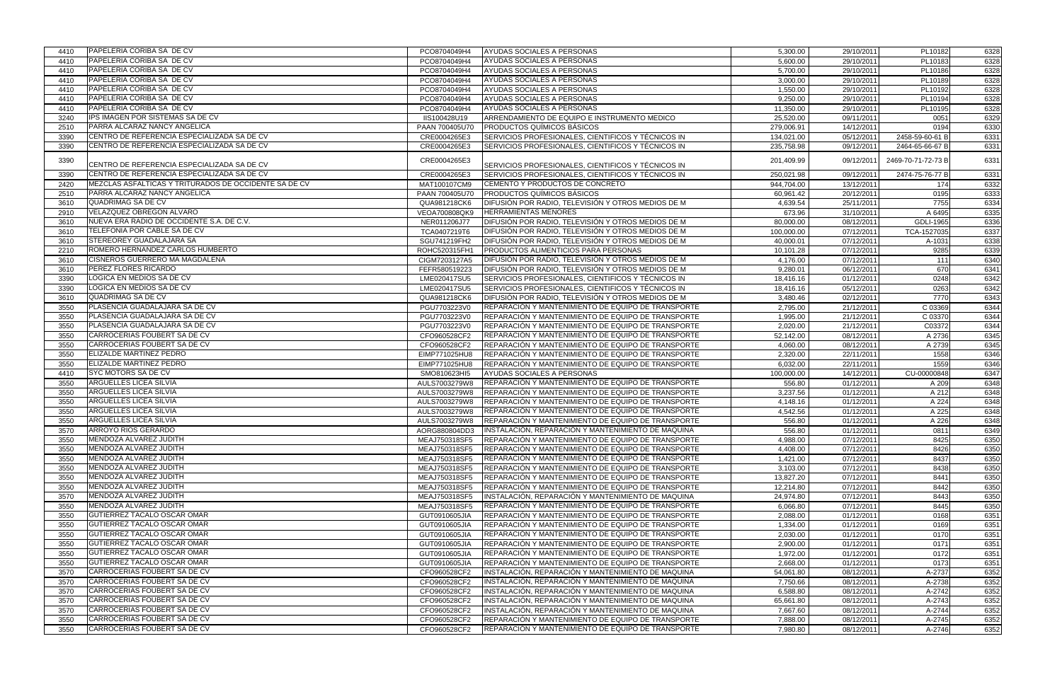| | | | | | | | |
|---|---|---|---|---|---|---|---|
| 4410 | PAPELERIA CORIBA SA DE CV | PCO8704049H4 | AYUDAS SOCIALES A PERSONAS | 5,300.00 | 29/10/2011 | PL10182 | 6328 |
| 4410 | PAPELERIA CORIBA SA DE CV | PCO8704049H4 | AYUDAS SOCIALES A PERSONAS | 5,600.00 | 29/10/2011 | PL10183 | 6328 |
| 4410 | PAPELERIA CORIBA SA DE CV | PCO8704049H4 | AYUDAS SOCIALES A PERSONAS | 5,700.00 | 29/10/2011 | PL10186 | 6328 |
| 4410 | PAPELERIA CORIBA SA DE CV | PCO8704049H4 | AYUDAS SOCIALES A PERSONAS | 3,000.00 | 29/10/2011 | PL10189 | 6328 |
| 4410 | PAPELERIA CORIBA SA DE CV | PCO8704049H4 | AYUDAS SOCIALES A PERSONAS | 1,550.00 | 29/10/2011 | PL10192 | 6328 |
| 4410 | PAPELERIA CORIBA SA DE CV | PCO8704049H4 | AYUDAS SOCIALES A PERSONAS | 9,250.00 | 29/10/2011 | PL10194 | 6328 |
| 4410 | PAPELERIA CORIBA SA DE CV | PCO8704049H4 | AYUDAS SOCIALES A PERSONAS | 11,350.00 | 29/10/2011 | PL10195 | 6328 |
| 3240 | IPS IMAGEN POR SISTEMAS SA DE CV | IIS100428U19 | ARRENDAMIENTO DE EQUIPO E INSTRUMENTO MEDICO | 25,520.00 | 09/11/2011 | 0051 | 6329 |
| 2510 | PARRA ALCARAZ NANCY ANGELICA | PAAN 700405U70 | PRODUCTOS QUÍMICOS BÁSICOS | 279,006.91 | 14/12/2011 | 0194 | 6330 |
| 3390 | CENTRO DE REFERENCIA ESPECIALIZADA SA DE CV | CRE0004265E3 | SERVICIOS PROFESIONALES, CIENTIFICOS Y TÉCNICOS IN | 134,021.00 | 05/12/2011 | 2458-59-60-61 B | 6331 |
| 3390 | CENTRO DE REFERENCIA ESPECIALIZADA SA DE CV | CRE0004265E3 | SERVICIOS PROFESIONALES, CIENTIFICOS Y TÉCNICOS IN | 235,758.98 | 09/12/2011 | 2464-65-66-67 B | 6331 |
| 3390 | CENTRO DE REFERENCIA ESPECIALIZADA SA DE CV | CRE0004265E3 | SERVICIOS PROFESIONALES, CIENTIFICOS Y TÉCNICOS IN | 201,409.99 | 09/12/2011 | 2469-70-71-72-73 B | 6331 |
| 3390 | CENTRO DE REFERENCIA ESPECIALIZADA SA DE CV | CRE0004265E3 | SERVICIOS PROFESIONALES, CIENTIFICOS Y TÉCNICOS IN | 250,021.98 | 09/12/2011 | 2474-75-76-77 B | 6331 |
| 2420 | MEZCLAS ASFALTICAS Y TRITURADOS DE OCCIDENTE SA DE CV | MAT100107CM9 | CEMENTO Y PRODUCTOS DE CONCRETO | 944,704.00 | 13/12/2011 | 174 | 6332 |
| 2510 | PARRA ALCARAZ NANCY ANGELICA | PAAN 700405U70 | PRODUCTOS QUÍMICOS BÁSICOS | 60,961.42 | 20/12/2011 | 0195 | 6333 |
| 3610 | QUADRIMAG SA DE CV | QUA981218CK6 | DIFUSIÓN POR RADIO, TELEVISIÓN Y OTROS MEDIOS DE M | 4,639.54 | 25/11/2011 | 7755 | 6334 |
| 2910 | VELAZQUEZ OBREGON ALVARO | VEOA700808QK9 | HERRAMIENTAS MENORES | 673.96 | 31/10/2011 | A 6495 | 6335 |
| 3610 | NUEVA ERA RADIO DE OCCIDENTE S.A. DE C.V. | NER011206J77 | DIFUSIÓN POR RADIO, TELEVISIÓN Y OTROS MEDIOS DE M | 80,000.00 | 08/12/2011 | GDLI-1965 | 6336 |
| 3610 | TELEFONIA POR CABLE SA DE CV | TCA0407219T6 | DIFUSIÓN POR RADIO, TELEVISIÓN Y OTROS MEDIOS DE M | 100,000.00 | 07/12/2011 | TCA-1527035 | 6337 |
| 3610 | STEREOREY GUADALAJARA SA | SGU741219FH2 | DIFUSIÓN POR RADIO, TELEVISIÓN Y OTROS MEDIOS DE M | 40,000.01 | 07/12/2011 | A-1031 | 6338 |
| 2210 | ROMERO HERNANDEZ CARLOS HUMBERTO | ROHC520315FH1 | PRODUCTOS ALIMENTICIOS PARA PERSONAS | 10,101.28 | 07/12/2011 | 9285 | 6339 |
| 3610 | CISNEROS GUERRERO MA MAGDALENA | CIGM7203127A5 | DIFUSIÓN POR RADIO, TELEVISIÓN Y OTROS MEDIOS DE M | 4,176.00 | 07/12/2011 | 111 | 6340 |
| 3610 | PEREZ FLORES RICARDO | FEFR580519223 | DIFUSIÓN POR RADIO, TELEVISIÓN Y OTROS MEDIOS DE M | 9,280.01 | 06/12/2011 | 670 | 6341 |
| 3390 | LOGICA EN MEDIOS SA DE CV | LME020417SU5 | SERVICIOS PROFESIONALES, CIENTIFICOS Y TÉCNICOS IN | 18,416.16 | 01/12/2011 | 0248 | 6342 |
| 3390 | LOGICA EN MEDIOS SA DE CV | LME020417SU5 | SERVICIOS PROFESIONALES, CIENTIFICOS Y TÉCNICOS IN | 18,416.16 | 05/12/2011 | 0263 | 6342 |
| 3610 | QUADRIMAG SA DE CV | QUA981218CK6 | DIFUSIÓN POR RADIO, TELEVISIÓN Y OTROS MEDIOS DE M | 3,480.46 | 02/12/2011 | 7770 | 6343 |
| 3550 | PLASENCIA GUADALAJARA SA DE CV | PGU7703223V0 | REPARACIÓN Y MANTENIMIENTO DE EQUIPO DE TRANSPORTE | 2,795.00 | 21/12/2011 | C 03369 | 6344 |
| 3550 | PLASENCIA GUADALAJARA SA DE CV | PGU7703223V0 | REPARACIÓN Y MANTENIMIENTO DE EQUIPO DE TRANSPORTE | 1,995.00 | 21/12/2011 | C 03370 | 6344 |
| 3550 | PLASENCIA GUADALAJARA SA DE CV | PGU7703223V0 | REPARACIÓN Y MANTENIMIENTO DE EQUIPO DE TRANSPORTE | 2,020.00 | 21/12/2011 | C03372 | 6344 |
| 3550 | CARROCERIAS FOUBERT SA DE CV | CFO960528CF2 | REPARACIÓN Y MANTENIMIENTO DE EQUIPO DE TRANSPORTE | 52,142.00 | 08/12/2011 | A 2736 | 6345 |
| 3550 | CARROCERIAS FOUBERT SA DE CV | CFO960528CF2 | REPARACIÓN Y MANTENIMIENTO DE EQUIPO DE TRANSPORTE | 4,060.00 | 08/12/2011 | A 2739 | 6345 |
| 3550 | ELIZALDE MARTINEZ PEDRO | EIMP771025HU8 | REPARACIÓN Y MANTENIMIENTO DE EQUIPO DE TRANSPORTE | 2,320.00 | 22/11/2011 | 1558 | 6346 |
| 3550 | ELIZALDE MARTINEZ PEDRO | EIMP771025HU8 | REPARACIÓN Y MANTENIMIENTO DE EQUIPO DE TRANSPORTE | 6,032.00 | 22/11/2011 | 1559 | 6346 |
| 4410 | SYC MOTORS SA DE CV | SMO810623HI5 | AYUDAS SOCIALES A PERSONAS | 100,000.00 | 14/12/2011 | CU-00000848 | 6347 |
| 3550 | ARGUELLES LICEA SILVIA | AULS7003279W8 | REPARACIÓN Y MANTENIMIENTO DE EQUIPO DE TRANSPORTE | 556.80 | 01/12/2011 | A 209 | 6348 |
| 3550 | ARGUELLES LICEA SILVIA | AULS7003279W8 | REPARACIÓN Y MANTENIMIENTO DE EQUIPO DE TRANSPORTE | 3,237.56 | 01/12/2011 | A 212 | 6348 |
| 3550 | ARGUELLES LICEA SILVIA | AULS7003279W8 | REPARACIÓN Y MANTENIMIENTO DE EQUIPO DE TRANSPORTE | 4,148.16 | 01/12/2011 | A 224 | 6348 |
| 3550 | ARGUELLES LICEA SILVIA | AULS7003279W8 | REPARACIÓN Y MANTENIMIENTO DE EQUIPO DE TRANSPORTE | 4,542.56 | 01/12/2011 | A 225 | 6348 |
| 3550 | ARGUELLES LICEA SILVIA | AULS7003279W8 | REPARACIÓN Y MANTENIMIENTO DE EQUIPO DE TRANSPORTE | 556.80 | 01/12/2011 | A 226 | 6348 |
| 3570 | ARROYO RIOS GERARDO | AORG880804DD3 | INSTALACIÓN, REPARACIÓN Y MANTENIMIENTO DE MAQUINA | 556.80 | 01/12/2011 | 0811 | 6349 |
| 3550 | MENDOZA ALVAREZ JUDITH | MEAJ750318SF5 | REPARACIÓN Y MANTENIMIENTO DE EQUIPO DE TRANSPORTE | 4,988.00 | 07/12/2011 | 8425 | 6350 |
| 3550 | MENDOZA ALVAREZ JUDITH | MEAJ750318SF5 | REPARACIÓN Y MANTENIMIENTO DE EQUIPO DE TRANSPORTE | 4,408.00 | 07/12/2011 | 8426 | 6350 |
| 3550 | MENDOZA ALVAREZ JUDITH | MEAJ750318SF5 | REPARACIÓN Y MANTENIMIENTO DE EQUIPO DE TRANSPORTE | 1,421.00 | 07/12/2011 | 8437 | 6350 |
| 3550 | MENDOZA ALVAREZ JUDITH | MEAJ750318SF5 | REPARACIÓN Y MANTENIMIENTO DE EQUIPO DE TRANSPORTE | 3,103.00 | 07/12/2011 | 8438 | 6350 |
| 3550 | MENDOZA ALVAREZ JUDITH | MEAJ750318SF5 | REPARACIÓN Y MANTENIMIENTO DE EQUIPO DE TRANSPORTE | 13,827.20 | 07/12/2011 | 8441 | 6350 |
| 3550 | MENDOZA ALVAREZ JUDITH | MEAJ750318SF5 | REPARACIÓN Y MANTENIMIENTO DE EQUIPO DE TRANSPORTE | 12,214.80 | 07/12/2011 | 8442 | 6350 |
| 3570 | MENDOZA ALVAREZ JUDITH | MEAJ750318SF5 | INSTALACIÓN, REPARACIÓN Y MANTENIMIENTO DE MAQUINA | 24,974.80 | 07/12/2011 | 8443 | 6350 |
| 3550 | MENDOZA ALVAREZ JUDITH | MEAJ750318SF5 | REPARACIÓN Y MANTENIMIENTO DE EQUIPO DE TRANSPORTE | 6,066.80 | 07/12/2011 | 8445 | 6350 |
| 3550 | GUTIERREZ TACALO OSCAR OMAR | GUT0910605JIA | REPARACIÓN Y MANTENIMIENTO DE EQUIPO DE TRANSPORTE | 2,088.00 | 01/12/2011 | 0168 | 6351 |
| 3550 | GUTIERREZ TACALO OSCAR OMAR | GUT0910605JIA | REPARACIÓN Y MANTENIMIENTO DE EQUIPO DE TRANSPORTE | 1,334.00 | 01/12/2011 | 0169 | 6351 |
| 3550 | GUTIERREZ TACALO OSCAR OMAR | GUT0910605JIA | REPARACIÓN Y MANTENIMIENTO DE EQUIPO DE TRANSPORTE | 2,030.00 | 01/12/2011 | 0170 | 6351 |
| 3550 | GUTIERREZ TACALO OSCAR OMAR | GUT0910605JIA | REPARACIÓN Y MANTENIMIENTO DE EQUIPO DE TRANSPORTE | 2,900.00 | 01/12/2011 | 0171 | 6351 |
| 3550 | GUTIERREZ TACALO OSCAR OMAR | GUT0910605JIA | REPARACIÓN Y MANTENIMIENTO DE EQUIPO DE TRANSPORTE | 1,972.00 | 01/12/2001 | 0172 | 6351 |
| 3550 | GUTIERREZ TACALO OSCAR OMAR | GUT0910605JIA | REPARACIÓN Y MANTENIMIENTO DE EQUIPO DE TRANSPORTE | 2,668.00 | 01/12/2011 | 0173 | 6351 |
| 3570 | CARROCERIAS FOUBERT SA DE CV | CFO960528CF2 | INSTALACIÓN, REPARACIÓN Y MANTENIMIENTO DE MAQUINA | 54,061.80 | 08/12/2011 | A-2737 | 6352 |
| 3570 | CARROCERIAS FOUBERT SA DE CV | CFO960528CF2 | INSTALACIÓN, REPARACIÓN Y MANTENIMIENTO DE MAQUINA | 7,750.66 | 08/12/2011 | A-2738 | 6352 |
| 3570 | CARROCERIAS FOUBERT SA DE CV | CFO960528CF2 | INSTALACIÓN, REPARACIÓN Y MANTENIMIENTO DE MAQUINA | 6,588.80 | 08/12/2011 | A-2742 | 6352 |
| 3570 | CARROCERIAS FOUBERT SA DE CV | CFO960528CF2 | INSTALACIÓN, REPARACIÓN Y MANTENIMIENTO DE MAQUINA | 65,661.80 | 08/12/2011 | A-2743 | 6352 |
| 3570 | CARROCERIAS FOUBERT SA DE CV | CFO960528CF2 | INSTALACIÓN, REPARACIÓN Y MANTENIMIENTO DE MAQUINA | 7,667.60 | 08/12/2011 | A-2744 | 6352 |
| 3550 | CARROCERIAS FOUBERT SA DE CV | CFO960528CF2 | REPARACIÓN Y MANTENIMIENTO DE EQUIPO DE TRANSPORTE | 7,888.00 | 08/12/2011 | A-2745 | 6352 |
| 3550 | CARROCERIAS FOUBERT SA DE CV | CFO960528CF2 | REPARACIÓN Y MANTENIMIENTO DE EQUIPO DE TRANSPORTE | 7,980.80 | 08/12/2011 | A-2746 | 6352 |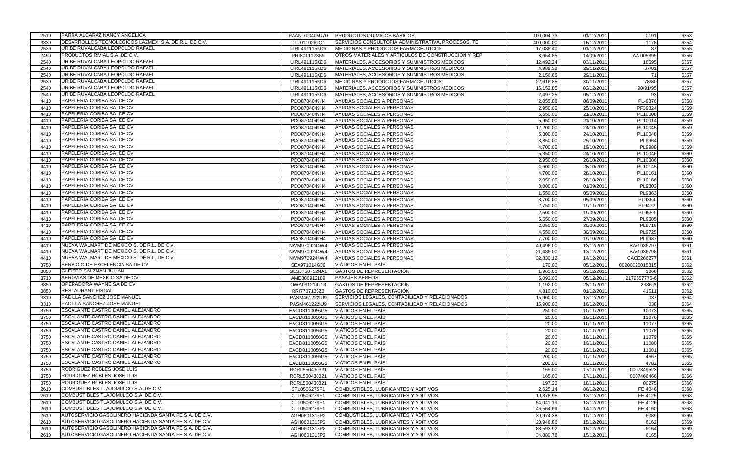| | | | | | | | |
|---|---|---|---|---|---|---|---|
| 2510 | PARRA ALCARAZ NANCY ANGELICA | PAAN 700405U70 | PRODUCTOS QUÍMICOS BÁSICOS | 100,004.73 | 01/12/2011 | 0191 | 6353 |
| 3330 | DESARROLLOS TECNOLOGICOS LAZMEX, S.A. DE R.L. DE C.V. | DTL0110262Q1 | SERVICIOS CONSULTORÍA ADMINISTRATIVA, PROCESOS, TÉ | 400,000.00 | 16/12/2011 | 1178 | 6354 |
| 2530 | URIBE RUVALCABA LEOPOLDO RAFAEL | UIRL491115KD6 | MEDICINAS Y PRODUCTOS FARMACÉUTICOS | 17,086.40 | 01/12/2011 | 87 | 6355 |
| 2490 | PRODUCTOS RIVIAL S.A. DE C.V. | PRI801112S59 | OTROS MATERIALES Y ARTÍCULOS DE CONSTRUCCIÓN Y REP | 3,654.85 | 14/09/2011 | AA 005395 | 6356 |
| 2540 | URIBE RUVALCABA LEOPOLDO RAFAEL | UIRL491115KD6 | MATERIALES, ACCESORIOS Y SUMINISTROS MÉDICOS | 12,492.24 | 03/11/2011 | 18695 | 6357 |
| 2540 | URIBE RUVALCABA LEOPOLDO RAFAEL | UIRL491115KD6 | MATERIALES, ACCESORIOS Y SUMINISTROS MÉDICOS | 4,989.39 | 29/11/2011 | 67/81 | 6357 |
| 2540 | URIBE RUVALCABA LEOPOLDO RAFAEL | UIRL491115KD6 | MATERIALES, ACCESORIOS Y SUMINISTROS MÉDICOS | 2,156.65 | 29/11/2011 | 71 | 6357 |
| 2530 | URIBE RUVALCABA LEOPOLDO RAFAEL | UIRL491115KD6 | MEDICINAS Y PRODUCTOS FARMACÉUTICOS | 22,616.85 | 30/11/2011 | 78/80 | 6357 |
| 2540 | URIBE RUVALCABA LEOPOLDO RAFAEL | UIRL491115KD6 | MATERIALES, ACCESORIOS Y SUMINISTROS MÉDICOS | 15,152.85 | 02/12/2011 | 90/91/95 | 6357 |
| 2540 | URIBE RUVALCABA LEOPOLDO RAFAEL | UIRL491115KD6 | MATERIALES, ACCESORIOS Y SUMINISTROS MÉDICOS | 2,497.25 | 05/12/2011 | 93 | 6357 |
| 4410 | PAPELERIA CORIBA SA DE CV | PCO8704049H4 | AYUDAS SOCIALES A PERSONAS | 2,055.88 | 06/09/2011 | PL-9376 | 6358 |
| 4410 | PAPELERIA CORIBA SA DE CV | PCO8704049H4 | AYUDAS SOCIALES A PERSONAS | 2,950.00 | 25/10/2011 | PF39824 | 6359 |
| 4410 | PAPELERIA CORIBA SA DE CV | PCO8704049H4 | AYUDAS SOCIALES A PERSONAS | 6,650.00 | 21/10/2011 | PL10008 | 6359 |
| 4410 | PAPELERIA CORIBA SA DE CV | PCO8704049H4 | AYUDAS SOCIALES A PERSONAS | 5,950.00 | 21/10/2011 | PL10014 | 6359 |
| 4410 | PAPELERIA CORIBA SA DE CV | PCO8704049H4 | AYUDAS SOCIALES A PERSONAS | 12,200.00 | 24/10/2011 | PL10045 | 6359 |
| 4410 | PAPELERIA CORIBA SA DE CV | PCO8704049H4 | AYUDAS SOCIALES A PERSONAS | 5,300.00 | 24/10/2011 | PL10048 | 6359 |
| 4410 | PAPELERIA CORIBA SA DE CV | PCO8704049H4 | AYUDAS SOCIALES A PERSONAS | 3,850.00 | 25/10/2011 | PL9964 | 6359 |
| 4410 | PAPELERIA CORIBA SA DE CV | PCO8704049H4 | AYUDAS SOCIALES A PERSONAS | 4,700.00 | 19/10/2011 | PL9988 | 6359 |
| 4410 | PAPELERIA CORIBA SA DE CV | PCO8704049H4 | AYUDAS SOCIALES A PERSONAS | 5,350.00 | 24/10/2011 | PL10046 | 6360 |
| 4410 | PAPELERIA CORIBA SA DE CV | PCO8704049H4 | AYUDAS SOCIALES A PERSONAS | 2,950.00 | 26/10/2011 | PL10086 | 6360 |
| 4410 | PAPELERIA CORIBA SA DE CV | PCO8704049H4 | AYUDAS SOCIALES A PERSONAS | 4,600.00 | 28/10/2011 | PL10145 | 6360 |
| 4410 | PAPELERIA CORIBA SA DE CV | PCO8704049H4 | AYUDAS SOCIALES A PERSONAS | 4,700.00 | 28/10/2011 | PL10161 | 6360 |
| 4410 | PAPELERIA CORIBA SA DE CV | PCO8704049H4 | AYUDAS SOCIALES A PERSONAS | 2,050.00 | 28/10/2011 | PL10166 | 6360 |
| 4410 | PAPELERIA CORIBA SA DE CV | PCO8704049H4 | AYUDAS SOCIALES A PERSONAS | 8,000.00 | 01/09/2011 | PL9303 | 6360 |
| 4410 | PAPELERIA CORIBA SA DE CV | PCO8704049H4 | AYUDAS SOCIALES A PERSONAS | 1,550.00 | 05/09/2011 | PL9363 | 6360 |
| 4410 | PAPELERIA CORIBA SA DE CV | PCO8704049H4 | AYUDAS SOCIALES A PERSONAS | 3,700.00 | 05/09/2011 | PL9364. | 6360 |
| 4410 | PAPELERIA CORIBA SA DE CV | PCO8704049H4 | AYUDAS SOCIALES A PERSONAS | 2,750.00 | 19/11/2011 | PL9472. | 6360 |
| 4410 | PAPELERIA CORIBA SA DE CV | PCO8704049H4 | AYUDAS SOCIALES A PERSONAS | 2,500.00 | 19/09/2011 | PL9553. | 6360 |
| 4410 | PAPELERIA CORIBA SA DE CV | PCO8704049H4 | AYUDAS SOCIALES A PERSONAS | 5,550.00 | 27/09/2011 | PL9685 | 6360 |
| 4410 | PAPELERIA CORIBA SA DE CV | PCO8704049H4 | AYUDAS SOCIALES A PERSONAS | 2,050.00 | 30/09/2011 | PL9716 | 6360 |
| 4410 | PAPELERIA CORIBA SA DE CV | PCO8704049H4 | AYUDAS SOCIALES A PERSONAS | 4,550.00 | 30/09/2011 | PL9725 | 6360 |
| 4410 | PAPELERIA CORIBA SA DE CV | PCO8704049H4 | AYUDAS SOCIALES A PERSONAS | 7,700.00 | 19/10/2011 | PL9987 | 6360 |
| 4410 | NUEVA WALMART DE MEXICO S. DE R.L. DE C.V. | NWM9709244W4 | AYUDAS SOCIALES A PERSONAS | 49,496.00 | 13/12/2011 | BAGD36797 | 6361 |
| 4410 | NUEVA WALMART DE MEXICO S. DE R.L. DE C.V. | NWM9709244W4 | AYUDAS SOCIALES A PERSONAS | 21,486.00 | 13/12/2011 | BAGD36798 | 6361 |
| 4410 | NUEVA WALMART DE MEXICO S. DE R.L. DE C.V. | NWM9709244W4 | AYUDAS SOCIALES A PERSONAS | 32,830.12 | 14/12/2011 | CACE266277 | 6361 |
| 3750 | SERVICIO DE EXCELENCIA SA DE CV | SEX971014G39 | VIÁTICOS EN EL PAÍS | 170.00 | 05/12/2011 | 00200020015315 | 6362 |
| 3850 | GLEIZER SALZMAN JULIAN | GESJ750712NA1 | GASTOS DE REPRESENTACIÓN | 1,963.00 | 05/12/2011 | 1066 | 6362 |
| 3710 | AEROVIAS DE MEXICO SA DE CV | AME880912189 | PASAJES AÉREOS | 5,092.00 | 05/12/2011 | 2172557775-6 | 6362 |
| 3850 | OPERADORA WAYNE SA DE CV | OWA091214T13 | GASTOS DE REPRESENTACIÓN | 1,192.00 | 28/11/2011 | 2386-A | 6362 |
| 3850 | RESTAURANT RISCAL | RRI7707135Z3 | GASTOS DE REPRESENTACIÓN | 4,810.00 | 01/12/2011 | 41511 | 6362 |
| 3310 | PADILLA SANCHEZ JOSE MANUEL | PASM461222IU9 | SERVICIOS LEGALES, CONTABILIDAD Y RELACIONADOS | 15,900.00 | 13/12/2011 | 037 | 6364 |
| 3310 | PADILLA SANCHEZ JOSE MANUEL | PASM461222IU9 | SERVICIOS LEGALES, CONTABILIDAD Y RELACIONADOS | 15,900.00 | 16/12/2011 | 038 | 6364 |
| 3750 | ESCALANTE CASTRO DANIEL ALEJANDRO | EACD8110056G5 | VIÁTICOS EN EL PAÍS | 250.00 | 10/11/2011 | 10073 | 6365 |
| 3750 | ESCALANTE CASTRO DANIEL ALEJANDRO | EACD8110056G5 | VIÁTICOS EN EL PAÍS | 20.00 | 10/11/2011 | 11076 | 6365 |
| 3750 | ESCALANTE CASTRO DANIEL ALEJANDRO | EACD8110056G5 | VIÁTICOS EN EL PAÍS | 20.00 | 10/11/2011 | 11077 | 6365 |
| 3750 | ESCALANTE CASTRO DANIEL ALEJANDRO | EACD8110056G5 | VIÁTICOS EN EL PAÍS | 20.00 | 10/11/2011 | 11078 | 6365 |
| 3750 | ESCALANTE CASTRO DANIEL ALEJANDRO | EACD8110056G5 | VIÁTICOS EN EL PAÍS | 20.00 | 10/11/2011 | 11079 | 6365 |
| 3750 | ESCALANTE CASTRO DANIEL ALEJANDRO | EACD8110056G5 | VIÁTICOS EN EL PAÍS | 20.00 | 10/11/2011 | 11080 | 6365 |
| 3750 | ESCALANTE CASTRO DANIEL ALEJANDRO | EACD8110056G5 | VIÁTICOS EN EL PAÍS | 20.00 | 10/11/2011 | 11081 | 6365 |
| 3750 | ESCALANTE CASTRO DANIEL ALEJANDRO | EACD8110056G5 | VIÁTICOS EN EL PAÍS | 200.00 | 10/11/2011 | 4667 | 6365 |
| 3750 | ESCALANTE CASTRO DANIEL ALEJANDRO | EACD8110056G5 | VIÁTICOS EN EL PAÍS | 200.00 | 10/11/2011 | 4782 | 6365 |
| 3750 | RODRIGUEZ ROBLES JOSE LUIS | RORL550430321 | VIÁTICOS EN EL PAÍS | 165.00 | 17/11/2011 | 0007349523 | 6366 |
| 3750 | RODRIGUEZ ROBLES JOSE LUIS | RORL550430321 | VIÁTICOS EN EL PAÍS | 165.00 | 17/11/2011 | 0007466466 | 6366 |
| 3750 | RODRIGUEZ ROBLES JOSE LUIS | RORL550430321 | VIÁTICOS EN EL PAÍS | 197.20 | 18/11/2011 | 00275 | 6366 |
| 2610 | COMBUSTIBLES TLAJOMULCO S.A. DE C.V. | CTL050627SF1 | COMBUSTIBLES, LUBRICANTES Y ADITIVOS | 2,625.14 | 06/12/2011 | FE 4046 | 6368 |
| 2610 | COMBUSTIBLES TLAJOMULCO S.A. DE C.V. | CTL050627SF1 | COMBUSTIBLES, LUBRICANTES Y ADITIVOS | 10,378.95 | 12/12/2011 | FE 4125 | 6368 |
| 2610 | COMBUSTIBLES TLAJOMULCO S.A. DE C.V. | CTL050627SF1 | COMBUSTIBLES, LUBRICANTES Y ADITIVOS | 54,041.19 | 12/12/2011 | FE 4126 | 6368 |
| 2610 | COMBUSTIBLES TLAJOMULCO S.A. DE C.V. | CTL050627SF1 | COMBUSTIBLES, LUBRICANTES Y ADITIVOS | 46,564.69 | 14/12/2011 | FE 4160 | 6368 |
| 2610 | AUTOSERVICIO GASOLINERO HACIENDA SANTA FE S.A. DE C.V. | AGH0601315P2 | COMBUSTIBLES, LUBRICANTES Y ADITIVOS | 39,974.38 | 10/12/2011 | 6089 | 6369 |
| 2610 | AUTOSERVICIO GASOLINERO HACIENDA SANTA FE S.A. DE C.V. | AGH0601315P2 | COMBUSTIBLES, LUBRICANTES Y ADITIVOS | 20,946.86 | 15/12/2011 | 6162 | 6369 |
| 2610 | AUTOSERVICIO GASOLINERO HACIENDA SANTA FE S.A. DE C.V. | AGH0601315P2 | COMBUSTIBLES, LUBRICANTES Y ADITIVOS | 83,593.92 | 15/12/2011 | 6164 | 6369 |
| 2610 | AUTOSERVICIO GASOLINERO HACIENDA SANTA FE S.A. DE C.V. | AGH0601315P2 | COMBUSTIBLES, LUBRICANTES Y ADITIVOS | 34,880.78 | 15/12/2011 | 6165 | 6369 |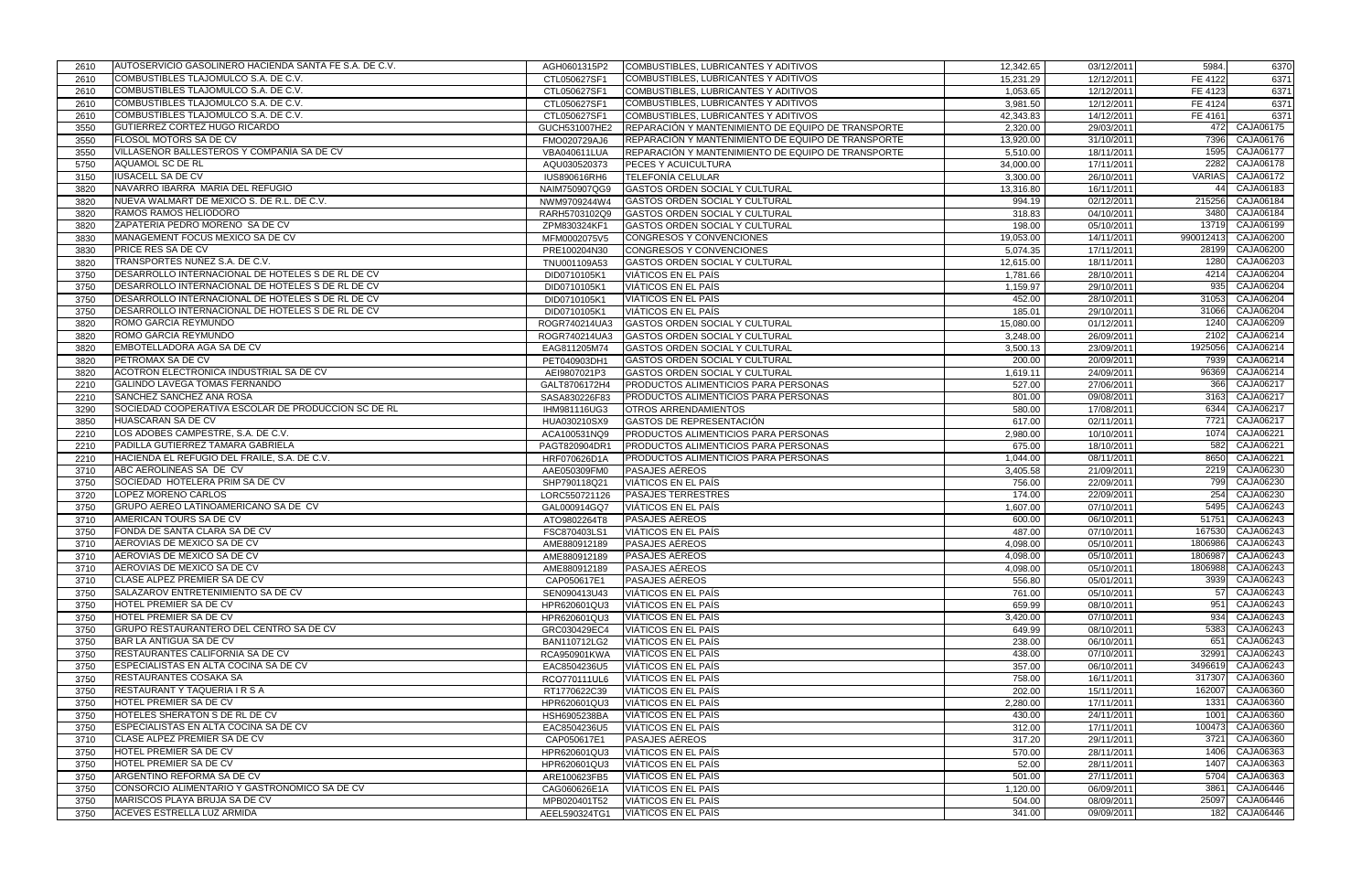| | | | | | | | |
|---|---|---|---|---|---|---|---|
| 2610 | AUTOSERVICIO GASOLINERO HACIENDA SANTA FE S.A. DE C.V. | AGH0601315P2 | COMBUSTIBLES, LUBRICANTES Y ADITIVOS | 12,342.65 | 03/12/2011 | 5984. | 6370 |
| 2610 | COMBUSTIBLES TLAJOMULCO S.A. DE C.V. | CTL050627SF1 | COMBUSTIBLES, LUBRICANTES Y ADITIVOS | 15,231.29 | 12/12/2011 | FE 4122 | 6371 |
| 2610 | COMBUSTIBLES TLAJOMULCO S.A. DE C.V. | CTL050627SF1 | COMBUSTIBLES, LUBRICANTES Y ADITIVOS | 1,053.65 | 12/12/2011 | FE 4123 | 6371 |
| 2610 | COMBUSTIBLES TLAJOMULCO S.A. DE C.V. | CTL050627SF1 | COMBUSTIBLES, LUBRICANTES Y ADITIVOS | 3,981.50 | 12/12/2011 | FE 4124 | 6371 |
| 2610 | COMBUSTIBLES TLAJOMULCO S.A. DE C.V. | CTL050627SF1 | COMBUSTIBLES, LUBRICANTES Y ADITIVOS | 42,343.83 | 14/12/2011 | FE 4161 | 6371 |
| 3550 | GUTIERREZ CORTEZ HUGO RICARDO | GUCH531007HE2 | REPARACIÓN Y MANTENIMIENTO DE EQUIPO DE TRANSPORTE | 2,320.00 | 29/03/2011 | 472 | CAJA06175 |
| 3550 | FLOSOL MOTORS SA DE CV | FMO020729AJ6 | REPARACIÓN Y MANTENIMIENTO DE EQUIPO DE TRANSPORTE | 13,920.00 | 31/10/2011 | 7396 | CAJA06176 |
| 3550 | VILLASEÑOR BALLESTEROS Y COMPAÑÍA SA DE CV | VBA040611LUA | REPARACIÓN Y MANTENIMIENTO DE EQUIPO DE TRANSPORTE | 5,510.00 | 18/11/2011 | 1595 | CAJA06177 |
| 5750 | AQUAMOL SC DE RL | AQU030520373 | PECES Y ACUICULTURA | 34,000.00 | 17/11/2011 | 2282 | CAJA06178 |
| 3150 | IUSACELL SA DE CV | IUS890616RH6 | TELEFONÍA CELULAR | 3,300.00 | 26/10/2011 | VARIAS | CAJA06172 |
| 3820 | NAVARRO IBARRA MARIA DEL REFUGIO | NAIM750907QG9 | GASTOS ORDEN SOCIAL Y CULTURAL | 13,316.80 | 16/11/2011 | 44 | CAJA06183 |
| 3820 | NUEVA WALMART DE MEXICO S. DE R.L. DE C.V. | NWM9709244W4 | GASTOS ORDEN SOCIAL Y CULTURAL | 994.19 | 02/12/2011 | 215256 | CAJA06184 |
| 3820 | RAMOS RAMOS HELIODORO | RARH5703102Q9 | GASTOS ORDEN SOCIAL Y CULTURAL | 318.83 | 04/10/2011 | 3480 | CAJA06184 |
| 3820 | ZAPATERIA PEDRO MORENO SA DE CV | ZPM830324KF1 | GASTOS ORDEN SOCIAL Y CULTURAL | 198.00 | 05/10/2011 | 13719 | CAJA06199 |
| 3830 | MANAGEMENT FOCUS MEXICO SA DE CV | MFM0002075V5 | CONGRESOS Y CONVENCIONES | 19,053.00 | 14/11/2011 | 990012413 | CAJA06200 |
| 3830 | PRICE RES SA DE CV | PRE100204N30 | CONGRESOS Y CONVENCIONES | 5,074.35 | 17/11/2011 | 28199 | CAJA06200 |
| 3820 | TRANSPORTES NUÑEZ S.A. DE C.V. | TNU001109A53 | GASTOS ORDEN SOCIAL Y CULTURAL | 12,615.00 | 18/11/2011 | 1280 | CAJA06203 |
| 3750 | DESARROLLO INTERNACIONAL DE HOTELES S DE RL DE CV | DID0710105K1 | VIÁTICOS EN EL PAÍS | 1,781.66 | 28/10/2011 | 4214 | CAJA06204 |
| 3750 | DESARROLLO INTERNACIONAL DE HOTELES S DE RL DE CV | DID0710105K1 | VIÁTICOS EN EL PAÍS | 1,159.97 | 29/10/2011 | 935 | CAJA06204 |
| 3750 | DESARROLLO INTERNACIONAL DE HOTELES S DE RL DE CV | DID0710105K1 | VIÁTICOS EN EL PAÍS | 452.00 | 28/10/2011 | 31053 | CAJA06204 |
| 3750 | DESARROLLO INTERNACIONAL DE HOTELES S DE RL DE CV | DID0710105K1 | VIÁTICOS EN EL PAÍS | 185.01 | 29/10/2011 | 31066 | CAJA06204 |
| 3820 | ROMO GARCIA REYMUNDO | ROGR740214UA3 | GASTOS ORDEN SOCIAL Y CULTURAL | 15,080.00 | 01/12/2011 | 1240 | CAJA06209 |
| 3820 | ROMO GARCIA REYMUNDO | ROGR740214UA3 | GASTOS ORDEN SOCIAL Y CULTURAL | 3,248.00 | 26/09/2011 | 2102 | CAJA06214 |
| 3820 | EMBOTELLADORA AGA SA DE CV | EAG811205M74 | GASTOS ORDEN SOCIAL Y CULTURAL | 3,500.13 | 23/09/2011 | 1925056 | CAJA06214 |
| 3820 | PETROMAX SA DE CV | PET040903DH1 | GASTOS ORDEN SOCIAL Y CULTURAL | 200.00 | 20/09/2011 | 7939 | CAJA06214 |
| 3820 | ACOTRON ELECTRONICA INDUSTRIAL SA DE CV | AEI9807021P3 | GASTOS ORDEN SOCIAL Y CULTURAL | 1,619.11 | 24/09/2011 | 96369 | CAJA06214 |
| 2210 | GALINDO LAVEGA TOMAS FERNANDO | GALT8706172H4 | PRODUCTOS ALIMENTICIOS PARA PERSONAS | 527.00 | 27/06/2011 | 366 | CAJA06217 |
| 2210 | SANCHEZ SANCHEZ ANA ROSA | SASA830226F83 | PRODUCTOS ALIMENTICIOS PARA PERSONAS | 801.00 | 09/08/2011 | 3163 | CAJA06217 |
| 3290 | SOCIEDAD COOPERATIVA ESCOLAR DE PRODUCCION SC DE RL | IHM981116UG3 | OTROS ARRENDAMIENTOS | 580.00 | 17/08/2011 | 6344 | CAJA06217 |
| 3850 | HUASCARAN SA DE CV | HUA030210SX9 | GASTOS DE REPRESENTACIÓN | 617.00 | 02/11/2011 | 7721 | CAJA06217 |
| 2210 | LOS ADOBES CAMPESTRE, S.A. DE C.V. | ACA100531NQ9 | PRODUCTOS ALIMENTICIOS PARA PERSONAS | 2,980.00 | 10/10/2011 | 1074 | CAJA06221 |
| 2210 | PADILLA GUTIERREZ TAMARA GABRIELA | PAGT820904DR1 | PRODUCTOS ALIMENTICIOS PARA PERSONAS | 675.00 | 18/10/2011 | 582 | CAJA06221 |
| 2210 | HACIENDA EL REFUGIO DEL FRAILE, S.A. DE C.V. | HRF070626D1A | PRODUCTOS ALIMENTICIOS PARA PERSONAS | 1,044.00 | 08/11/2011 | 8650 | CAJA06221 |
| 3710 | ABC AEROLINEAS SA DE CV | AAE050309FM0 | PASAJES AÉREOS | 3,405.58 | 21/09/2011 | 2219 | CAJA06230 |
| 3750 | SOCIEDAD HOTELERA PRIM SA DE CV | SHP790118Q21 | VIÁTICOS EN EL PAÍS | 756.00 | 22/09/2011 | 799 | CAJA06230 |
| 3720 | LOPEZ MORENO CARLOS | LORC550721126 | PASAJES TERRESTRES | 174.00 | 22/09/2011 | 254 | CAJA06230 |
| 3750 | GRUPO AEREO LATINOAMERICANO SA DE CV | GAL000914GQ7 | VIÁTICOS EN EL PAÍS | 1,607.00 | 07/10/2011 | 5495 | CAJA06243 |
| 3710 | AMERICAN TOURS SA DE CV | ATO9802264T8 | PASAJES AÉREOS | 600.00 | 06/10/2011 | 51751 | CAJA06243 |
| 3750 | FONDA DE SANTA CLARA SA DE CV | FSC870403LS1 | VIÁTICOS EN EL PAÍS | 487.00 | 07/10/2011 | 167530 | CAJA06243 |
| 3710 | AEROVIAS DE MEXICO SA DE CV | AME880912189 | PASAJES AÉREOS | 4,098.00 | 05/10/2011 | 1806986 | CAJA06243 |
| 3710 | AEROVIAS DE MEXICO SA DE CV | AME880912189 | PASAJES AÉREOS | 4,098.00 | 05/10/2011 | 1806987 | CAJA06243 |
| 3710 | AEROVIAS DE MEXICO SA DE CV | AME880912189 | PASAJES AÉREOS | 4,098.00 | 05/10/2011 | 1806988 | CAJA06243 |
| 3710 | CLASE ALPEZ PREMIER SA DE CV | CAP050617E1 | PASAJES AÉREOS | 556.80 | 05/01/2011 | 3939 | CAJA06243 |
| 3750 | SALAZAROV ENTRETENIMIENTO SA DE CV | SEN090413U43 | VIÁTICOS EN EL PAÍS | 761.00 | 05/10/2011 | 57 | CAJA06243 |
| 3750 | HOTEL PREMIER SA DE CV | HPR620601QU3 | VIÁTICOS EN EL PAÍS | 659.99 | 08/10/2011 | 951 | CAJA06243 |
| 3750 | HOTEL PREMIER SA DE CV | HPR620601QU3 | VIÁTICOS EN EL PAÍS | 3,420.00 | 07/10/2011 | 934 | CAJA06243 |
| 3750 | GRUPO RESTAURANTERO DEL CENTRO SA DE CV | GRC030429EC4 | VIÁTICOS EN EL PAÍS | 649.99 | 08/10/2011 | 5383 | CAJA06243 |
| 3750 | BAR LA ANTIGUA SA DE CV | BAN110712LG2 | VIÁTICOS EN EL PAÍS | 238.00 | 06/10/2011 | 651 | CAJA06243 |
| 3750 | RESTAURANTES CALIFORNIA SA DE CV | RCA950901KWA | VIÁTICOS EN EL PAÍS | 438.00 | 07/10/2011 | 32991 | CAJA06243 |
| 3750 | ESPECIALISTAS EN ALTA COCINA SA DE CV | EAC8504236U5 | VIÁTICOS EN EL PAÍS | 357.00 | 06/10/2011 | 3496619 | CAJA06243 |
| 3750 | RESTAURANTES COSAKA SA | RCO770111UL6 | VIÁTICOS EN EL PAÍS | 758.00 | 16/11/2011 | 317307 | CAJA06360 |
| 3750 | RESTAURANT Y TAQUERIA I R S A | RT1770622C39 | VIÁTICOS EN EL PAÍS | 202.00 | 15/11/2011 | 162007 | CAJA06360 |
| 3750 | HOTEL PREMIER SA DE CV | HPR620601QU3 | VIÁTICOS EN EL PAÍS | 2,280.00 | 17/11/2011 | 1331 | CAJA06360 |
| 3750 | HOTELES SHERATON S DE RL DE CV | HSH6905238BA | VIÁTICOS EN EL PAÍS | 430.00 | 24/11/2011 | 1001 | CAJA06360 |
| 3750 | ESPECIALISTAS EN ALTA COCINA SA DE CV | EAC8504236U5 | VIÁTICOS EN EL PAÍS | 312.00 | 17/11/2011 | 100473 | CAJA06360 |
| 3710 | CLASE ALPEZ PREMIER SA DE CV | CAP050617E1 | PASAJES AÉREOS | 317.20 | 29/11/2011 | 3721 | CAJA06360 |
| 3750 | HOTEL PREMIER SA DE CV | HPR620601QU3 | VIÁTICOS EN EL PAÍS | 570.00 | 28/11/2011 | 1406 | CAJA06363 |
| 3750 | HOTEL PREMIER SA DE CV | HPR620601QU3 | VIÁTICOS EN EL PAÍS | 52.00 | 28/11/2011 | 1407 | CAJA06363 |
| 3750 | ARGENTINO REFORMA SA DE CV | ARE100623FB5 | VIÁTICOS EN EL PAÍS | 501.00 | 27/11/2011 | 5704 | CAJA06363 |
| 3750 | CONSORCIO ALIMENTARIO Y GASTRONOMICO SA DE CV | CAG060626E1A | VIÁTICOS EN EL PAÍS | 1,120.00 | 06/09/2011 | 3861 | CAJA06446 |
| 3750 | MARISCOS PLAYA BRUJA SA DE CV | MPB020401T52 | VIÁTICOS EN EL PAÍS | 504.00 | 08/09/2011 | 25097 | CAJA06446 |
| 3750 | ACEVES ESTRELLA LUZ ARMIDA | AEEL590324TG1 | VIÁTICOS EN EL PAÍS | 341.00 | 09/09/2011 | 182 | CAJA06446 |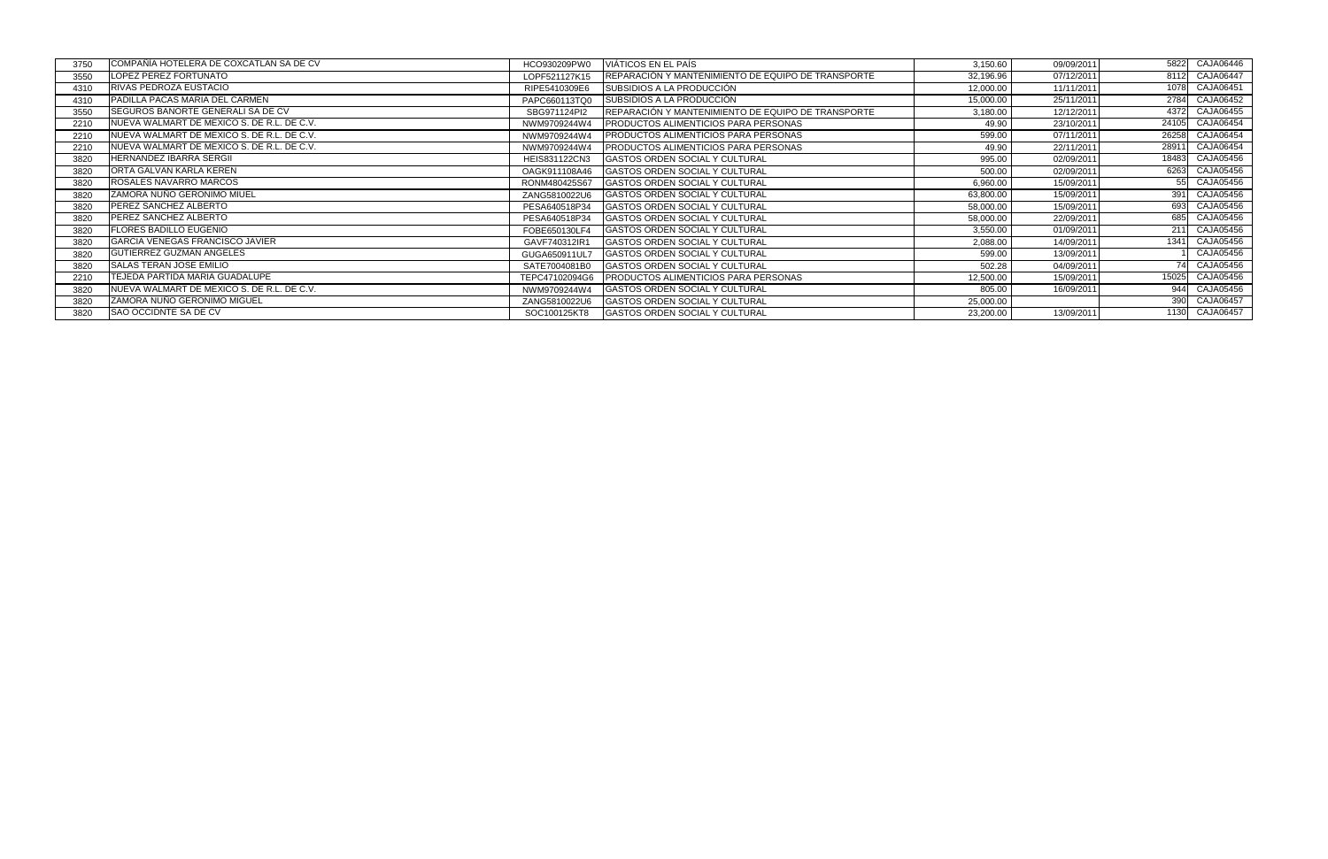| | | | | | | | |
|---|---|---|---|---|---|---|---|
| 3750 | COMPAÑÍA HOTELERA DE COXCATLAN SA DE CV | HCO930209PW0 | VIÁTICOS EN EL PAÍS | 3,150.60 | 09/09/2011 | 5822 | CAJA06446 |
| 3550 | LOPEZ PEREZ FORTUNATO | LOPF521127K15 | REPARACIÓN Y MANTENIMIENTO DE EQUIPO DE TRANSPORTE | 32,196.96 | 07/12/2011 | 8112 | CAJA06447 |
| 4310 | RIVAS PEDROZA EUSTACIO | RIPE5410309E6 | SUBSIDIOS A LA PRODUCCIÓN | 12,000.00 | 11/11/2011 | 1078 | CAJA06451 |
| 4310 | PADILLA PACAS MARIA DEL CARMEN | PAPC660113TQ0 | SUBSIDIOS A LA PRODUCCIÓN | 15,000.00 | 25/11/2011 | 2784 | CAJA06452 |
| 3550 | SEGUROS BANORTE GENERALI SA DE CV | SBG971124PI2 | REPARACIÓN Y MANTENIMIENTO DE EQUIPO DE TRANSPORTE | 3,180.00 | 12/12/2011 | 4372 | CAJA06455 |
| 2210 | NUEVA WALMART DE MEXICO S. DE R.L. DE C.V. | NWM9709244W4 | PRODUCTOS ALIMENTICIOS PARA PERSONAS | 49.90 | 23/10/2011 | 24105 | CAJA06454 |
| 2210 | NUEVA WALMART DE MEXICO S. DE R.L. DE C.V. | NWM9709244W4 | PRODUCTOS ALIMENTICIOS PARA PERSONAS | 599.00 | 07/11/2011 | 26258 | CAJA06454 |
| 2210 | NUEVA WALMART DE MEXICO S. DE R.L. DE C.V. | NWM9709244W4 | PRODUCTOS ALIMENTICIOS PARA PERSONAS | 49.90 | 22/11/2011 | 28911 | CAJA06454 |
| 3820 | HERNANDEZ IBARRA SERGII | HEIS831122CN3 | GASTOS ORDEN SOCIAL Y CULTURAL | 995.00 | 02/09/2011 | 18483 | CAJA05456 |
| 3820 | ORTA GALVAN KARLA KEREN | OAGK911108A46 | GASTOS ORDEN SOCIAL Y CULTURAL | 500.00 | 02/09/2011 | 6263 | CAJA05456 |
| 3820 | ROSALES NAVARRO MARCOS | RONM480425S67 | GASTOS ORDEN SOCIAL Y CULTURAL | 6,960.00 | 15/09/2011 | 55 | CAJA05456 |
| 3820 | ZAMORA NUÑO GERONIMO MIUEL | ZANG5810022U6 | GASTOS ORDEN SOCIAL Y CULTURAL | 63,800.00 | 15/09/2011 | 391 | CAJA05456 |
| 3820 | PEREZ SANCHEZ ALBERTO | PESA640518P34 | GASTOS ORDEN SOCIAL Y CULTURAL | 58,000.00 | 15/09/2011 | 693 | CAJA05456 |
| 3820 | PEREZ SANCHEZ ALBERTO | PESA640518P34 | GASTOS ORDEN SOCIAL Y CULTURAL | 58,000.00 | 22/09/2011 | 685 | CAJA05456 |
| 3820 | FLORES BADILLO EUGENIO | FOBE650130LF4 | GASTOS ORDEN SOCIAL Y CULTURAL | 3,550.00 | 01/09/2011 | 211 | CAJA05456 |
| 3820 | GARCIA VENEGAS FRANCISCO JAVIER | GAVF740312IR1 | GASTOS ORDEN SOCIAL Y CULTURAL | 2,088.00 | 14/09/2011 | 1341 | CAJA05456 |
| 3820 | GUTIERREZ GUZMAN ANGELES | GUGA650911UL7 | GASTOS ORDEN SOCIAL Y CULTURAL | 599.00 | 13/09/2011 | 1 | CAJA05456 |
| 3820 | SALAS TERAN JOSE EMILIO | SATE7004081B0 | GASTOS ORDEN SOCIAL Y CULTURAL | 502.28 | 04/09/2011 | 74 | CAJA05456 |
| 2210 | TEJEDA PARTIDA MARIA GUADALUPE | TEPC47102094G6 | PRODUCTOS ALIMENTICIOS PARA PERSONAS | 12,500.00 | 15/09/2011 | 15025 | CAJA05456 |
| 3820 | NUEVA WALMART DE MEXICO S. DE R.L. DE C.V. | NWM9709244W4 | GASTOS ORDEN SOCIAL Y CULTURAL | 805.00 | 16/09/2011 | 944 | CAJA05456 |
| 3820 | ZAMORA NUÑO GERONIMO MIGUEL | ZANG5810022U6 | GASTOS ORDEN SOCIAL Y CULTURAL | 25,000.00 | | 390 | CAJA06457 |
| 3820 | SAO OCCIDNTE SA DE CV | SOC100125KT8 | GASTOS ORDEN SOCIAL Y CULTURAL | 23,200.00 | 13/09/2011 | 1130 | CAJA06457 |